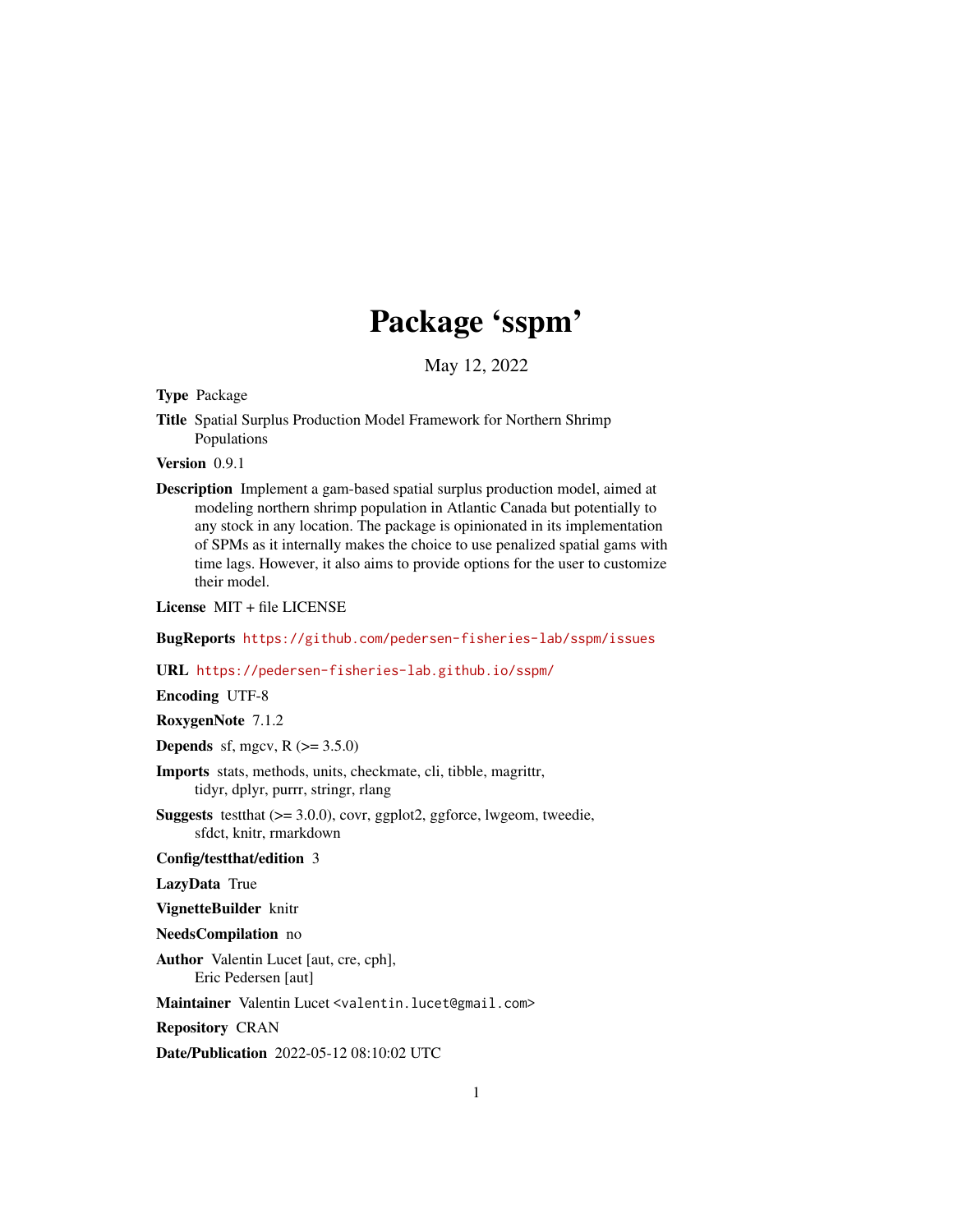# Package 'sspm'

May 12, 2022

**Type** Package

**Title** Spatial Surplus Production Model Framework for Northern Shrimp Populations

**Version** 0.9.1

**Description** Implement a gam-based spatial surplus production model, aimed at modeling northern shrimp population in Atlantic Canada but potentially to any stock in any location. The package is opinionated in its implementation of SPMs as it internally makes the choice to use penalized spatial gams with time lags. However, it also aims to provide options for the user to customize their model.

**License** MIT + file LICENSE

**BugReports** https://github.com/pedersen-fisheries-lab/sspm/issues

**URL** https://pedersen-fisheries-lab.github.io/sspm/

**Encoding** UTF-8

**RoxygenNote** 7.1.2

**Depends** sf, mgcv, R (>= 3.5.0)

**Imports** stats, methods, units, checkmate, cli, tibble, magrittr, tidyr, dplyr, purrr, stringr, rlang

**Suggests** testthat (>= 3.0.0), covr, ggplot2, ggforce, lwgeom, tweedie, sfdct, knitr, rmarkdown

**Config/testthat/edition** 3

**LazyData** True

**VignetteBuilder** knitr

**NeedsCompilation** no

**Author** Valentin Lucet [aut, cre, cph], Eric Pedersen [aut]

**Maintainer** Valentin Lucet <valentin.lucet@gmail.com>

**Repository** CRAN

**Date/Publication** 2022-05-12 08:10:02 UTC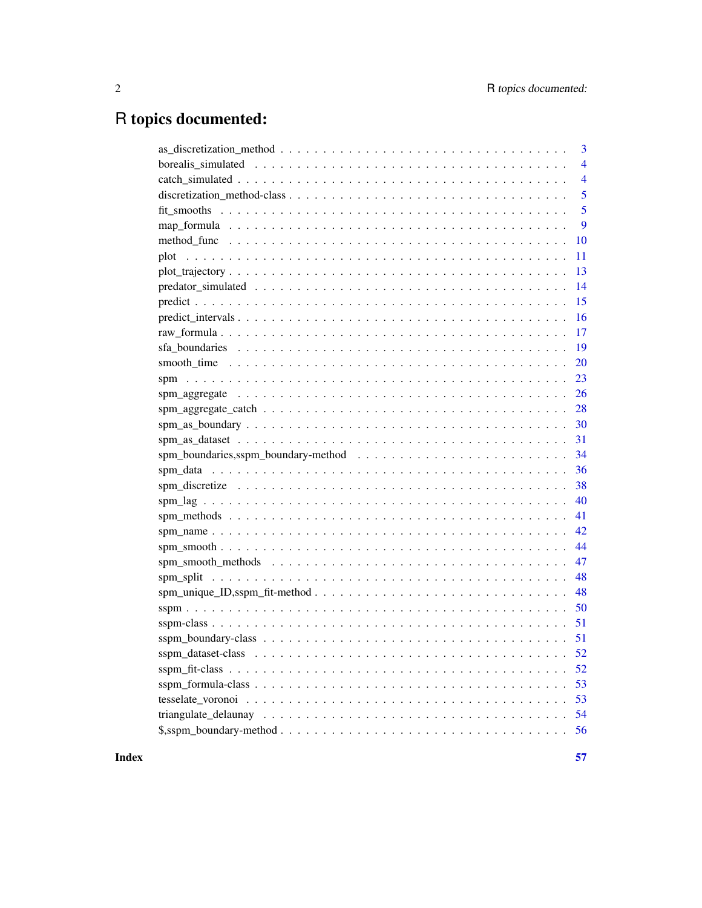# R topics documented:

| | |
|---|---|
| as_discretization_method | 3 |
| borealis_simulated | 4 |
| catch_simulated | 4 |
| discretization_method-class | 5 |
| fit_smooths | 5 |
| map_formula | 9 |
| method_func | 10 |
| plot | 11 |
| plot_trajectory | 13 |
| predator_simulated | 14 |
| predict | 15 |
| predict_intervals | 16 |
| raw_formula | 17 |
| sfa_boundaries | 19 |
| smooth_time | 20 |
| spm | 23 |
| spm_aggregate | 26 |
| spm_aggregate_catch | 28 |
| spm_as_boundary | 30 |
| spm_as_dataset | 31 |
| spm_boundaries,sspm_boundary-method | 34 |
| spm_data | 36 |
| spm_discretize | 38 |
| spm_lag | 40 |
| spm_methods | 41 |
| spm_name | 42 |
| spm_smooth | 44 |
| spm_smooth_methods | 47 |
| spm_split | 48 |
| spm_unique_ID,sspm_fit-method | 48 |
| sspm | 50 |
| sspm-class | 51 |
| sspm_boundary-class | 51 |
| sspm_dataset-class | 52 |
| sspm_fit-class | 52 |
| sspm_formula-class | 53 |
| tesselate_voronoi | 53 |
| triangulate_delaunay | 54 |
| $,sspm_boundary-method | 56 |
| **Index** | **57** |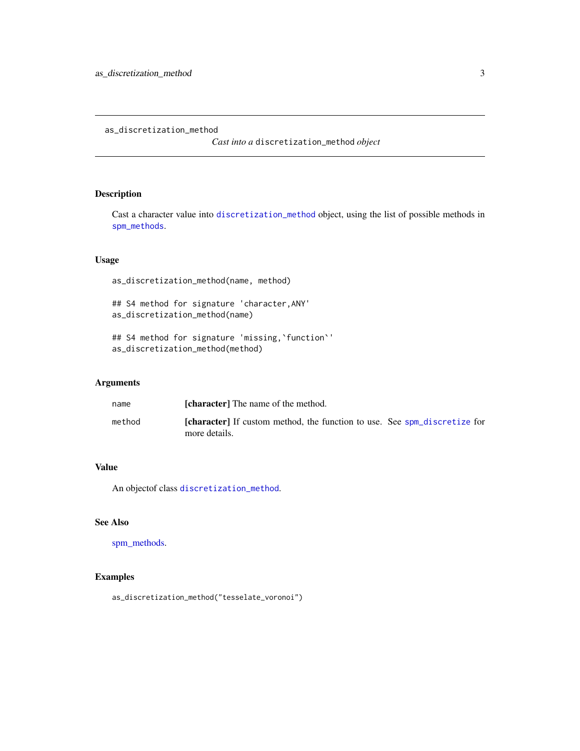# as_discretization_method

*Cast into a* `discretization_method` *object*

## Description

Cast a character value into `discretization_method` object, using the list of possible methods in `spm_methods`.

## Usage

```
as_discretization_method(name, method)

## S4 method for signature 'character,ANY'
as_discretization_method(name)

## S4 method for signature 'missing,`function`'
as_discretization_method(method)
```

## Arguments

| | |
|---|---|
| name | **[character]** The name of the method. |
| method | **[character]** If custom method, the function to use. See `spm_discretize` for more details. |

## Value

An objectof class `discretization_method`.

## See Also

spm_methods.

## Examples

```
as_discretization_method("tesselate_voronoi")
```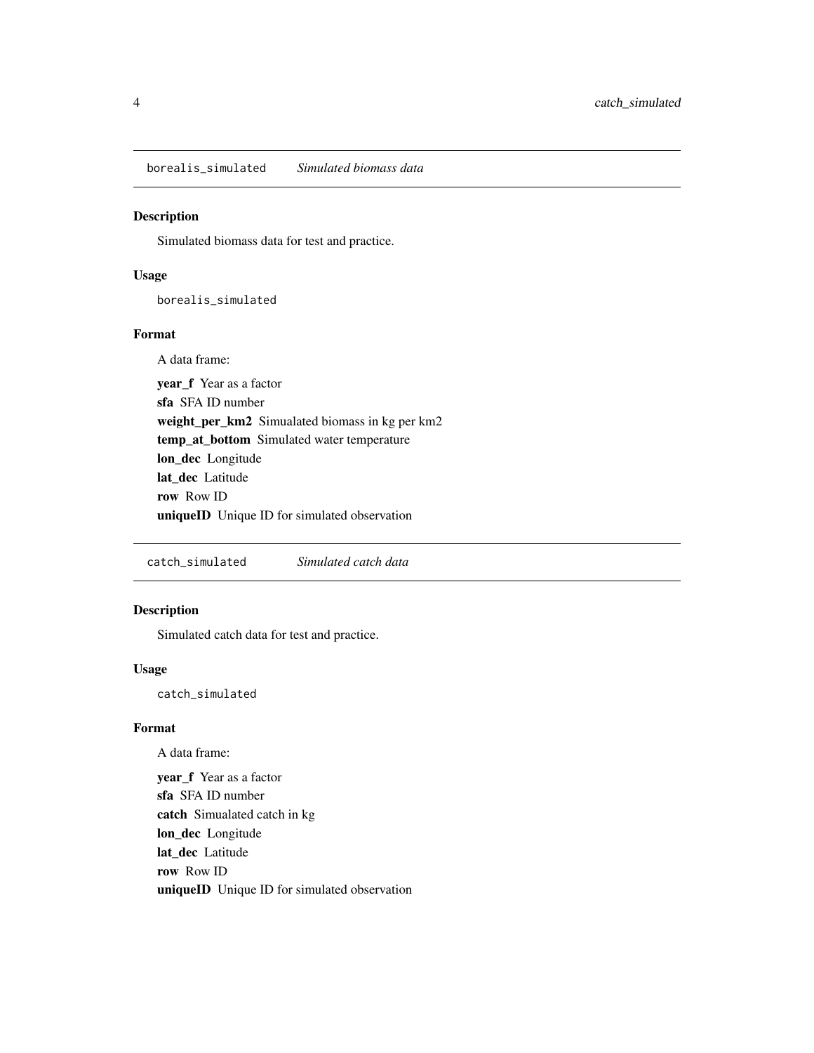## `borealis_simulated` *Simulated biomass data*

### Description

Simulated biomass data for test and practice.

### Usage

```
borealis_simulated
```

### Format

A data frame:

**year_f** Year as a factor

**sfa** SFA ID number

**weight_per_km2** Simualated biomass in kg per km2

**temp_at_bottom** Simulated water temperature

**lon_dec** Longitude

**lat_dec** Latitude

**row** Row ID

**uniqueID** Unique ID for simulated observation

## `catch_simulated` *Simulated catch data*

### Description

Simulated catch data for test and practice.

### Usage

```
catch_simulated
```

### Format

A data frame:

**year_f** Year as a factor

**sfa** SFA ID number

**catch** Simualated catch in kg

**lon_dec** Longitude

**lat_dec** Latitude

**row** Row ID

**uniqueID** Unique ID for simulated observation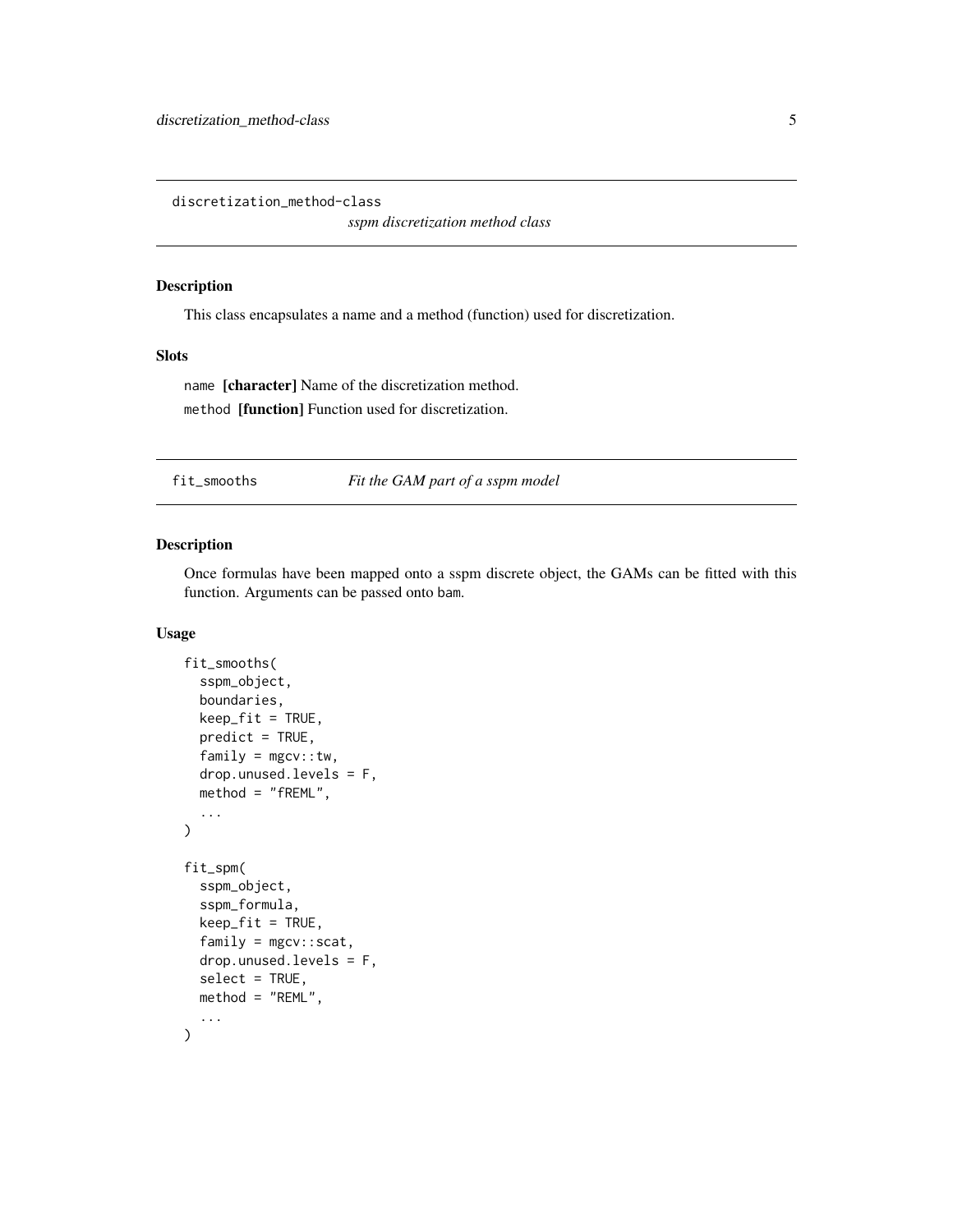## discretization_method-class

*sspm discretization method class*

### Description

This class encapsulates a name and a method (function) used for discretization.

### Slots

`name` **[character]** Name of the discretization method.

`method` **[function]** Function used for discretization.

## fit_smooths

*Fit the GAM part of a sspm model*

### Description

Once formulas have been mapped onto a sspm discrete object, the GAMs can be fitted with this function. Arguments can be passed onto `bam`.

### Usage

```
fit_smooths(
  sspm_object,
  boundaries,
  keep_fit = TRUE,
  predict = TRUE,
  family = mgcv::tw,
  drop.unused.levels = F,
  method = "fREML",
  ...
)

fit_spm(
  sspm_object,
  sspm_formula,
  keep_fit = TRUE,
  family = mgcv::scat,
  drop.unused.levels = F,
  select = TRUE,
  method = "REML",
  ...
)
```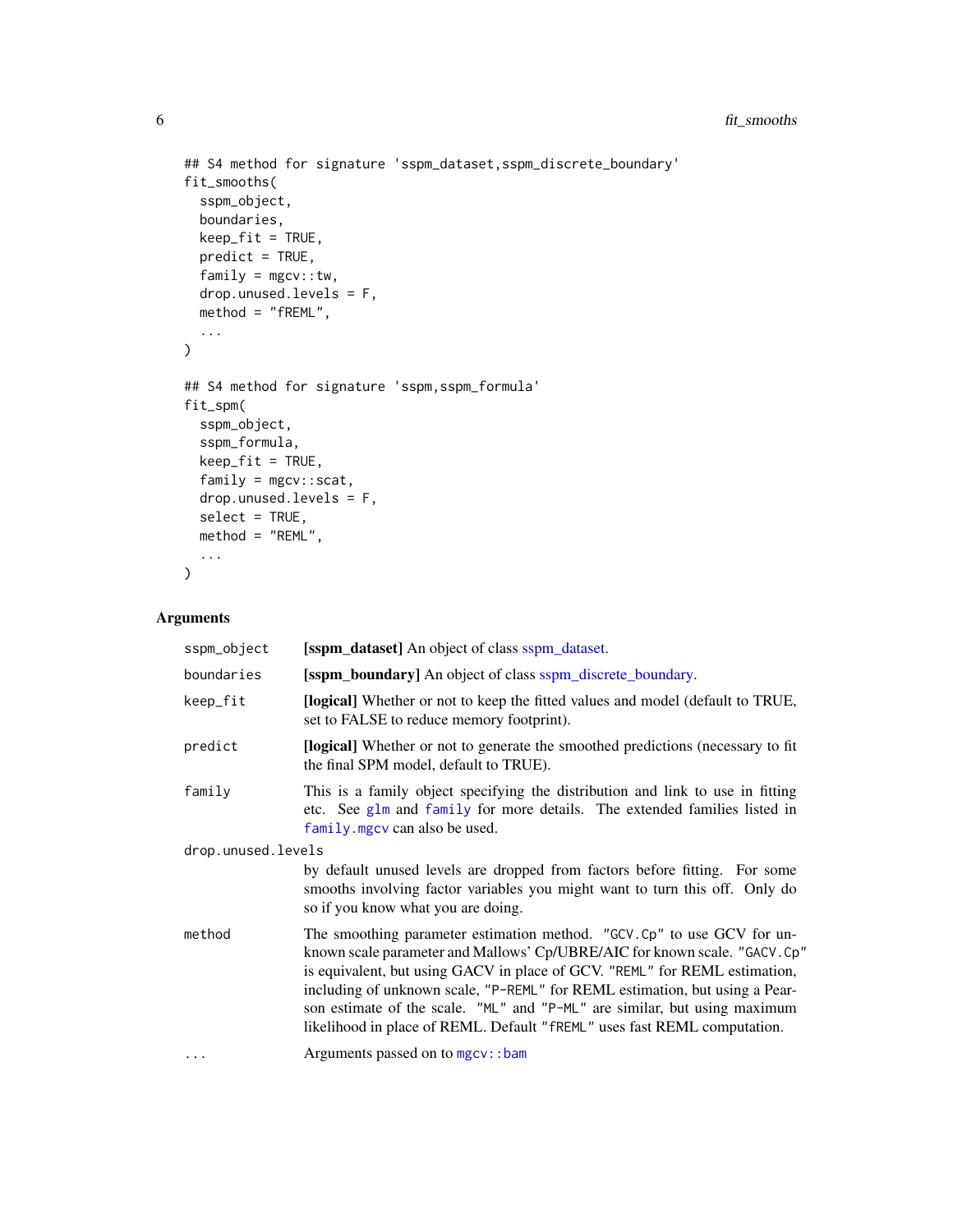```
## S4 method for signature 'sspm_dataset,sspm_discrete_boundary'
fit_smooths(
  sspm_object,
  boundaries,
  keep_fit = TRUE,
  predict = TRUE,
  family = mgcv::tw,
  drop.unused.levels = F,
  method = "fREML",
  ...
)

## S4 method for signature 'sspm,sspm_formula'
fit_spm(
  sspm_object,
  sspm_formula,
  keep_fit = TRUE,
  family = mgcv::scat,
  drop.unused.levels = F,
  select = TRUE,
  method = "REML",
  ...
)
```

### Arguments

| Argument | Description |
|---|---|
| `sspm_object` | **[sspm_dataset]** An object of class sspm_dataset. |
| `boundaries` | **[sspm_boundary]** An object of class sspm_discrete_boundary. |
| `keep_fit` | **[logical]** Whether or not to keep the fitted values and model (default to TRUE, set to FALSE to reduce memory footprint). |
| `predict` | **[logical]** Whether or not to generate the smoothed predictions (necessary to fit the final SPM model, default to TRUE). |
| `family` | This is a family object specifying the distribution and link to use in fitting etc. See `glm` and `family` for more details. The extended families listed in `family.mgcv` can also be used. |
| `drop.unused.levels` | by default unused levels are dropped from factors before fitting. For some smooths involving factor variables you might want to turn this off. Only do so if you know what you are doing. |
| `method` | The smoothing parameter estimation method. `"GCV.Cp"` to use GCV for unknown scale parameter and Mallows' Cp/UBRE/AIC for known scale. `"GACV.Cp"` is equivalent, but using GACV in place of GCV. `"REML"` for REML estimation, including of unknown scale, `"P-REML"` for REML estimation, but using a Pearson estimate of the scale. `"ML"` and `"P-ML"` are similar, but using maximum likelihood in place of REML. Default `"fREML"` uses fast REML computation. |
| `...` | Arguments passed on to `mgcv::bam` |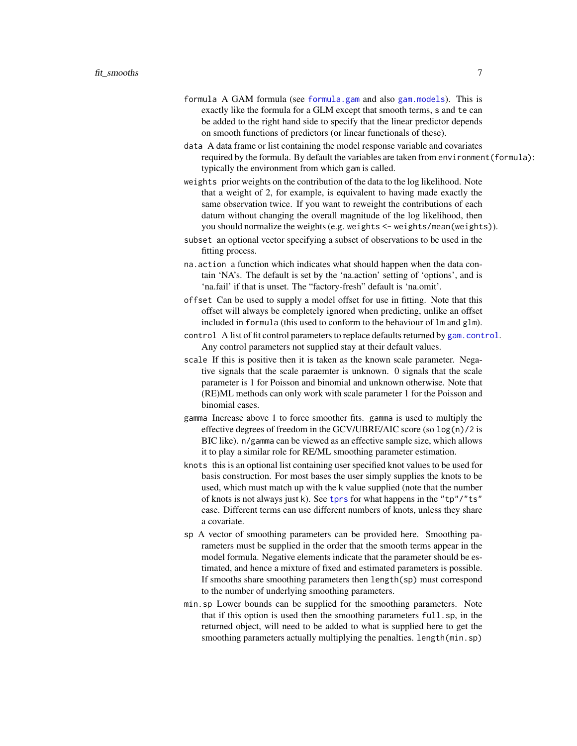`formula` A GAM formula (see `formula.gam` and also `gam.models`). This is exactly like the formula for a GLM except that smooth terms, `s` and `te` can be added to the right hand side to specify that the linear predictor depends on smooth functions of predictors (or linear functionals of these).

`data` A data frame or list containing the model response variable and covariates required by the formula. By default the variables are taken from `environment(formula)`: typically the environment from which `gam` is called.

`weights` prior weights on the contribution of the data to the log likelihood. Note that a weight of 2, for example, is equivalent to having made exactly the same observation twice. If you want to reweight the contributions of each datum without changing the overall magnitude of the log likelihood, then you should normalize the weights (e.g. `weights <- weights/mean(weights)`).

`subset` an optional vector specifying a subset of observations to be used in the fitting process.

`na.action` a function which indicates what should happen when the data contain 'NA's. The default is set by the 'na.action' setting of 'options', and is 'na.fail' if that is unset. The "factory-fresh" default is 'na.omit'.

`offset` Can be used to supply a model offset for use in fitting. Note that this offset will always be completely ignored when predicting, unlike an offset included in `formula` (this used to conform to the behaviour of `lm` and `glm`).

`control` A list of fit control parameters to replace defaults returned by `gam.control`. Any control parameters not supplied stay at their default values.

`scale` If this is positive then it is taken as the known scale parameter. Negative signals that the scale paraemter is unknown. 0 signals that the scale parameter is 1 for Poisson and binomial and unknown otherwise. Note that (RE)ML methods can only work with scale parameter 1 for the Poisson and binomial cases.

`gamma` Increase above 1 to force smoother fits. `gamma` is used to multiply the effective degrees of freedom in the GCV/UBRE/AIC score (so `log(n)/2` is BIC like). `n/gamma` can be viewed as an effective sample size, which allows it to play a similar role for RE/ML smoothing parameter estimation.

`knots` this is an optional list containing user specified knot values to be used for basis construction. For most bases the user simply supplies the knots to be used, which must match up with the `k` value supplied (note that the number of knots is not always just `k`). See `tprs` for what happens in the `"tp"`/`"ts"` case. Different terms can use different numbers of knots, unless they share a covariate.

`sp` A vector of smoothing parameters can be provided here. Smoothing parameters must be supplied in the order that the smooth terms appear in the model formula. Negative elements indicate that the parameter should be estimated, and hence a mixture of fixed and estimated parameters is possible. If smooths share smoothing parameters then `length(sp)` must correspond to the number of underlying smoothing parameters.

`min.sp` Lower bounds can be supplied for the smoothing parameters. Note that if this option is used then the smoothing parameters `full.sp`, in the returned object, will need to be added to what is supplied here to get the smoothing parameters actually multiplying the penalties. `length(min.sp)`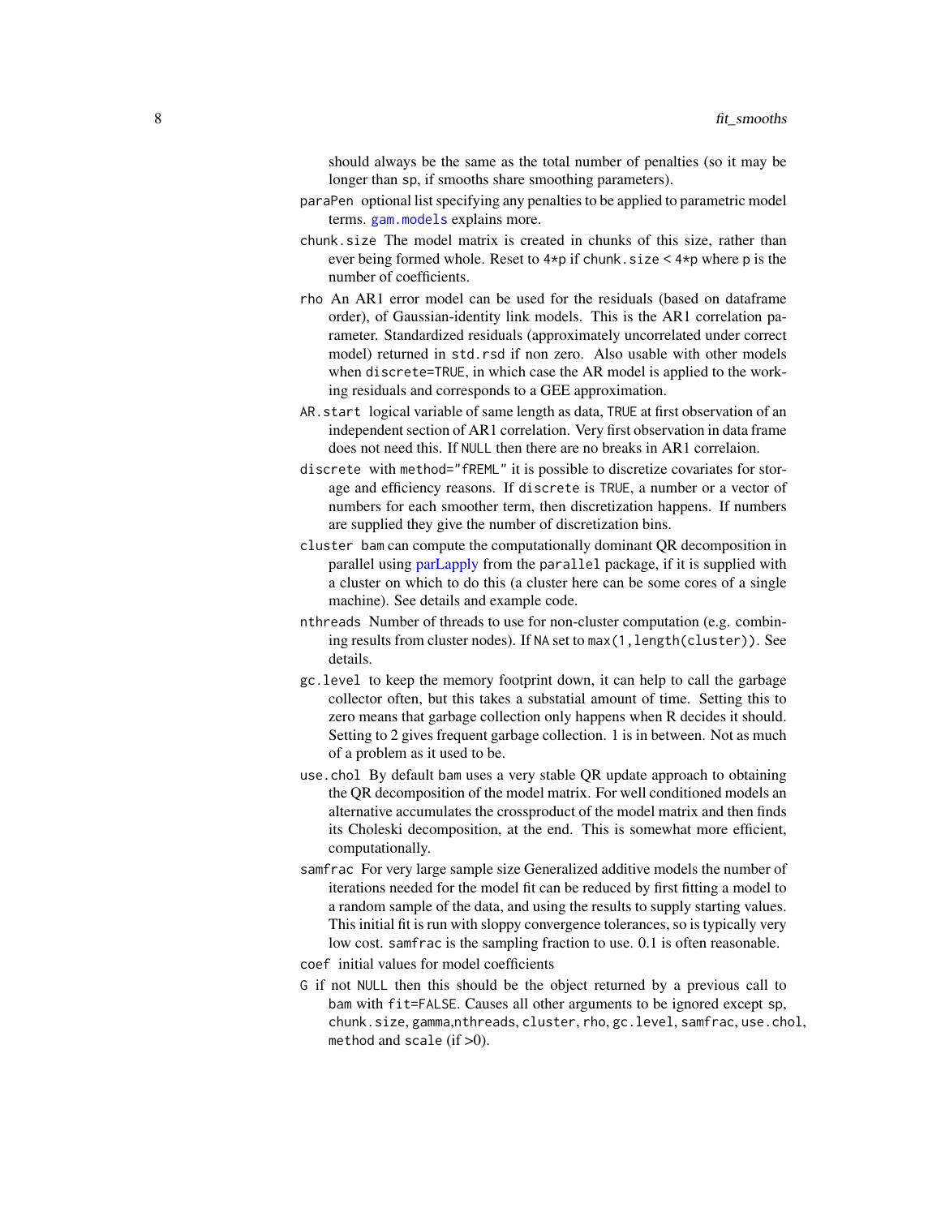should always be the same as the total number of penalties (so it may be longer than sp, if smooths share smoothing parameters).

paraPen optional list specifying any penalties to be applied to parametric model terms. gam.models explains more.

chunk.size The model matrix is created in chunks of this size, rather than ever being formed whole. Reset to 4*p if chunk.size < 4*p where p is the number of coefficients.

rho An AR1 error model can be used for the residuals (based on dataframe order), of Gaussian-identity link models. This is the AR1 correlation parameter. Standardized residuals (approximately uncorrelated under correct model) returned in std.rsd if non zero. Also usable with other models when discrete=TRUE, in which case the AR model is applied to the working residuals and corresponds to a GEE approximation.

AR.start logical variable of same length as data, TRUE at first observation of an independent section of AR1 correlation. Very first observation in data frame does not need this. If NULL then there are no breaks in AR1 correlaion.

discrete with method="fREML" it is possible to discretize covariates for storage and efficiency reasons. If discrete is TRUE, a number or a vector of numbers for each smoother term, then discretization happens. If numbers are supplied they give the number of discretization bins.

cluster bam can compute the computationally dominant QR decomposition in parallel using parLapply from the parallel package, if it is supplied with a cluster on which to do this (a cluster here can be some cores of a single machine). See details and example code.

nthreads Number of threads to use for non-cluster computation (e.g. combining results from cluster nodes). If NA set to max(1,length(cluster)). See details.

gc.level to keep the memory footprint down, it can help to call the garbage collector often, but this takes a substatial amount of time. Setting this to zero means that garbage collection only happens when R decides it should. Setting to 2 gives frequent garbage collection. 1 is in between. Not as much of a problem as it used to be.

use.chol By default bam uses a very stable QR update approach to obtaining the QR decomposition of the model matrix. For well conditioned models an alternative accumulates the crossproduct of the model matrix and then finds its Choleski decomposition, at the end. This is somewhat more efficient, computationally.

samfrac For very large sample size Generalized additive models the number of iterations needed for the model fit can be reduced by first fitting a model to a random sample of the data, and using the results to supply starting values. This initial fit is run with sloppy convergence tolerances, so is typically very low cost. samfrac is the sampling fraction to use. 0.1 is often reasonable.

coef initial values for model coefficients

G if not NULL then this should be the object returned by a previous call to bam with fit=FALSE. Causes all other arguments to be ignored except sp, chunk.size, gamma,nthreads, cluster, rho, gc.level, samfrac, use.chol, method and scale (if >0).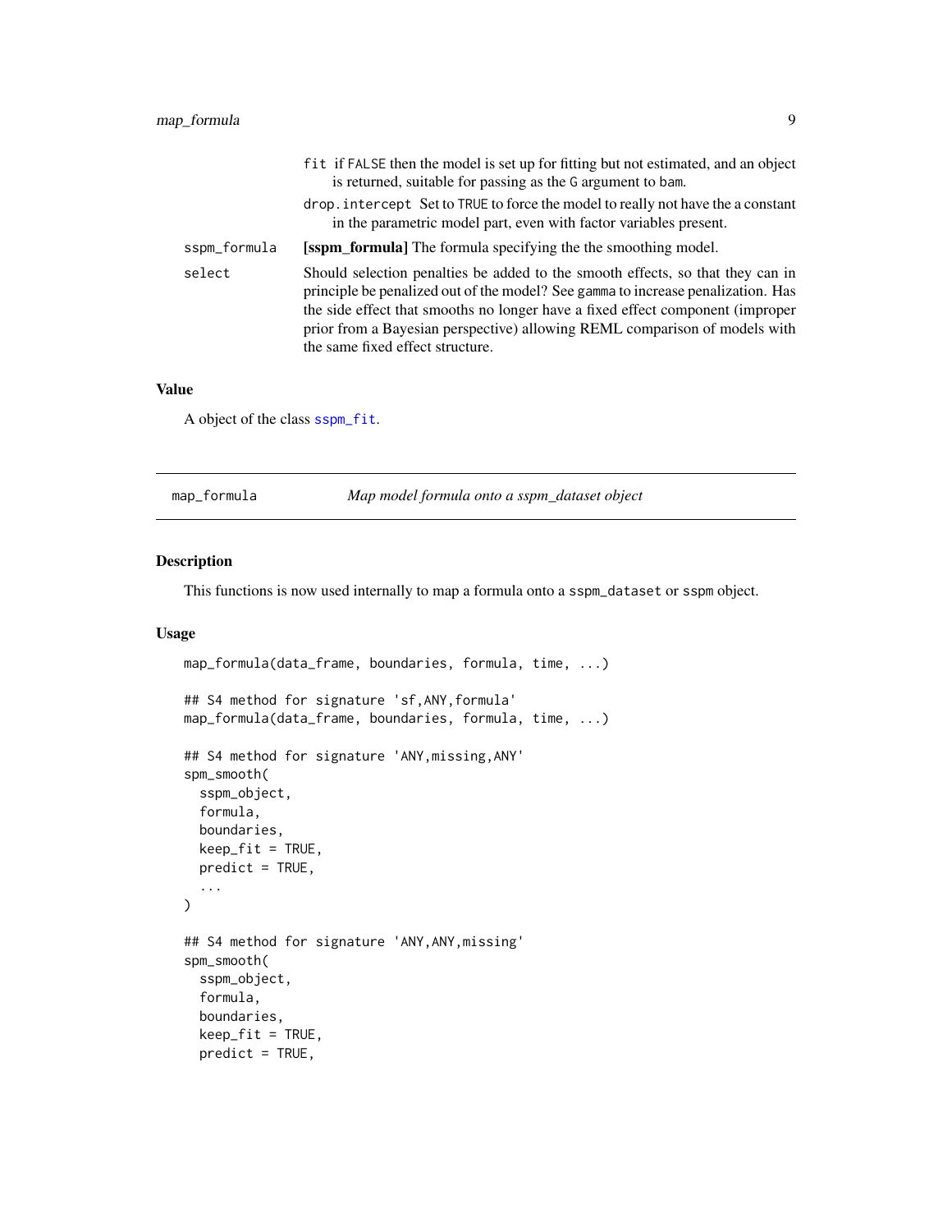`fit` if `FALSE` then the model is set up for fitting but not estimated, and an object is returned, suitable for passing as the `G` argument to `bam`.

`drop.intercept` Set to `TRUE` to force the model to really not have the a constant in the parametric model part, even with factor variables present.

| | |
|---|---|
| `sspm_formula` | **[sspm_formula]** The formula specifying the the smoothing model. |
| `select` | Should selection penalties be added to the smooth effects, so that they can in principle be penalized out of the model? See `gamma` to increase penalization. Has the side effect that smooths no longer have a fixed effect component (improper prior from a Bayesian perspective) allowing REML comparison of models with the same fixed effect structure. |

### Value

A object of the class `sspm_fit`.

---

## `map_formula` *Map model formula onto a sspm_dataset object*

### Description

This functions is now used internally to map a formula onto a `sspm_dataset` or `sspm` object.

### Usage

```
map_formula(data_frame, boundaries, formula, time, ...)

## S4 method for signature 'sf,ANY,formula'
map_formula(data_frame, boundaries, formula, time, ...)

## S4 method for signature 'ANY,missing,ANY'
spm_smooth(
  sspm_object,
  formula,
  boundaries,
  keep_fit = TRUE,
  predict = TRUE,
  ...
)

## S4 method for signature 'ANY,ANY,missing'
spm_smooth(
  sspm_object,
  formula,
  boundaries,
  keep_fit = TRUE,
  predict = TRUE,
```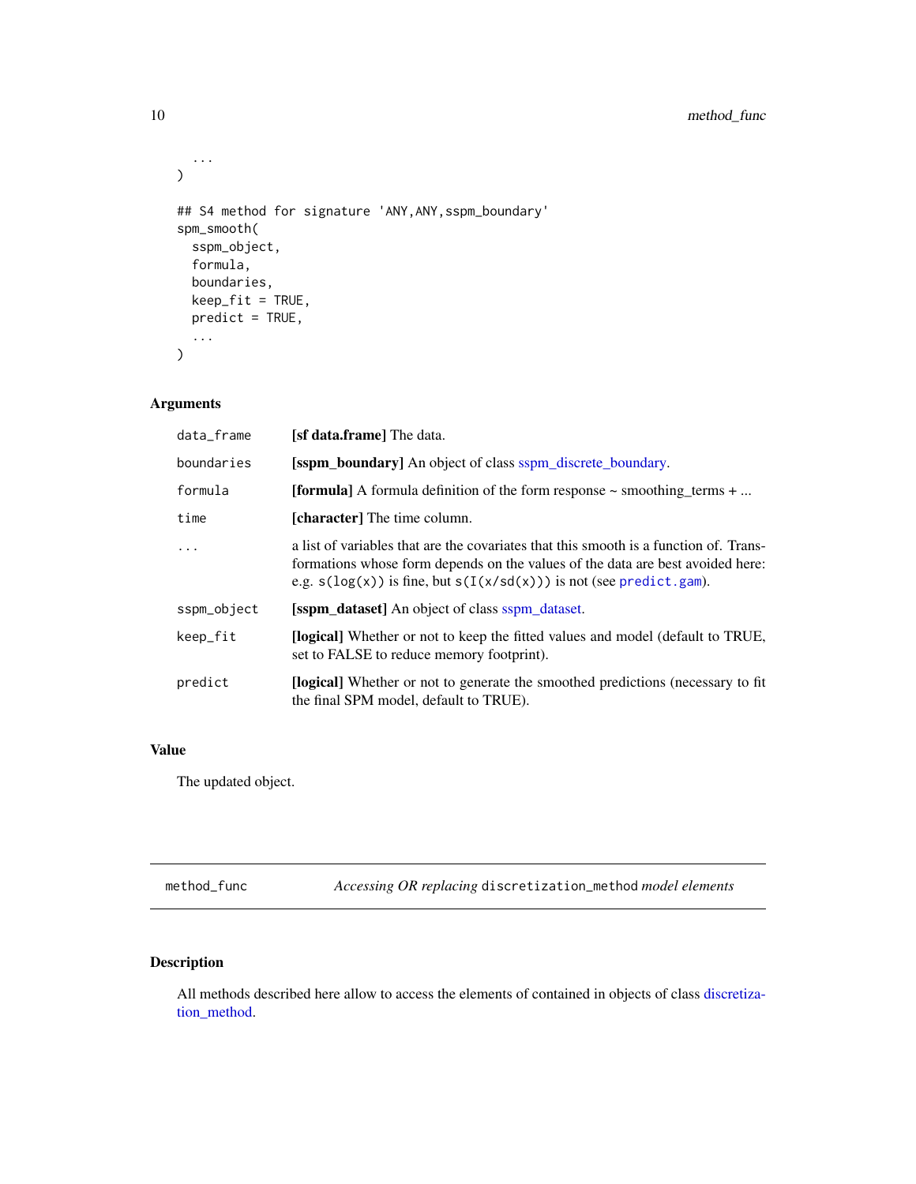```
  ...
)

## S4 method for signature 'ANY,ANY,sspm_boundary'
spm_smooth(
  sspm_object,
  formula,
  boundaries,
  keep_fit = TRUE,
  predict = TRUE,
  ...
)
```

### Arguments

| | |
|---|---|
| `data_frame` | **[sf data.frame]** The data. |
| `boundaries` | **[sspm_boundary]** An object of class sspm_discrete_boundary. |
| `formula` | **[formula]** A formula definition of the form response ~ smoothing_terms + ... |
| `time` | **[character]** The time column. |
| `...` | a list of variables that are the covariates that this smooth is a function of. Transformations whose form depends on the values of the data are best avoided here: e.g. `s(log(x))` is fine, but `s(I(x/sd(x)))` is not (see `predict.gam`). |
| `sspm_object` | **[sspm_dataset]** An object of class sspm_dataset. |
| `keep_fit` | **[logical]** Whether or not to keep the fitted values and model (default to TRUE, set to FALSE to reduce memory footprint). |
| `predict` | **[logical]** Whether or not to generate the smoothed predictions (necessary to fit the final SPM model, default to TRUE). |

### Value

The updated object.

## method_func — *Accessing OR replacing* `discretization_method` *model elements*

### Description

All methods described here allow to access the elements of contained in objects of class discretization_method.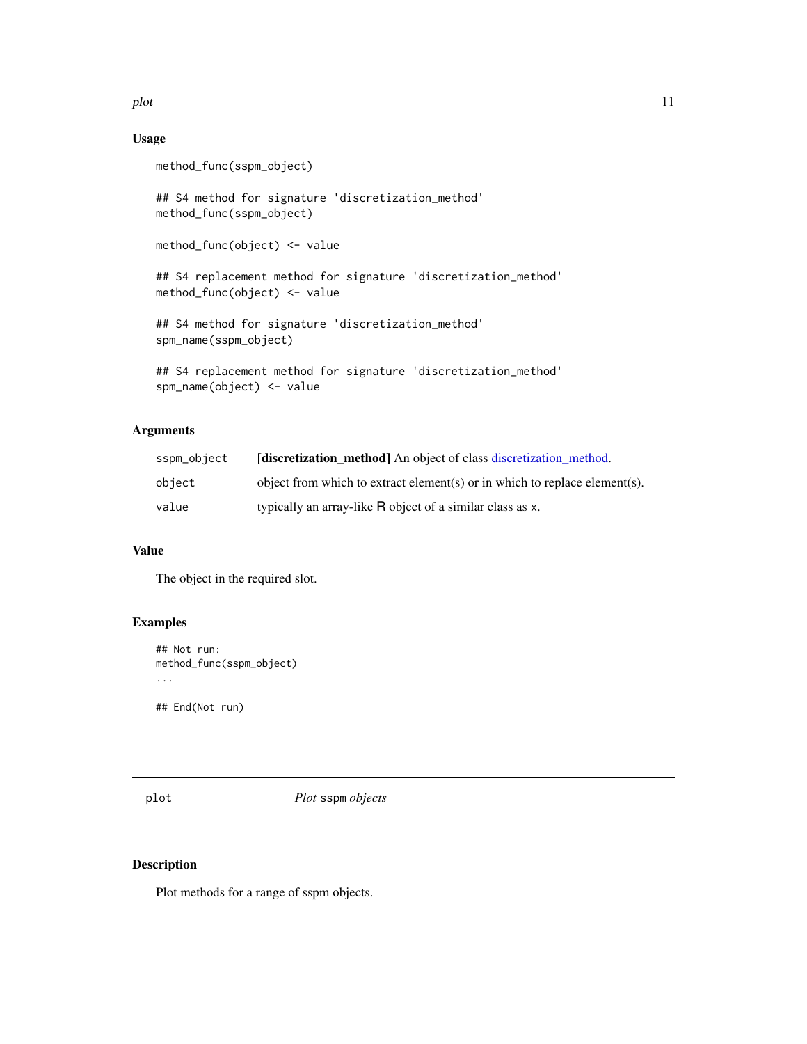### Usage

```
method_func(sspm_object)

## S4 method for signature 'discretization_method'
method_func(sspm_object)

method_func(object) <- value

## S4 replacement method for signature 'discretization_method'
method_func(object) <- value

## S4 method for signature 'discretization_method'
spm_name(sspm_object)

## S4 replacement method for signature 'discretization_method'
spm_name(object) <- value
```

### Arguments

| | |
|---|---|
| `sspm_object` | **[discretization_method]** An object of class discretization_method. |
| `object` | object from which to extract element(s) or in which to replace element(s). |
| `value` | typically an array-like R object of a similar class as `x`. |

### Value

The object in the required slot.

### Examples

```
## Not run:
method_func(sspm_object)
...

## End(Not run)
```

---

## plot — *Plot* `sspm` *objects*

---

### Description

Plot methods for a range of sspm objects.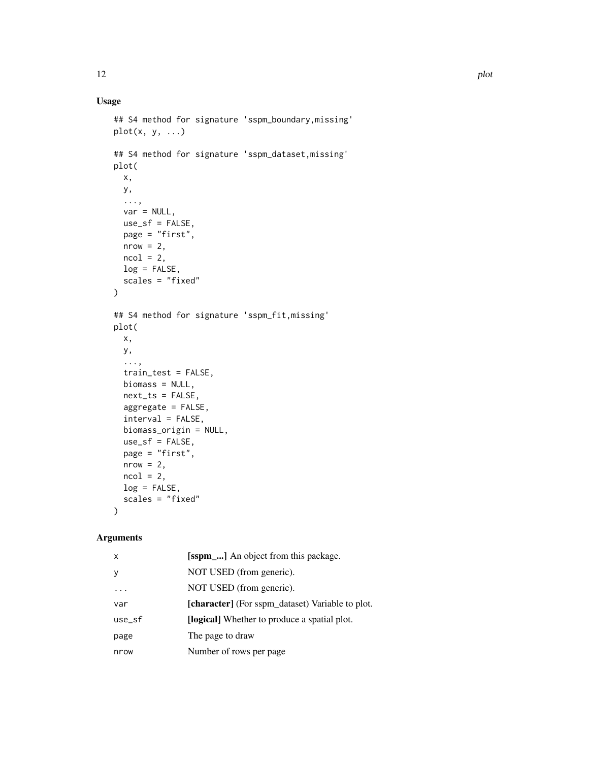## Usage

```
## S4 method for signature 'sspm_boundary,missing'
plot(x, y, ...)

## S4 method for signature 'sspm_dataset,missing'
plot(
  x,
  y,
  ...,
  var = NULL,
  use_sf = FALSE,
  page = "first",
  nrow = 2,
  ncol = 2,
  log = FALSE,
  scales = "fixed"
)

## S4 method for signature 'sspm_fit,missing'
plot(
  x,
  y,
  ...,
  train_test = FALSE,
  biomass = NULL,
  next_ts = FALSE,
  aggregate = FALSE,
  interval = FALSE,
  biomass_origin = NULL,
  use_sf = FALSE,
  page = "first",
  nrow = 2,
  ncol = 2,
  log = FALSE,
  scales = "fixed"
)
```

## Arguments

| | |
|---|---|
| x | **[sspm_...]** An object from this package. |
| y | NOT USED (from generic). |
| ... | NOT USED (from generic). |
| var | **[character]** (For sspm_dataset) Variable to plot. |
| use_sf | **[logical]** Whether to produce a spatial plot. |
| page | The page to draw |
| nrow | Number of rows per page |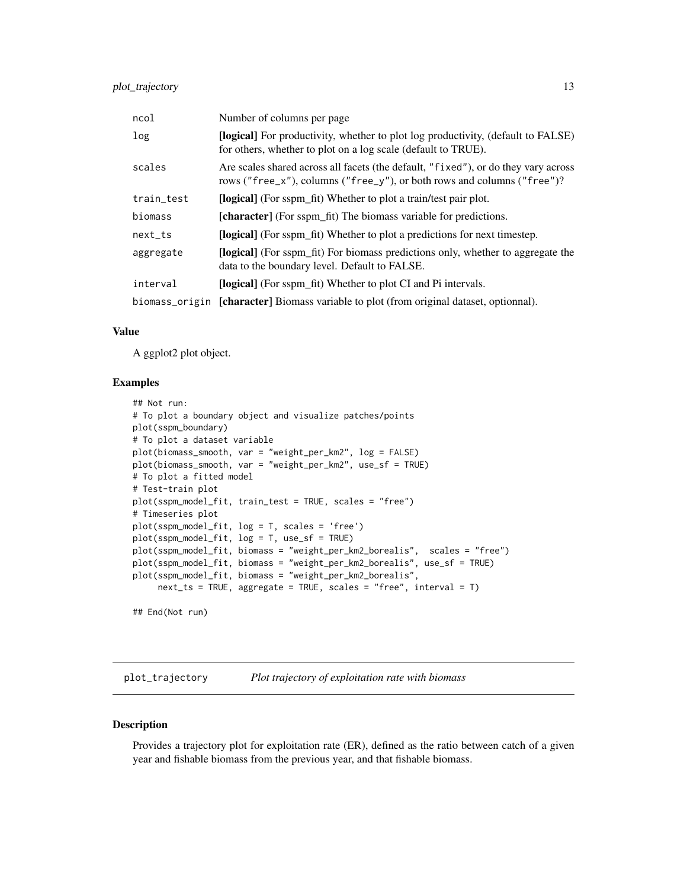| | |
|---|---|
| ncol | Number of columns per page |
| log | **[logical]** For productivity, whether to plot log productivity, (default to FALSE) for others, whether to plot on a log scale (default to TRUE). |
| scales | Are scales shared across all facets (the default, "fixed"), or do they vary across rows ("free_x"), columns ("free_y"), or both rows and columns ("free")? |
| train_test | **[logical]** (For sspm_fit) Whether to plot a train/test pair plot. |
| biomass | **[character]** (For sspm_fit) The biomass variable for predictions. |
| next_ts | **[logical]** (For sspm_fit) Whether to plot a predictions for next timestep. |
| aggregate | **[logical]** (For sspm_fit) For biomass predictions only, whether to aggregate the data to the boundary level. Default to FALSE. |
| interval | **[logical]** (For sspm_fit) Whether to plot CI and Pi intervals. |
| biomass_origin | **[character]** Biomass variable to plot (from original dataset, optionnal). |

### Value

A ggplot2 plot object.

### Examples

```
## Not run:
# To plot a boundary object and visualize patches/points
plot(sspm_boundary)
# To plot a dataset variable
plot(biomass_smooth, var = "weight_per_km2", log = FALSE)
plot(biomass_smooth, var = "weight_per_km2", use_sf = TRUE)
# To plot a fitted model
# Test-train plot
plot(sspm_model_fit, train_test = TRUE, scales = "free")
# Timeseries plot
plot(sspm_model_fit, log = T, scales = 'free')
plot(sspm_model_fit, log = T, use_sf = TRUE)
plot(sspm_model_fit, biomass = "weight_per_km2_borealis",  scales = "free")
plot(sspm_model_fit, biomass = "weight_per_km2_borealis", use_sf = TRUE)
plot(sspm_model_fit, biomass = "weight_per_km2_borealis",
     next_ts = TRUE, aggregate = TRUE, scales = "free", interval = T)

## End(Not run)
```

## plot_trajectory — *Plot trajectory of exploitation rate with biomass*

### Description

Provides a trajectory plot for exploitation rate (ER), defined as the ratio between catch of a given year and fishable biomass from the previous year, and that fishable biomass.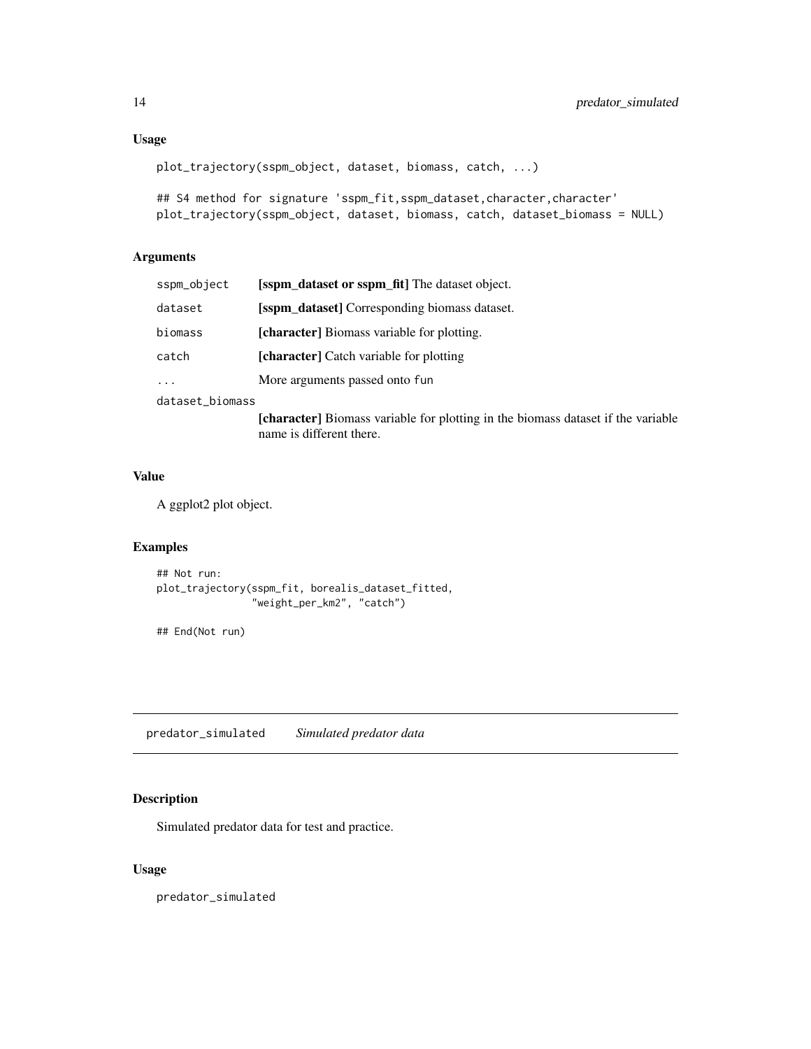### Usage

```
plot_trajectory(sspm_object, dataset, biomass, catch, ...)

## S4 method for signature 'sspm_fit,sspm_dataset,character,character'
plot_trajectory(sspm_object, dataset, biomass, catch, dataset_biomass = NULL)
```

### Arguments

| | |
|---|---|
| sspm_object | **[sspm_dataset or sspm_fit]** The dataset object. |
| dataset | **[sspm_dataset]** Corresponding biomass dataset. |
| biomass | **[character]** Biomass variable for plotting. |
| catch | **[character]** Catch variable for plotting |
| ... | More arguments passed onto fun |
| dataset_biomass | **[character]** Biomass variable for plotting in the biomass dataset if the variable name is different there. |

### Value

A ggplot2 plot object.

### Examples

```
## Not run:
plot_trajectory(sspm_fit, borealis_dataset_fitted,
                "weight_per_km2", "catch")

## End(Not run)
```

---

## predator_simulated    *Simulated predator data*

### Description

Simulated predator data for test and practice.

### Usage

```
predator_simulated
```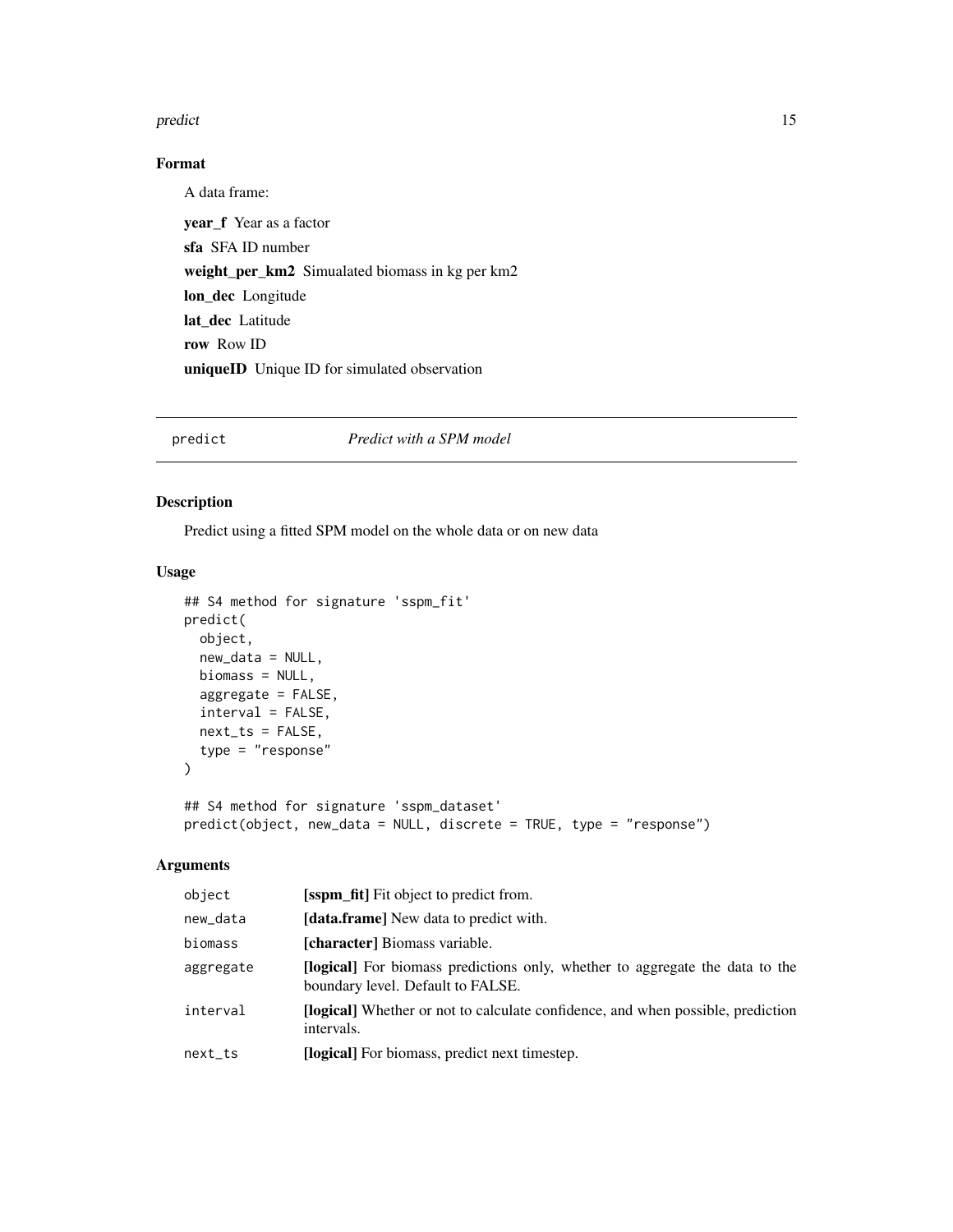## Format

A data frame:

**year_f** Year as a factor

**sfa** SFA ID number

**weight_per_km2** Simualated biomass in kg per km2

**lon_dec** Longitude

**lat_dec** Latitude

**row** Row ID

**uniqueID** Unique ID for simulated observation

---

## predict — *Predict with a SPM model*

### Description

Predict using a fitted SPM model on the whole data or on new data

### Usage

```
## S4 method for signature 'sspm_fit'
predict(
  object,
  new_data = NULL,
  biomass = NULL,
  aggregate = FALSE,
  interval = FALSE,
  next_ts = FALSE,
  type = "response"
)

## S4 method for signature 'sspm_dataset'
predict(object, new_data = NULL, discrete = TRUE, type = "response")
```

### Arguments

| | |
|---|---|
| `object` | **[sspm_fit]** Fit object to predict from. |
| `new_data` | **[data.frame]** New data to predict with. |
| `biomass` | **[character]** Biomass variable. |
| `aggregate` | **[logical]** For biomass predictions only, whether to aggregate the data to the boundary level. Default to FALSE. |
| `interval` | **[logical]** Whether or not to calculate confidence, and when possible, prediction intervals. |
| `next_ts` | **[logical]** For biomass, predict next timestep. |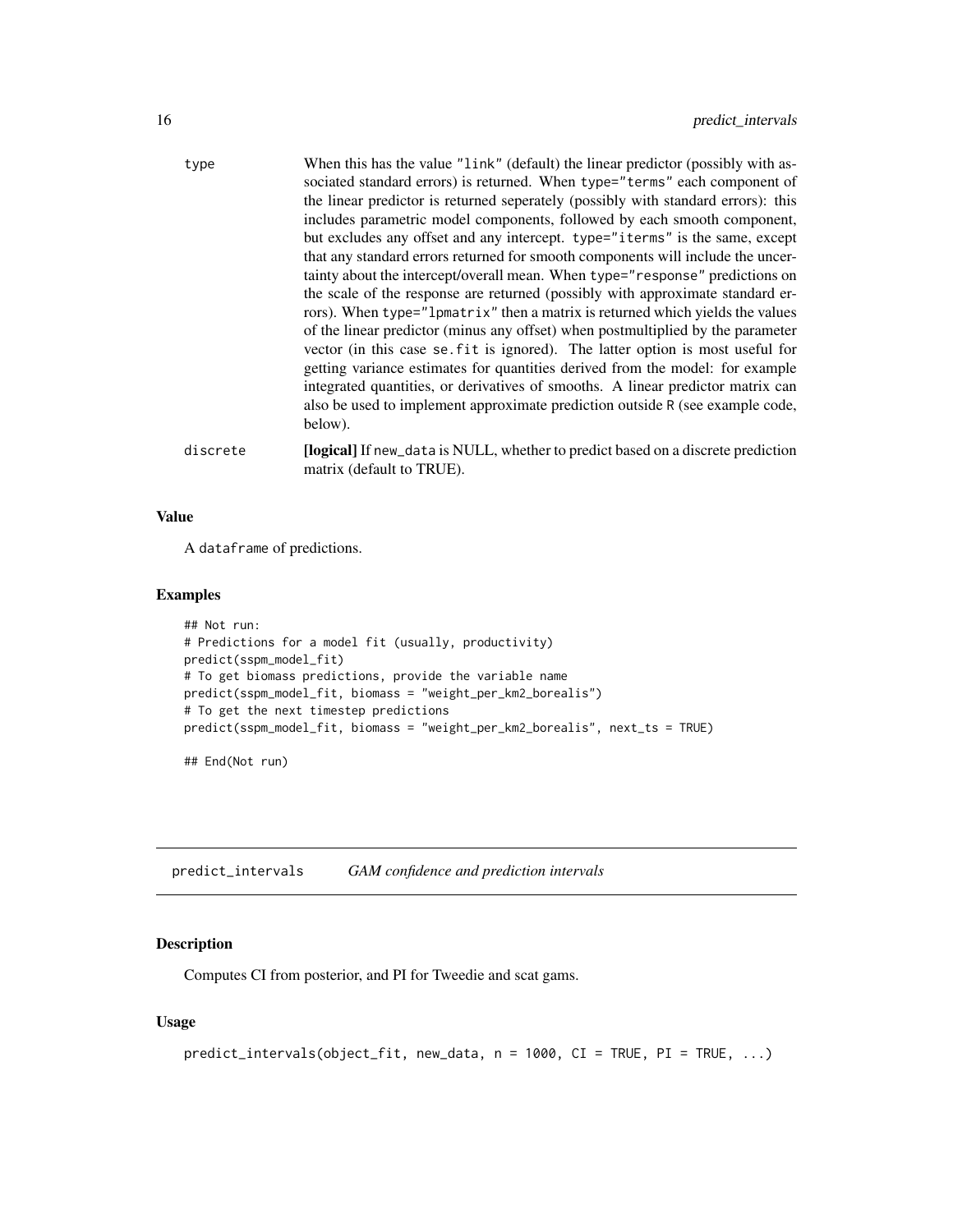type
: When this has the value "link" (default) the linear predictor (possibly with associated standard errors) is returned. When type="terms" each component of the linear predictor is returned seperately (possibly with standard errors): this includes parametric model components, followed by each smooth component, but excludes any offset and any intercept. type="iterms" is the same, except that any standard errors returned for smooth components will include the uncertainty about the intercept/overall mean. When type="response" predictions on the scale of the response are returned (possibly with approximate standard errors). When type="lpmatrix" then a matrix is returned which yields the values of the linear predictor (minus any offset) when postmultiplied by the parameter vector (in this case se.fit is ignored). The latter option is most useful for getting variance estimates for quantities derived from the model: for example integrated quantities, or derivatives of smooths. A linear predictor matrix can also be used to implement approximate prediction outside R (see example code, below).

discrete
: **[logical]** If new_data is NULL, whether to predict based on a discrete prediction matrix (default to TRUE).

### Value

A dataframe of predictions.

### Examples

```
## Not run:
# Predictions for a model fit (usually, productivity)
predict(sspm_model_fit)
# To get biomass predictions, provide the variable name
predict(sspm_model_fit, biomass = "weight_per_km2_borealis")
# To get the next timestep predictions
predict(sspm_model_fit, biomass = "weight_per_km2_borealis", next_ts = TRUE)

## End(Not run)
```

---

## predict_intervals    *GAM confidence and prediction intervals*

### Description

Computes CI from posterior, and PI for Tweedie and scat gams.

### Usage

```
predict_intervals(object_fit, new_data, n = 1000, CI = TRUE, PI = TRUE, ...)
```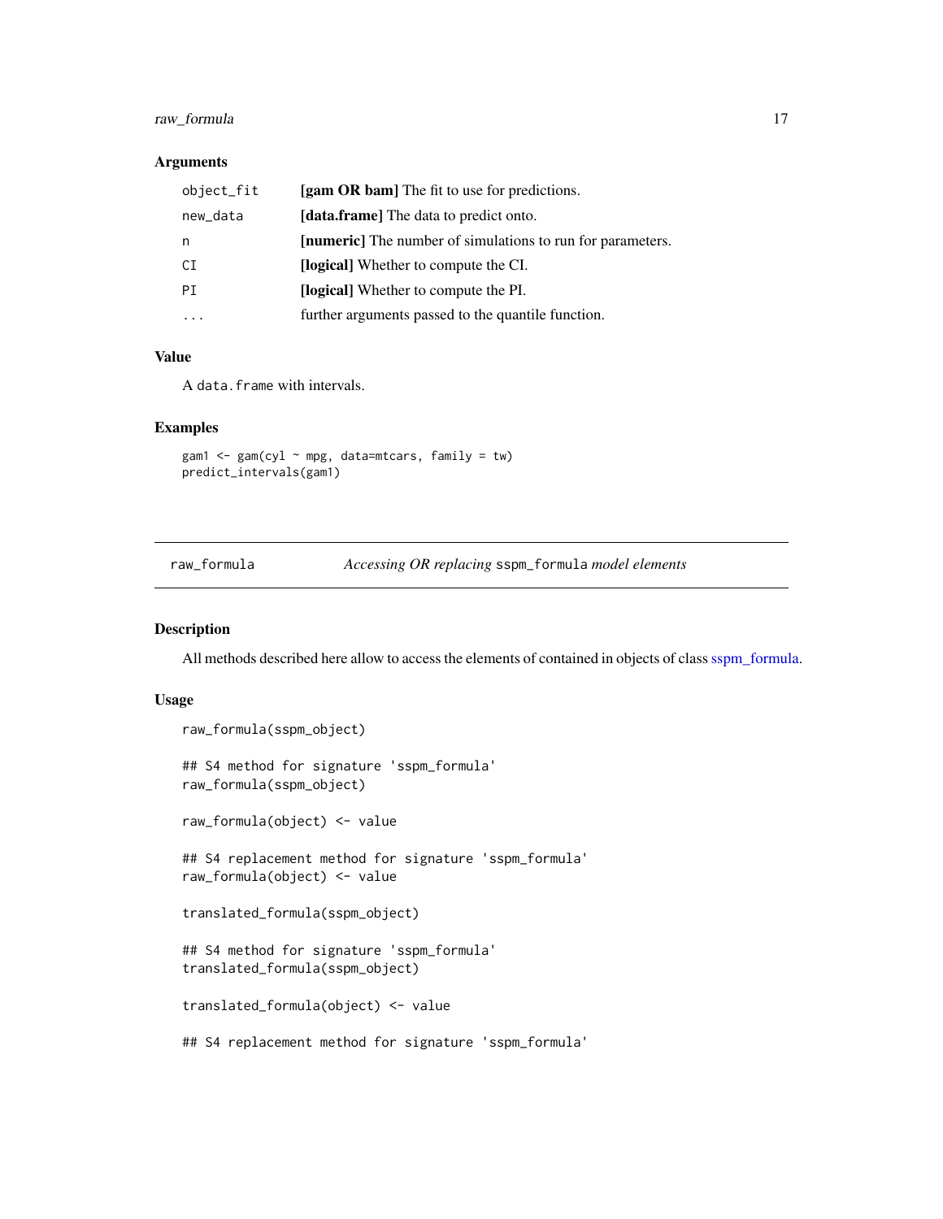### Arguments

| | |
|---|---|
| object_fit | **[gam OR bam]** The fit to use for predictions. |
| new_data | **[data.frame]** The data to predict onto. |
| n | **[numeric]** The number of simulations to run for parameters. |
| CI | **[logical]** Whether to compute the CI. |
| PI | **[logical]** Whether to compute the PI. |
| ... | further arguments passed to the quantile function. |

### Value

A `data.frame` with intervals.

### Examples

```
gam1 <- gam(cyl ~ mpg, data=mtcars, family = tw)
predict_intervals(gam1)
```

---

## raw_formula — *Accessing OR replacing* `sspm_formula` *model elements*

---

### Description

All methods described here allow to access the elements of contained in objects of class sspm_formula.

### Usage

```
raw_formula(sspm_object)

## S4 method for signature 'sspm_formula'
raw_formula(sspm_object)

raw_formula(object) <- value

## S4 replacement method for signature 'sspm_formula'
raw_formula(object) <- value

translated_formula(sspm_object)

## S4 method for signature 'sspm_formula'
translated_formula(sspm_object)

translated_formula(object) <- value

## S4 replacement method for signature 'sspm_formula'
```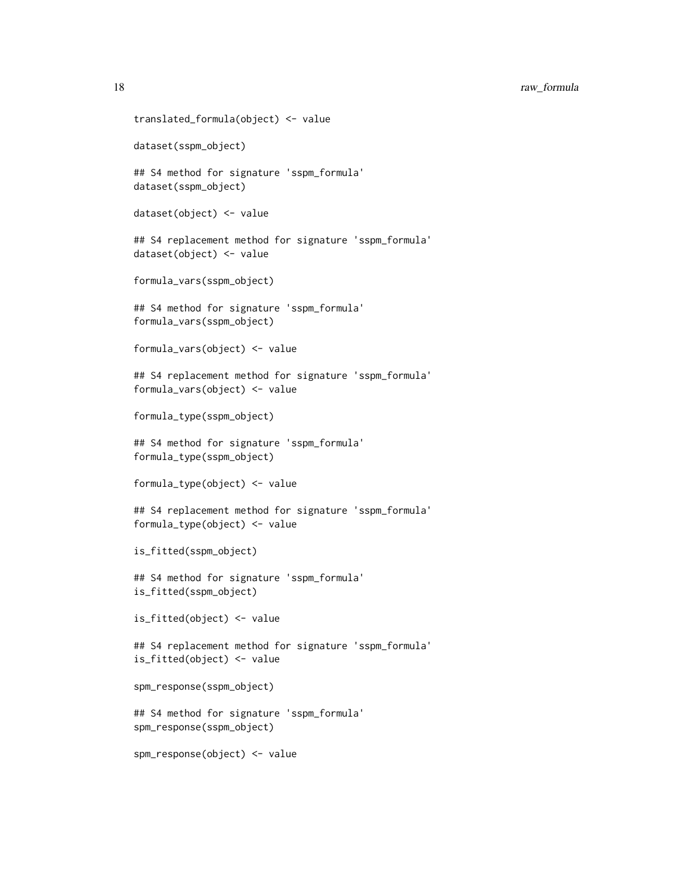```
translated_formula(object) <- value

dataset(sspm_object)

## S4 method for signature 'sspm_formula'
dataset(sspm_object)

dataset(object) <- value

## S4 replacement method for signature 'sspm_formula'
dataset(object) <- value

formula_vars(sspm_object)

## S4 method for signature 'sspm_formula'
formula_vars(sspm_object)

formula_vars(object) <- value

## S4 replacement method for signature 'sspm_formula'
formula_vars(object) <- value

formula_type(sspm_object)

## S4 method for signature 'sspm_formula'
formula_type(sspm_object)

formula_type(object) <- value

## S4 replacement method for signature 'sspm_formula'
formula_type(object) <- value

is_fitted(sspm_object)

## S4 method for signature 'sspm_formula'
is_fitted(sspm_object)

is_fitted(object) <- value

## S4 replacement method for signature 'sspm_formula'
is_fitted(object) <- value

spm_response(sspm_object)

## S4 method for signature 'sspm_formula'
spm_response(sspm_object)

spm_response(object) <- value
```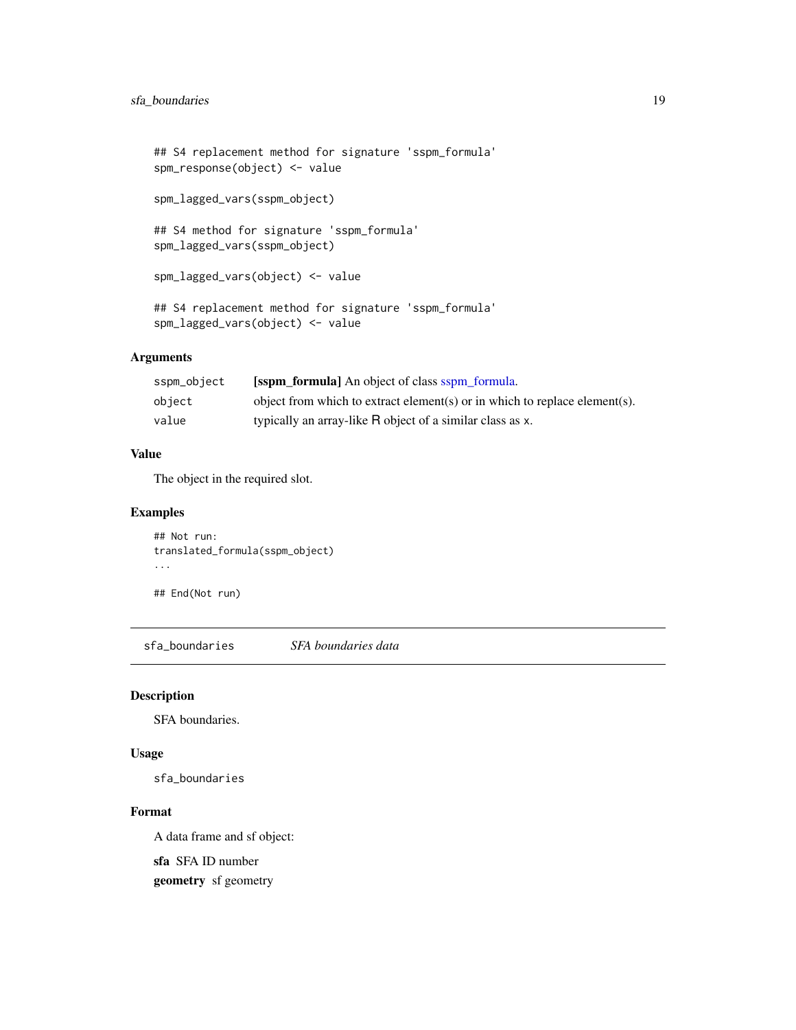```
## S4 replacement method for signature 'sspm_formula'
spm_response(object) <- value

spm_lagged_vars(sspm_object)

## S4 method for signature 'sspm_formula'
spm_lagged_vars(sspm_object)

spm_lagged_vars(object) <- value

## S4 replacement method for signature 'sspm_formula'
spm_lagged_vars(object) <- value
```

### Arguments

| | |
|---|---|
| sspm_object | **[sspm_formula]** An object of class sspm_formula. |
| object | object from which to extract element(s) or in which to replace element(s). |
| value | typically an array-like R object of a similar class as x. |

### Value

The object in the required slot.

### Examples

```
## Not run:
translated_formula(sspm_object)
...

## End(Not run)
```

---

## sfa_boundaries *SFA boundaries data*

### Description

SFA boundaries.

### Usage

```
sfa_boundaries
```

### Format

A data frame and sf object:

**sfa** SFA ID number

**geometry** sf geometry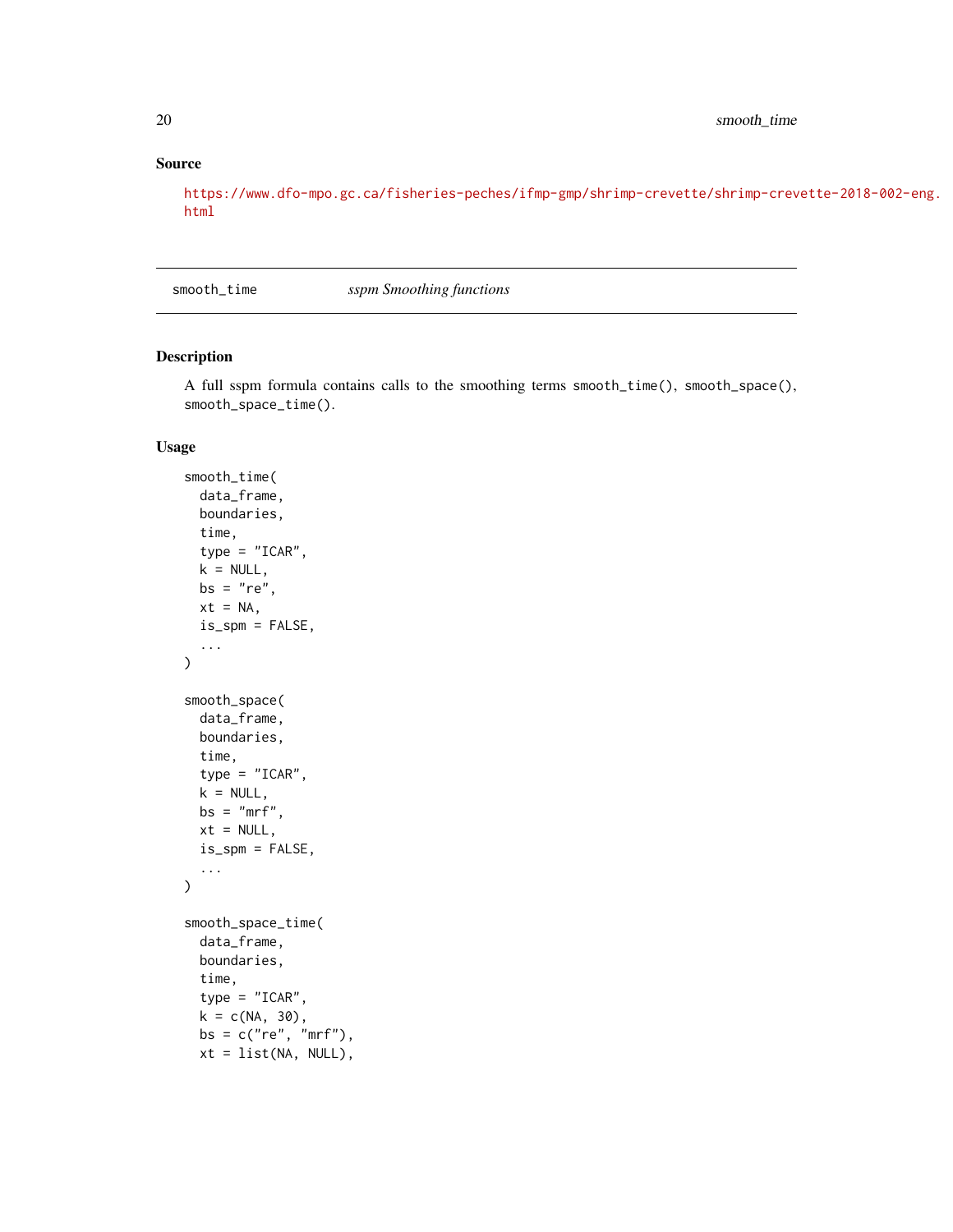## Source

https://www.dfo-mpo.gc.ca/fisheries-peches/ifmp-gmp/shrimp-crevette/shrimp-crevette-2018-002-eng.html

---

smooth_time *sspm Smoothing functions*

---

### Description

A full sspm formula contains calls to the smoothing terms `smooth_time()`, `smooth_space()`, `smooth_space_time()`.

### Usage

```
smooth_time(
  data_frame,
  boundaries,
  time,
  type = "ICAR",
  k = NULL,
  bs = "re",
  xt = NA,
  is_spm = FALSE,
  ...
)

smooth_space(
  data_frame,
  boundaries,
  time,
  type = "ICAR",
  k = NULL,
  bs = "mrf",
  xt = NULL,
  is_spm = FALSE,
  ...
)

smooth_space_time(
  data_frame,
  boundaries,
  time,
  type = "ICAR",
  k = c(NA, 30),
  bs = c("re", "mrf"),
  xt = list(NA, NULL),
```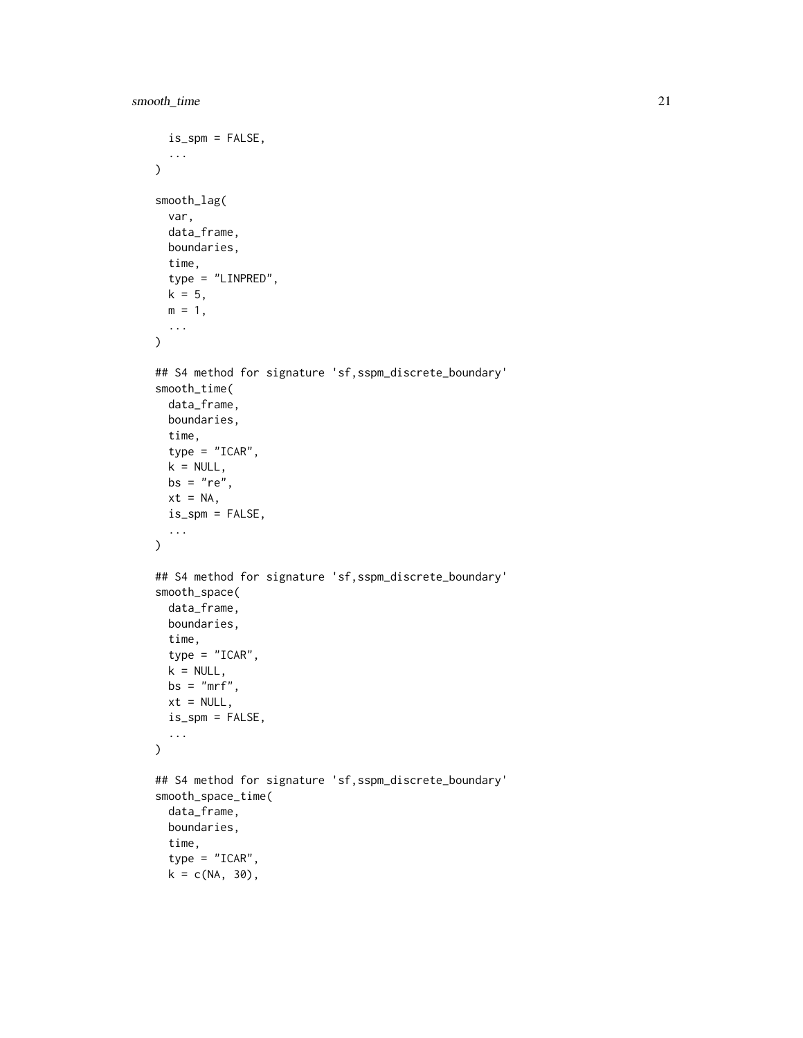```
  is_spm = FALSE,
  ...
)

smooth_lag(
  var,
  data_frame,
  boundaries,
  time,
  type = "LINPRED",
  k = 5,
  m = 1,
  ...
)

## S4 method for signature 'sf,sspm_discrete_boundary'
smooth_time(
  data_frame,
  boundaries,
  time,
  type = "ICAR",
  k = NULL,
  bs = "re",
  xt = NA,
  is_spm = FALSE,
  ...
)

## S4 method for signature 'sf,sspm_discrete_boundary'
smooth_space(
  data_frame,
  boundaries,
  time,
  type = "ICAR",
  k = NULL,
  bs = "mrf",
  xt = NULL,
  is_spm = FALSE,
  ...
)

## S4 method for signature 'sf,sspm_discrete_boundary'
smooth_space_time(
  data_frame,
  boundaries,
  time,
  type = "ICAR",
  k = c(NA, 30),
```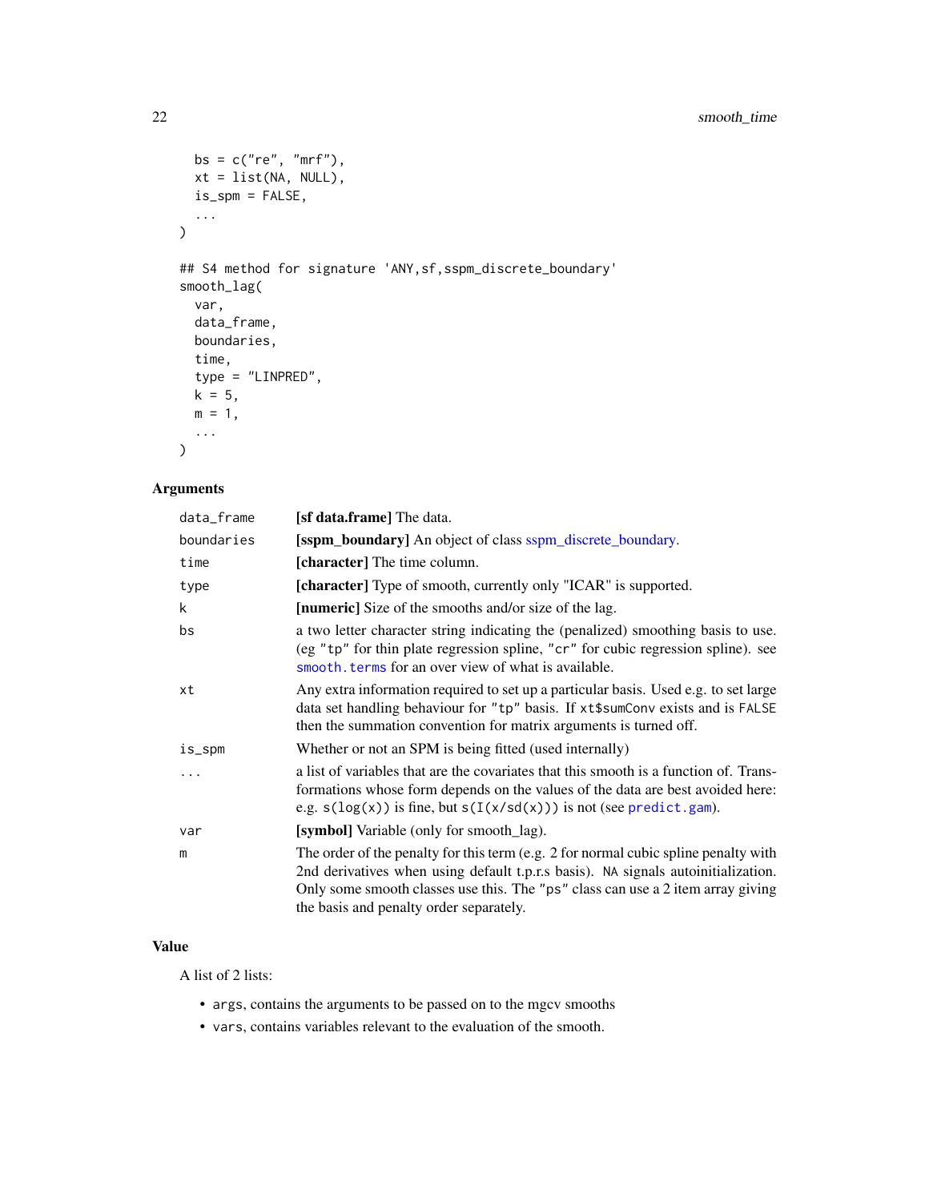```
  bs = c("re", "mrf"),
  xt = list(NA, NULL),
  is_spm = FALSE,
  ...
)

## S4 method for signature 'ANY,sf,sspm_discrete_boundary'
smooth_lag(
  var,
  data_frame,
  boundaries,
  time,
  type = "LINPRED",
  k = 5,
  m = 1,
  ...
)
```

## Arguments

| | |
|---|---|
| data_frame | **[sf data.frame]** The data. |
| boundaries | **[sspm_boundary]** An object of class sspm_discrete_boundary. |
| time | **[character]** The time column. |
| type | **[character]** Type of smooth, currently only "ICAR" is supported. |
| k | **[numeric]** Size of the smooths and/or size of the lag. |
| bs | a two letter character string indicating the (penalized) smoothing basis to use. (eg "tp" for thin plate regression spline, "cr" for cubic regression spline). see `smooth.terms` for an over view of what is available. |
| xt | Any extra information required to set up a particular basis. Used e.g. to set large data set handling behaviour for "tp" basis. If `xt$sumConv` exists and is `FALSE` then the summation convention for matrix arguments is turned off. |
| is_spm | Whether or not an SPM is being fitted (used internally) |
| ... | a list of variables that are the covariates that this smooth is a function of. Transformations whose form depends on the values of the data are best avoided here: e.g. `s(log(x))` is fine, but `s(I(x/sd(x)))` is not (see `predict.gam`). |
| var | **[symbol]** Variable (only for smooth_lag). |
| m | The order of the penalty for this term (e.g. 2 for normal cubic spline penalty with 2nd derivatives when using default t.p.r.s basis). `NA` signals autoinitialization. Only some smooth classes use this. The "ps" class can use a 2 item array giving the basis and penalty order separately. |

## Value

A list of 2 lists:

- `args`, contains the arguments to be passed on to the mgcv smooths
- `vars`, contains variables relevant to the evaluation of the smooth.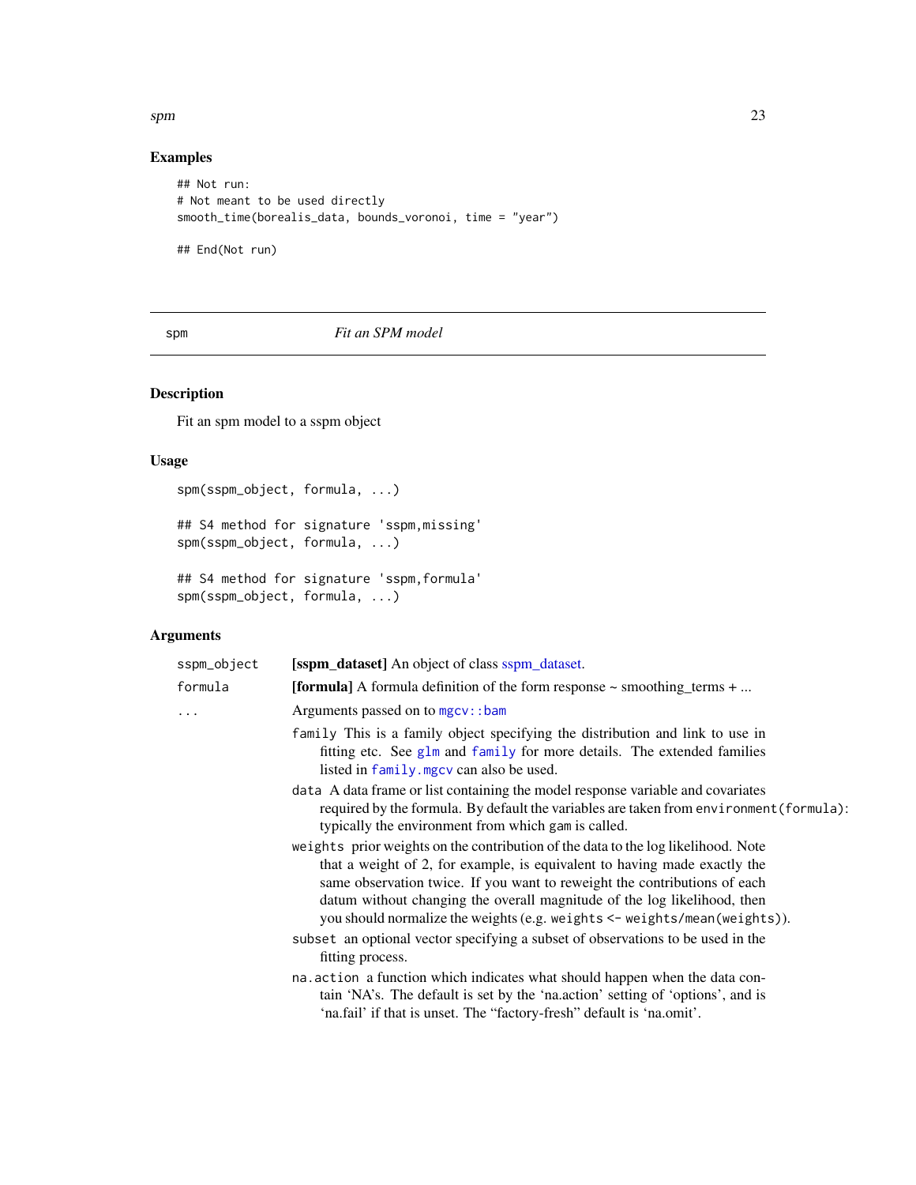## Examples

```
## Not run:
# Not meant to be used directly
smooth_time(borealis_data, bounds_voronoi, time = "year")

## End(Not run)
```

---

spm *Fit an SPM model*

---

## Description

Fit an spm model to a sspm object

## Usage

```
spm(sspm_object, formula, ...)

## S4 method for signature 'sspm,missing'
spm(sspm_object, formula, ...)

## S4 method for signature 'sspm,formula'
spm(sspm_object, formula, ...)
```

## Arguments

| | |
|---|---|
| `sspm_object` | **[sspm_dataset]** An object of class sspm_dataset. |
| `formula` | **[formula]** A formula definition of the form response ~ smoothing_terms + ... |
| `...` | Arguments passed on to `mgcv::bam` |

- `family` This is a family object specifying the distribution and link to use in fitting etc. See `glm` and `family` for more details. The extended families listed in `family.mgcv` can also be used.
- `data` A data frame or list containing the model response variable and covariates required by the formula. By default the variables are taken from `environment(formula)`: typically the environment from which `gam` is called.
- `weights` prior weights on the contribution of the data to the log likelihood. Note that a weight of 2, for example, is equivalent to having made exactly the same observation twice. If you want to reweight the contributions of each datum without changing the overall magnitude of the log likelihood, then you should normalize the weights (e.g. `weights <- weights/mean(weights)`).
- `subset` an optional vector specifying a subset of observations to be used in the fitting process.
- `na.action` a function which indicates what should happen when the data contain 'NA's. The default is set by the 'na.action' setting of 'options', and is 'na.fail' if that is unset. The "factory-fresh" default is 'na.omit'.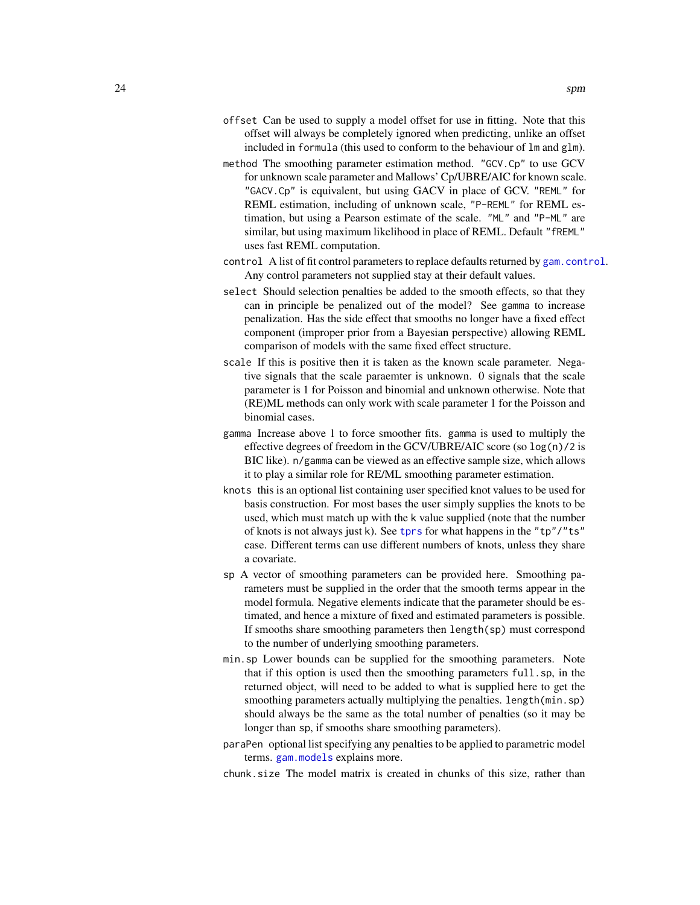`offset` Can be used to supply a model offset for use in fitting. Note that this offset will always be completely ignored when predicting, unlike an offset included in `formula` (this used to conform to the behaviour of `lm` and `glm`).

`method` The smoothing parameter estimation method. `"GCV.Cp"` to use GCV for unknown scale parameter and Mallows' Cp/UBRE/AIC for known scale. `"GACV.Cp"` is equivalent, but using GACV in place of GCV. `"REML"` for REML estimation, including of unknown scale, `"P-REML"` for REML estimation, but using a Pearson estimate of the scale. `"ML"` and `"P-ML"` are similar, but using maximum likelihood in place of REML. Default `"fREML"` uses fast REML computation.

`control` A list of fit control parameters to replace defaults returned by `gam.control`. Any control parameters not supplied stay at their default values.

`select` Should selection penalties be added to the smooth effects, so that they can in principle be penalized out of the model? See `gamma` to increase penalization. Has the side effect that smooths no longer have a fixed effect component (improper prior from a Bayesian perspective) allowing REML comparison of models with the same fixed effect structure.

`scale` If this is positive then it is taken as the known scale parameter. Negative signals that the scale paraemter is unknown. 0 signals that the scale parameter is 1 for Poisson and binomial and unknown otherwise. Note that (RE)ML methods can only work with scale parameter 1 for the Poisson and binomial cases.

`gamma` Increase above 1 to force smoother fits. `gamma` is used to multiply the effective degrees of freedom in the GCV/UBRE/AIC score (so `log(n)/2` is BIC like). `n/gamma` can be viewed as an effective sample size, which allows it to play a similar role for RE/ML smoothing parameter estimation.

`knots` this is an optional list containing user specified knot values to be used for basis construction. For most bases the user simply supplies the knots to be used, which must match up with the `k` value supplied (note that the number of knots is not always just `k`). See `tprs` for what happens in the `"tp"`/`"ts"` case. Different terms can use different numbers of knots, unless they share a covariate.

`sp` A vector of smoothing parameters can be provided here. Smoothing parameters must be supplied in the order that the smooth terms appear in the model formula. Negative elements indicate that the parameter should be estimated, and hence a mixture of fixed and estimated parameters is possible. If smooths share smoothing parameters then `length(sp)` must correspond to the number of underlying smoothing parameters.

`min.sp` Lower bounds can be supplied for the smoothing parameters. Note that if this option is used then the smoothing parameters `full.sp`, in the returned object, will need to be added to what is supplied here to get the smoothing parameters actually multiplying the penalties. `length(min.sp)` should always be the same as the total number of penalties (so it may be longer than `sp`, if smooths share smoothing parameters).

`paraPen` optional list specifying any penalties to be applied to parametric model terms. `gam.models` explains more.

`chunk.size` The model matrix is created in chunks of this size, rather than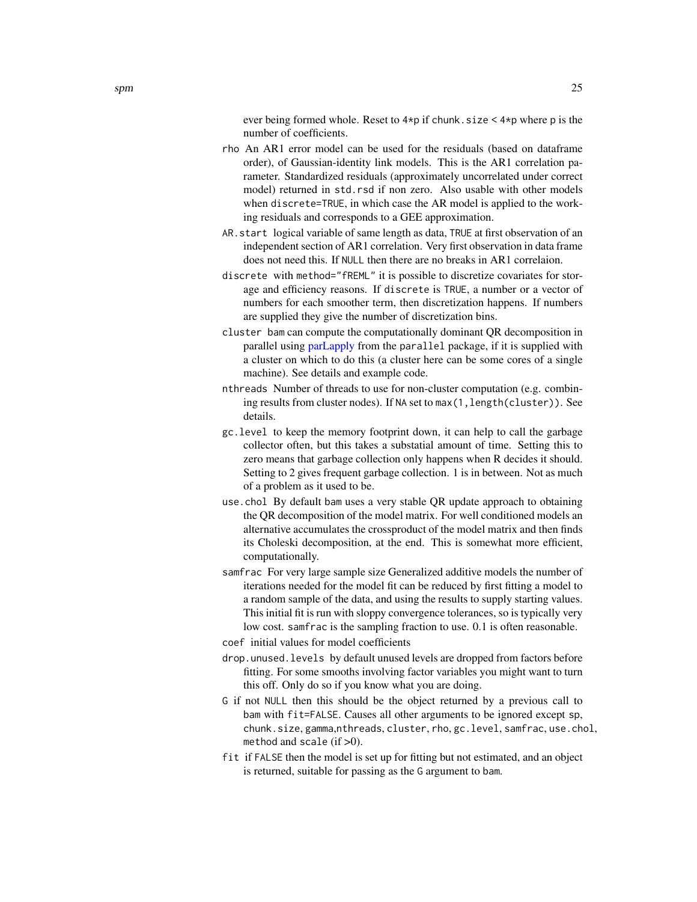ever being formed whole. Reset to `4*p` if `chunk.size < 4*p` where `p` is the number of coefficients.

`rho` An AR1 error model can be used for the residuals (based on dataframe order), of Gaussian-identity link models. This is the AR1 correlation parameter. Standardized residuals (approximately uncorrelated under correct model) returned in `std.rsd` if non zero. Also usable with other models when `discrete=TRUE`, in which case the AR model is applied to the working residuals and corresponds to a GEE approximation.

`AR.start` logical variable of same length as data, `TRUE` at first observation of an independent section of AR1 correlation. Very first observation in data frame does not need this. If `NULL` then there are no breaks in AR1 correlaion.

`discrete` with `method="fREML"` it is possible to discretize covariates for storage and efficiency reasons. If `discrete` is `TRUE`, a number or a vector of numbers for each smoother term, then discretization happens. If numbers are supplied they give the number of discretization bins.

`cluster` `bam` can compute the computationally dominant QR decomposition in parallel using parLapply from the `parallel` package, if it is supplied with a cluster on which to do this (a cluster here can be some cores of a single machine). See details and example code.

`nthreads` Number of threads to use for non-cluster computation (e.g. combining results from cluster nodes). If `NA` set to `max(1,length(cluster))`. See details.

`gc.level` to keep the memory footprint down, it can help to call the garbage collector often, but this takes a substatial amount of time. Setting this to zero means that garbage collection only happens when R decides it should. Setting to 2 gives frequent garbage collection. 1 is in between. Not as much of a problem as it used to be.

`use.chol` By default `bam` uses a very stable QR update approach to obtaining the QR decomposition of the model matrix. For well conditioned models an alternative accumulates the crossproduct of the model matrix and then finds its Choleski decomposition, at the end. This is somewhat more efficient, computationally.

`samfrac` For very large sample size Generalized additive models the number of iterations needed for the model fit can be reduced by first fitting a model to a random sample of the data, and using the results to supply starting values. This initial fit is run with sloppy convergence tolerances, so is typically very low cost. `samfrac` is the sampling fraction to use. 0.1 is often reasonable.

`coef` initial values for model coefficients

`drop.unused.levels` by default unused levels are dropped from factors before fitting. For some smooths involving factor variables you might want to turn this off. Only do so if you know what you are doing.

`G` if not `NULL` then this should be the object returned by a previous call to `bam` with `fit=FALSE`. Causes all other arguments to be ignored except `sp`, `chunk.size`, `gamma`,`nthreads`, `cluster`, `rho`, `gc.level`, `samfrac`, `use.chol`, `method` and `scale` (if >0).

`fit` if `FALSE` then the model is set up for fitting but not estimated, and an object is returned, suitable for passing as the `G` argument to `bam`.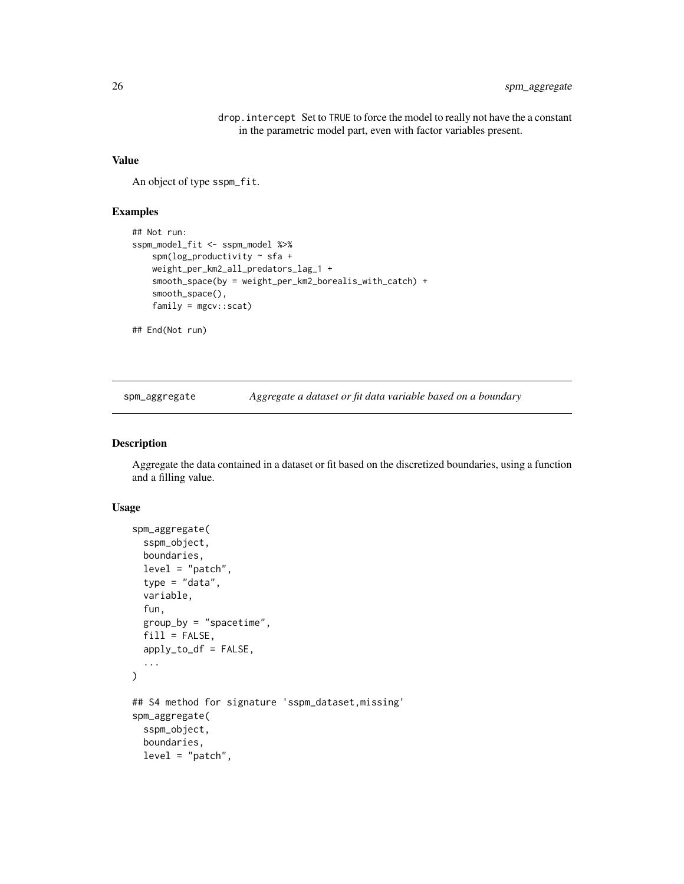drop.intercept Set to TRUE to force the model to really not have the a constant in the parametric model part, even with factor variables present.

### Value

An object of type sspm_fit.

### Examples

```
## Not run:
sspm_model_fit <- sspm_model %>%
    spm(log_productivity ~ sfa +
    weight_per_km2_all_predators_lag_1 +
    smooth_space(by = weight_per_km2_borealis_with_catch) +
    smooth_space(),
    family = mgcv::scat)

## End(Not run)
```

---

## spm_aggregate — *Aggregate a dataset or fit data variable based on a boundary*

### Description

Aggregate the data contained in a dataset or fit based on the discretized boundaries, using a function and a filling value.

### Usage

```
spm_aggregate(
  sspm_object,
  boundaries,
  level = "patch",
  type = "data",
  variable,
  fun,
  group_by = "spacetime",
  fill = FALSE,
  apply_to_df = FALSE,
  ...
)

## S4 method for signature 'sspm_dataset,missing'
spm_aggregate(
  sspm_object,
  boundaries,
  level = "patch",
```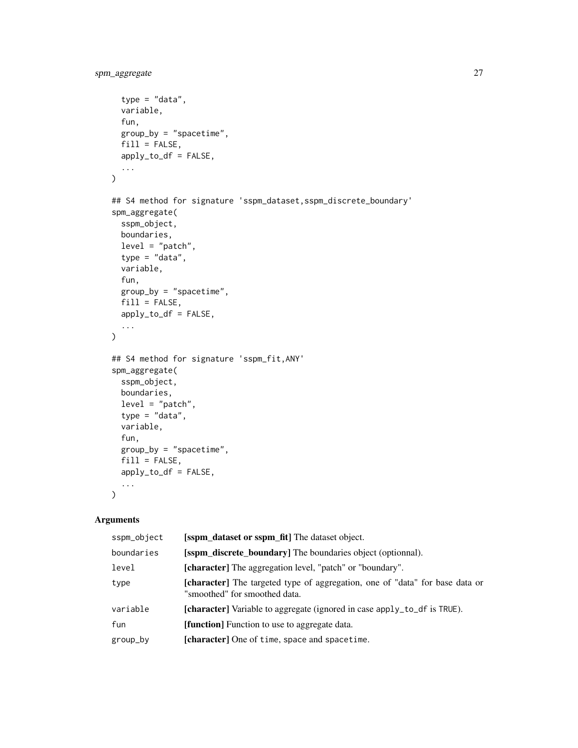```
  type = "data",
  variable,
  fun,
  group_by = "spacetime",
  fill = FALSE,
  apply_to_df = FALSE,
  ...
)

## S4 method for signature 'sspm_dataset,sspm_discrete_boundary'
spm_aggregate(
  sspm_object,
  boundaries,
  level = "patch",
  type = "data",
  variable,
  fun,
  group_by = "spacetime",
  fill = FALSE,
  apply_to_df = FALSE,
  ...
)

## S4 method for signature 'sspm_fit,ANY'
spm_aggregate(
  sspm_object,
  boundaries,
  level = "patch",
  type = "data",
  variable,
  fun,
  group_by = "spacetime",
  fill = FALSE,
  apply_to_df = FALSE,
  ...
)
```

## Arguments

| | |
|---|---|
| `sspm_object` | **[sspm_dataset or sspm_fit]** The dataset object. |
| `boundaries` | **[sspm_discrete_boundary]** The boundaries object (optionnal). |
| `level` | **[character]** The aggregation level, "patch" or "boundary". |
| `type` | **[character]** The targeted type of aggregation, one of "data" for base data or "smoothed" for smoothed data. |
| `variable` | **[character]** Variable to aggregate (ignored in case `apply_to_df` is `TRUE`). |
| `fun` | **[function]** Function to use to aggregate data. |
| `group_by` | **[character]** One of `time`, `space` and `spacetime`. |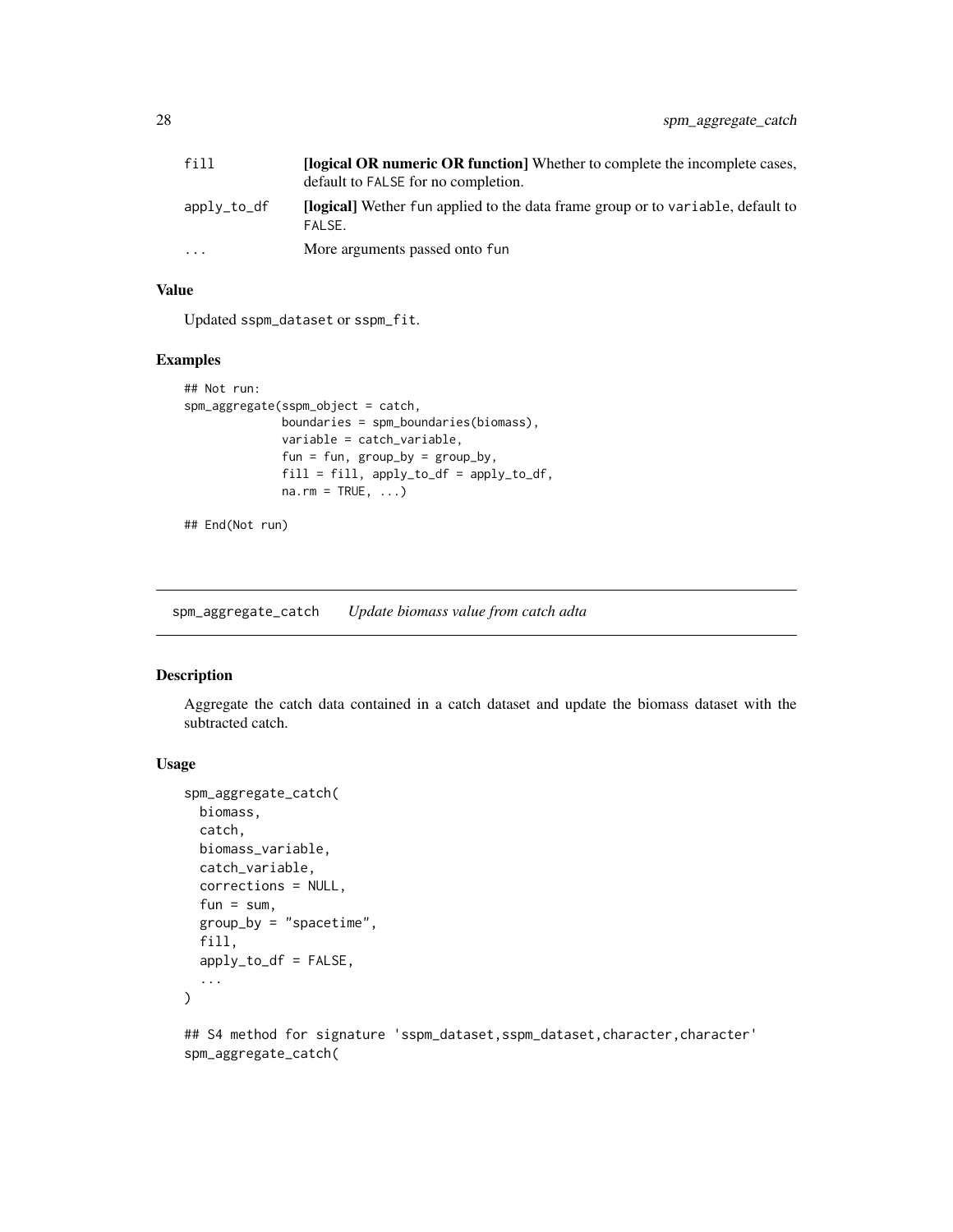| | |
|---|---|
| fill | **[logical OR numeric OR function]** Whether to complete the incomplete cases, default to FALSE for no completion. |
| apply_to_df | **[logical]** Wether fun applied to the data frame group or to variable, default to FALSE. |
| ... | More arguments passed onto fun |

### Value

Updated sspm_dataset or sspm_fit.

### Examples

```
## Not run:
spm_aggregate(sspm_object = catch,
              boundaries = spm_boundaries(biomass),
              variable = catch_variable,
              fun = fun, group_by = group_by,
              fill = fill, apply_to_df = apply_to_df,
              na.rm = TRUE, ...)

## End(Not run)
```

---

## spm_aggregate_catch *Update biomass value from catch adta*

### Description

Aggregate the catch data contained in a catch dataset and update the biomass dataset with the subtracted catch.

### Usage

```
spm_aggregate_catch(
  biomass,
  catch,
  biomass_variable,
  catch_variable,
  corrections = NULL,
  fun = sum,
  group_by = "spacetime",
  fill,
  apply_to_df = FALSE,
  ...
)

## S4 method for signature 'sspm_dataset,sspm_dataset,character,character'
spm_aggregate_catch(
```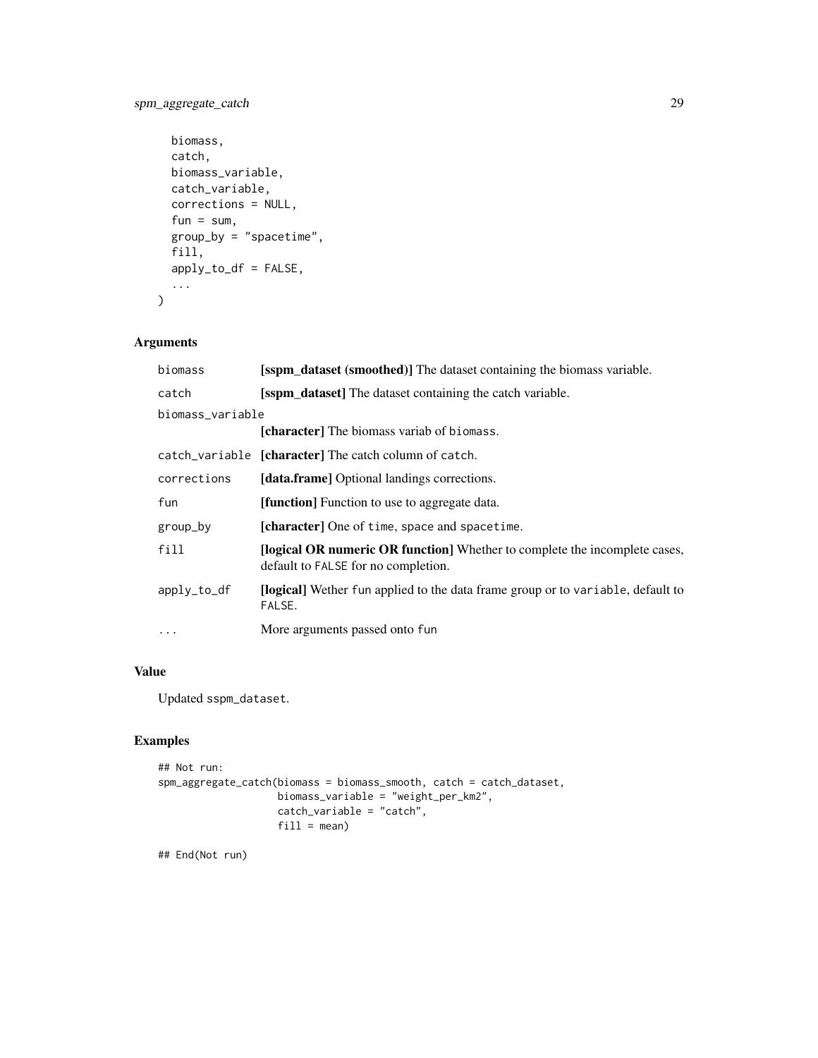```
  biomass,
  catch,
  biomass_variable,
  catch_variable,
  corrections = NULL,
  fun = sum,
  group_by = "spacetime",
  fill,
  apply_to_df = FALSE,
  ...
)
```

## Arguments

| | |
|---|---|
| `biomass` | **[sspm_dataset (smoothed)]** The dataset containing the biomass variable. |
| `catch` | **[sspm_dataset]** The dataset containing the catch variable. |
| `biomass_variable` | **[character]** The biomass variab of `biomass`. |
| `catch_variable` | **[character]** The catch column of `catch`. |
| `corrections` | **[data.frame]** Optional landings corrections. |
| `fun` | **[function]** Function to use to aggregate data. |
| `group_by` | **[character]** One of `time`, `space` and `spacetime`. |
| `fill` | **[logical OR numeric OR function]** Whether to complete the incomplete cases, default to `FALSE` for no completion. |
| `apply_to_df` | **[logical]** Wether `fun` applied to the data frame group or to `variable`, default to `FALSE`. |
| `...` | More arguments passed onto `fun` |

## Value

Updated `sspm_dataset`.

## Examples

```
## Not run:
spm_aggregate_catch(biomass = biomass_smooth, catch = catch_dataset,
                    biomass_variable = "weight_per_km2",
                    catch_variable = "catch",
                    fill = mean)

## End(Not run)
```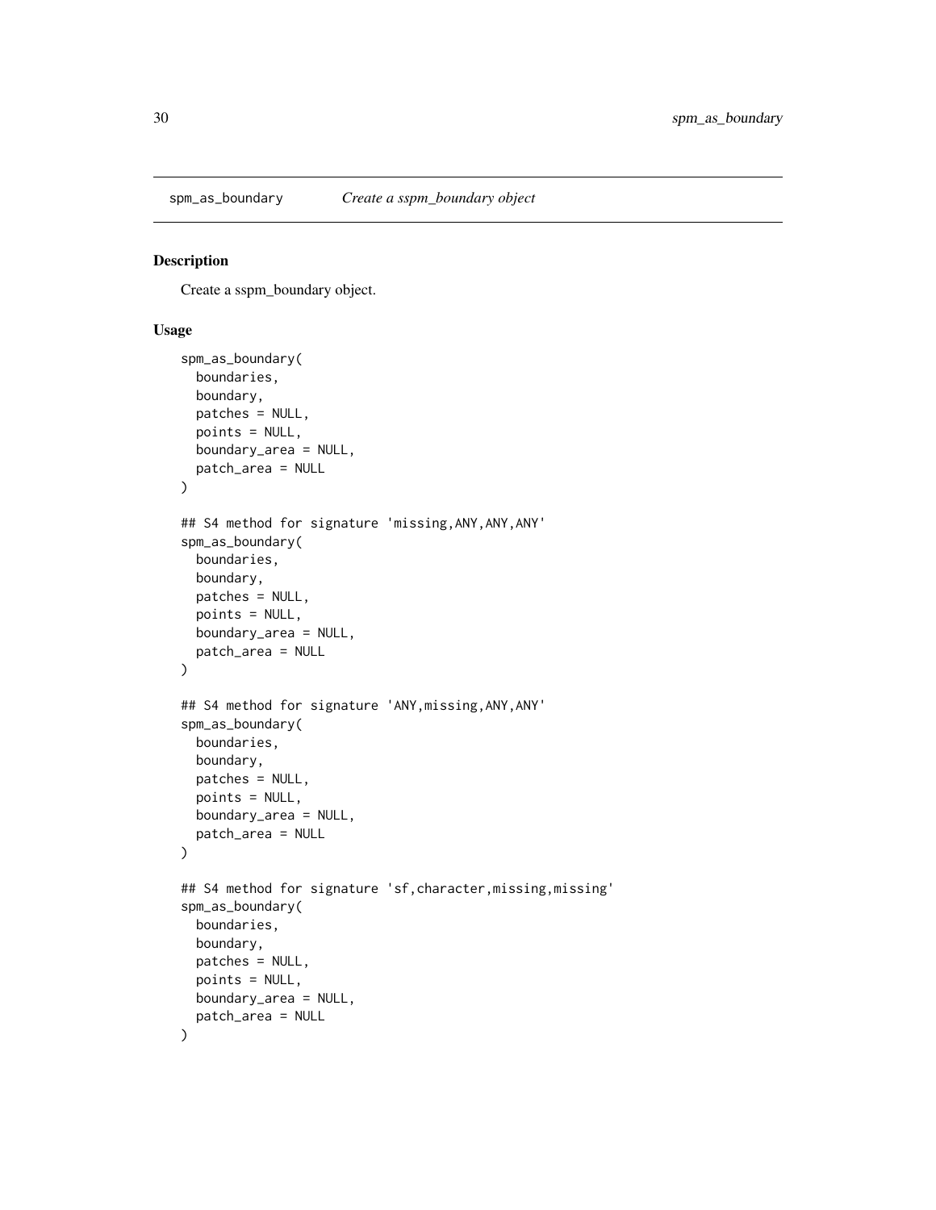spm_as_boundary *Create a sspm_boundary object*

## Description

Create a sspm_boundary object.

## Usage

```
spm_as_boundary(
  boundaries,
  boundary,
  patches = NULL,
  points = NULL,
  boundary_area = NULL,
  patch_area = NULL
)

## S4 method for signature 'missing,ANY,ANY,ANY'
spm_as_boundary(
  boundaries,
  boundary,
  patches = NULL,
  points = NULL,
  boundary_area = NULL,
  patch_area = NULL
)

## S4 method for signature 'ANY,missing,ANY,ANY'
spm_as_boundary(
  boundaries,
  boundary,
  patches = NULL,
  points = NULL,
  boundary_area = NULL,
  patch_area = NULL
)

## S4 method for signature 'sf,character,missing,missing'
spm_as_boundary(
  boundaries,
  boundary,
  patches = NULL,
  points = NULL,
  boundary_area = NULL,
  patch_area = NULL
)
```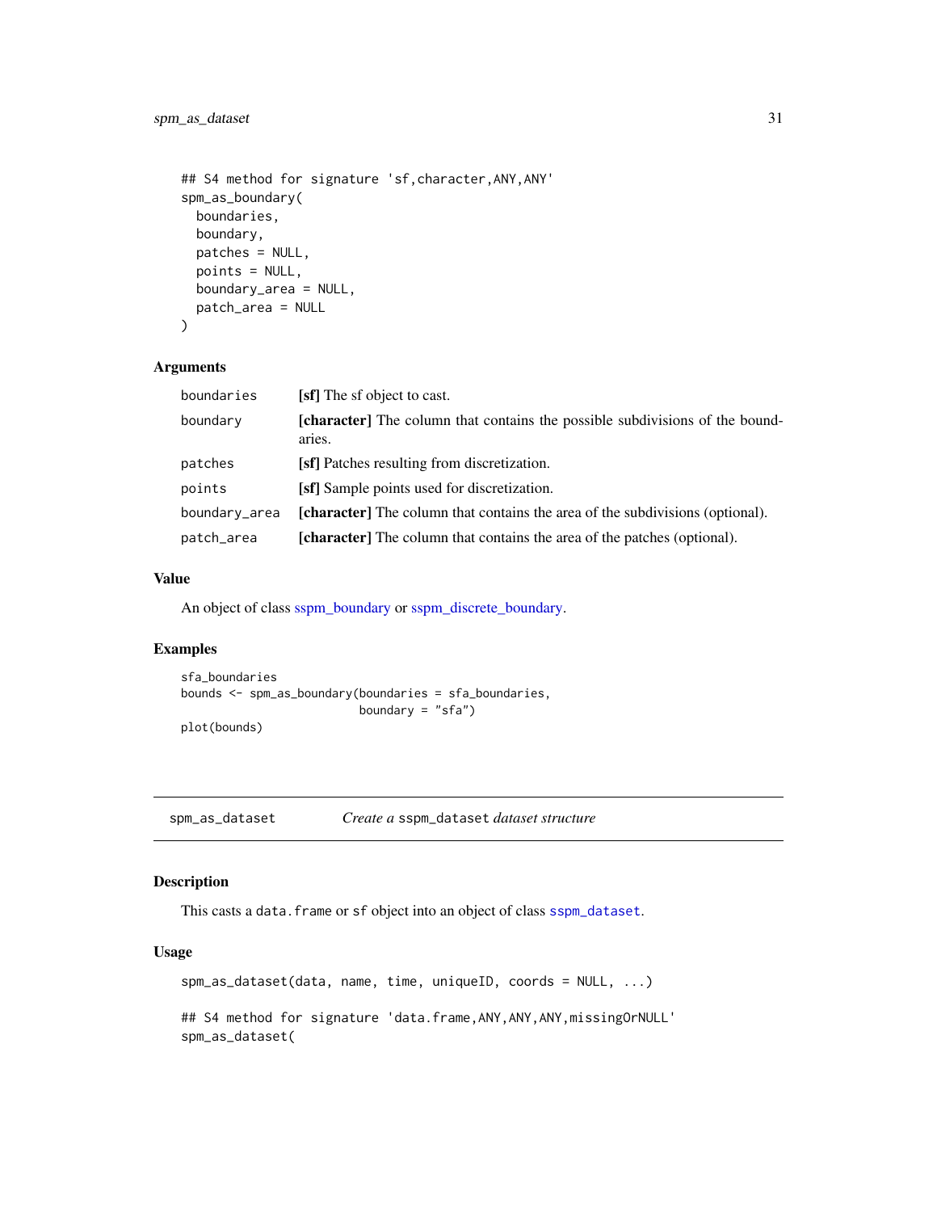```
## S4 method for signature 'sf,character,ANY,ANY'
spm_as_boundary(
  boundaries,
  boundary,
  patches = NULL,
  points = NULL,
  boundary_area = NULL,
  patch_area = NULL
)
```

### Arguments

| | |
|---|---|
| `boundaries` | **[sf]** The sf object to cast. |
| `boundary` | **[character]** The column that contains the possible subdivisions of the boundaries. |
| `patches` | **[sf]** Patches resulting from discretization. |
| `points` | **[sf]** Sample points used for discretization. |
| `boundary_area` | **[character]** The column that contains the area of the subdivisions (optional). |
| `patch_area` | **[character]** The column that contains the area of the patches (optional). |

### Value

An object of class sspm_boundary or sspm_discrete_boundary.

### Examples

```
sfa_boundaries
bounds <- spm_as_boundary(boundaries = sfa_boundaries,
                          boundary = "sfa")
plot(bounds)
```

---

## spm_as_dataset — *Create a* `sspm_dataset` *dataset structure*

### Description

This casts a `data.frame` or `sf` object into an object of class `sspm_dataset`.

### Usage

```
spm_as_dataset(data, name, time, uniqueID, coords = NULL, ...)

## S4 method for signature 'data.frame,ANY,ANY,ANY,missingOrNULL'
spm_as_dataset(
```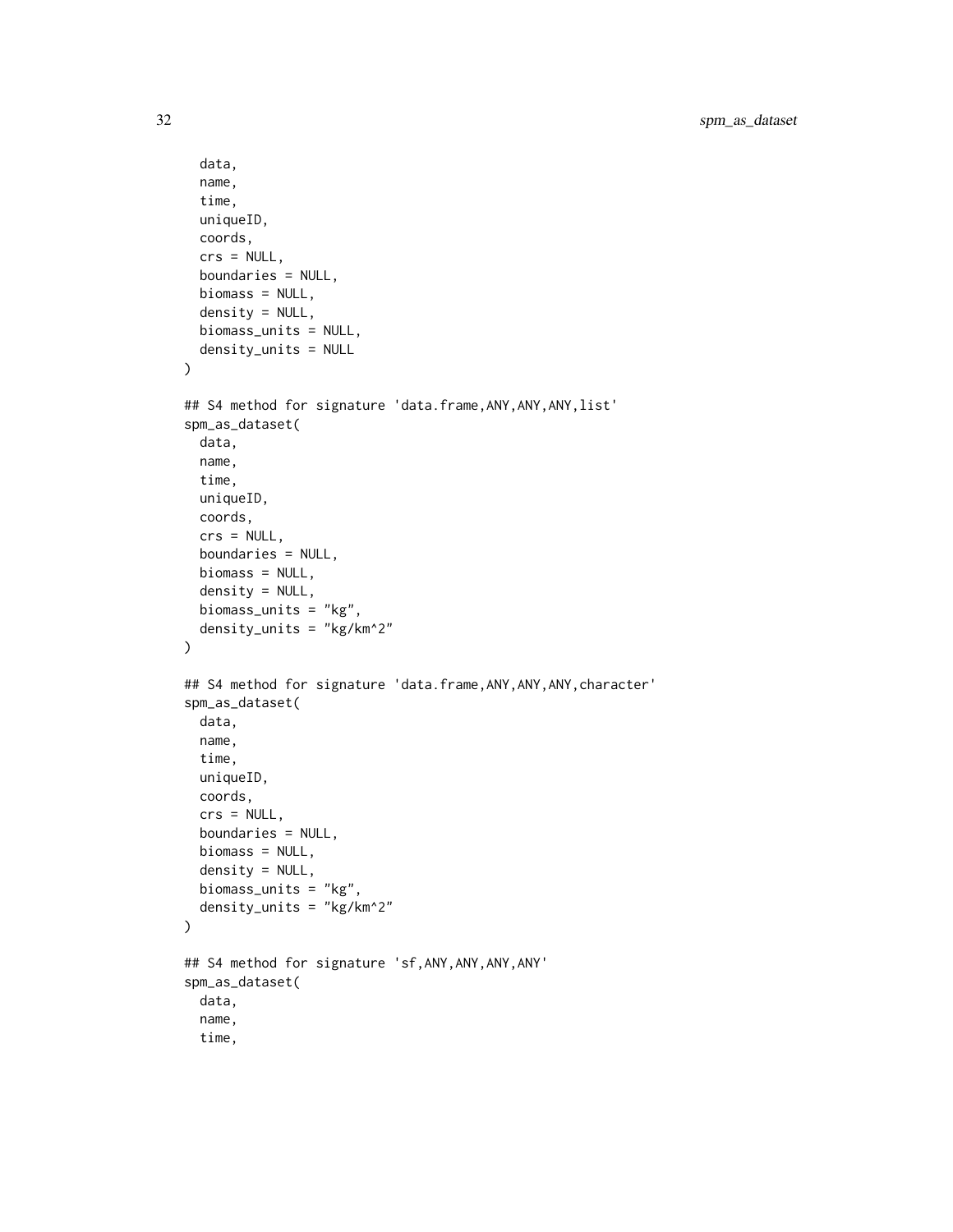```
  data,
  name,
  time,
  uniqueID,
  coords,
  crs = NULL,
  boundaries = NULL,
  biomass = NULL,
  density = NULL,
  biomass_units = NULL,
  density_units = NULL
)

## S4 method for signature 'data.frame,ANY,ANY,ANY,list'
spm_as_dataset(
  data,
  name,
  time,
  uniqueID,
  coords,
  crs = NULL,
  boundaries = NULL,
  biomass = NULL,
  density = NULL,
  biomass_units = "kg",
  density_units = "kg/km^2"
)

## S4 method for signature 'data.frame,ANY,ANY,ANY,character'
spm_as_dataset(
  data,
  name,
  time,
  uniqueID,
  coords,
  crs = NULL,
  boundaries = NULL,
  biomass = NULL,
  density = NULL,
  biomass_units = "kg",
  density_units = "kg/km^2"
)

## S4 method for signature 'sf,ANY,ANY,ANY,ANY'
spm_as_dataset(
  data,
  name,
  time,
```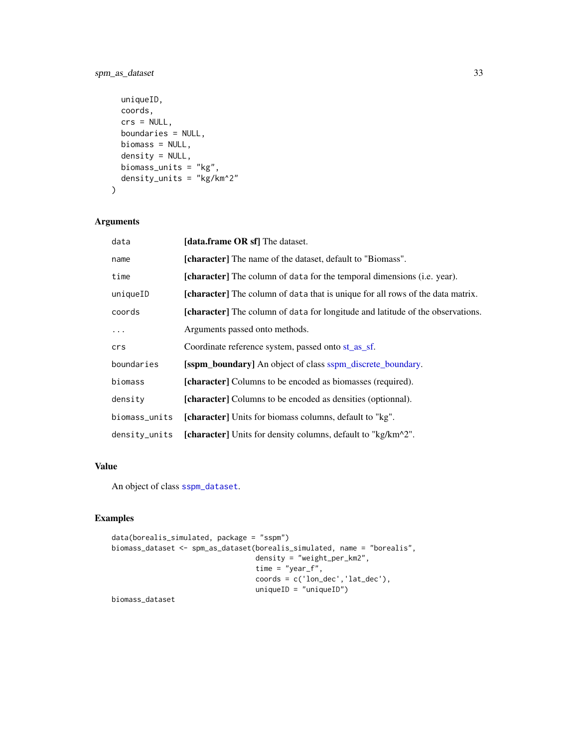```
  uniqueID,
  coords,
  crs = NULL,
  boundaries = NULL,
  biomass = NULL,
  density = NULL,
  biomass_units = "kg",
  density_units = "kg/km^2"
)
```

## Arguments

| | |
|---|---|
| `data` | **[data.frame OR sf]** The dataset. |
| `name` | **[character]** The name of the dataset, default to "Biomass". |
| `time` | **[character]** The column of `data` for the temporal dimensions (i.e. year). |
| `uniqueID` | **[character]** The column of `data` that is unique for all rows of the data matrix. |
| `coords` | **[character]** The column of `data` for longitude and latitude of the observations. |
| `...` | Arguments passed onto methods. |
| `crs` | Coordinate reference system, passed onto st_as_sf. |
| `boundaries` | **[sspm_boundary]** An object of class sspm_discrete_boundary. |
| `biomass` | **[character]** Columns to be encoded as biomasses (required). |
| `density` | **[character]** Columns to be encoded as densities (optionnal). |
| `biomass_units` | **[character]** Units for biomass columns, default to "kg". |
| `density_units` | **[character]** Units for density columns, default to "kg/km^2". |

## Value

An object of class `sspm_dataset`.

## Examples

```
data(borealis_simulated, package = "sspm")
biomass_dataset <- spm_as_dataset(borealis_simulated, name = "borealis",
                                  density = "weight_per_km2",
                                  time = "year_f",
                                  coords = c('lon_dec','lat_dec'),
                                  uniqueID = "uniqueID")
biomass_dataset
```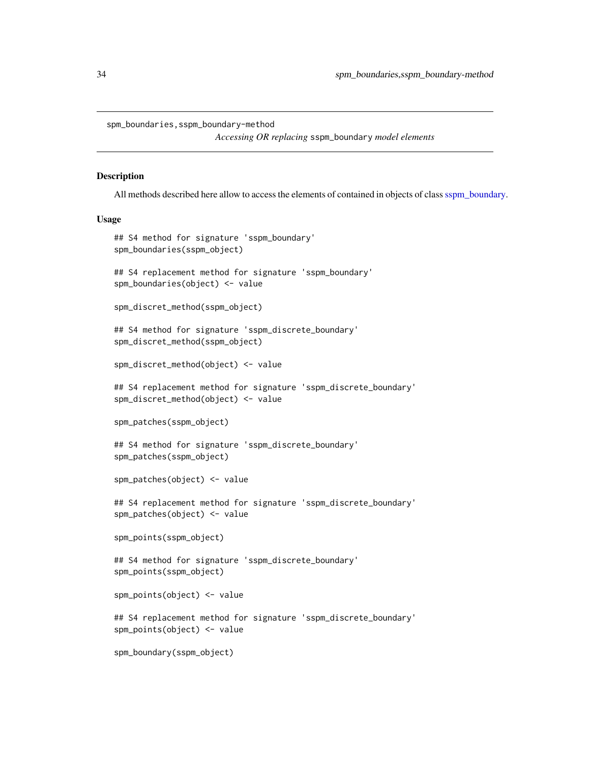spm_boundaries,sspm_boundary-method

*Accessing OR replacing* sspm_boundary *model elements*

## Description

All methods described here allow to access the elements of contained in objects of class sspm_boundary.

## Usage

```
## S4 method for signature 'sspm_boundary'
spm_boundaries(sspm_object)

## S4 replacement method for signature 'sspm_boundary'
spm_boundaries(object) <- value

spm_discret_method(sspm_object)

## S4 method for signature 'sspm_discrete_boundary'
spm_discret_method(sspm_object)

spm_discret_method(object) <- value

## S4 replacement method for signature 'sspm_discrete_boundary'
spm_discret_method(object) <- value

spm_patches(sspm_object)

## S4 method for signature 'sspm_discrete_boundary'
spm_patches(sspm_object)

spm_patches(object) <- value

## S4 replacement method for signature 'sspm_discrete_boundary'
spm_patches(object) <- value

spm_points(sspm_object)

## S4 method for signature 'sspm_discrete_boundary'
spm_points(sspm_object)

spm_points(object) <- value

## S4 replacement method for signature 'sspm_discrete_boundary'
spm_points(object) <- value

spm_boundary(sspm_object)
```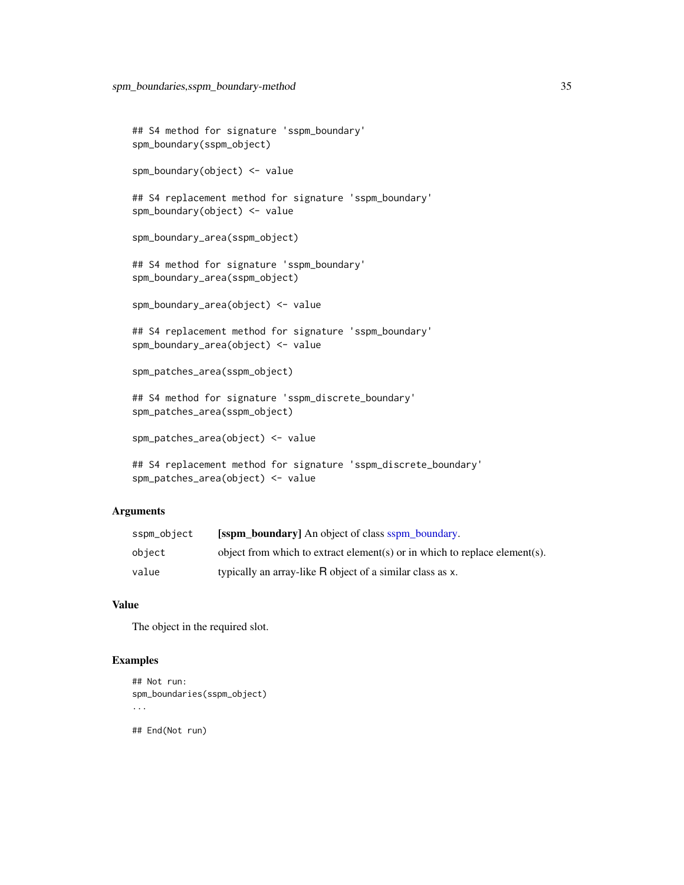```
## S4 method for signature 'sspm_boundary'
spm_boundary(sspm_object)

spm_boundary(object) <- value

## S4 replacement method for signature 'sspm_boundary'
spm_boundary(object) <- value

spm_boundary_area(sspm_object)

## S4 method for signature 'sspm_boundary'
spm_boundary_area(sspm_object)

spm_boundary_area(object) <- value

## S4 replacement method for signature 'sspm_boundary'
spm_boundary_area(object) <- value

spm_patches_area(sspm_object)

## S4 method for signature 'sspm_discrete_boundary'
spm_patches_area(sspm_object)

spm_patches_area(object) <- value

## S4 replacement method for signature 'sspm_discrete_boundary'
spm_patches_area(object) <- value
```

### Arguments

| | |
|---|---|
| sspm_object | **[sspm_boundary]** An object of class sspm_boundary. |
| object | object from which to extract element(s) or in which to replace element(s). |
| value | typically an array-like R object of a similar class as x. |

### Value

The object in the required slot.

### Examples

```
## Not run:
spm_boundaries(sspm_object)
...

## End(Not run)
```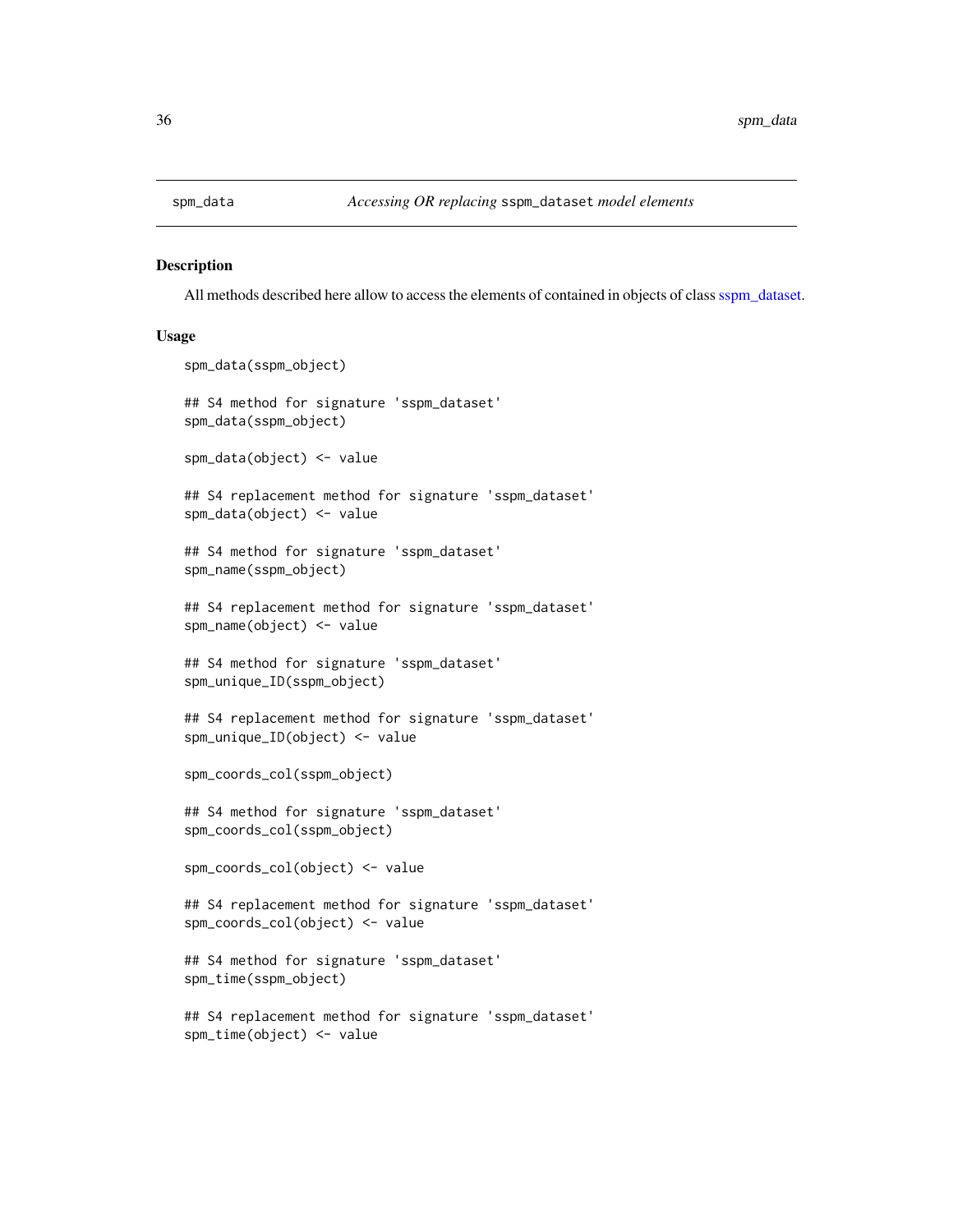spm_data — *Accessing OR replacing* `sspm_dataset` *model elements*

## Description

All methods described here allow to access the elements of contained in objects of class sspm_dataset.

## Usage

```
spm_data(sspm_object)

## S4 method for signature 'sspm_dataset'
spm_data(sspm_object)

spm_data(object) <- value

## S4 replacement method for signature 'sspm_dataset'
spm_data(object) <- value

## S4 method for signature 'sspm_dataset'
spm_name(sspm_object)

## S4 replacement method for signature 'sspm_dataset'
spm_name(object) <- value

## S4 method for signature 'sspm_dataset'
spm_unique_ID(sspm_object)

## S4 replacement method for signature 'sspm_dataset'
spm_unique_ID(object) <- value

spm_coords_col(sspm_object)

## S4 method for signature 'sspm_dataset'
spm_coords_col(sspm_object)

spm_coords_col(object) <- value

## S4 replacement method for signature 'sspm_dataset'
spm_coords_col(object) <- value

## S4 method for signature 'sspm_dataset'
spm_time(sspm_object)

## S4 replacement method for signature 'sspm_dataset'
spm_time(object) <- value
```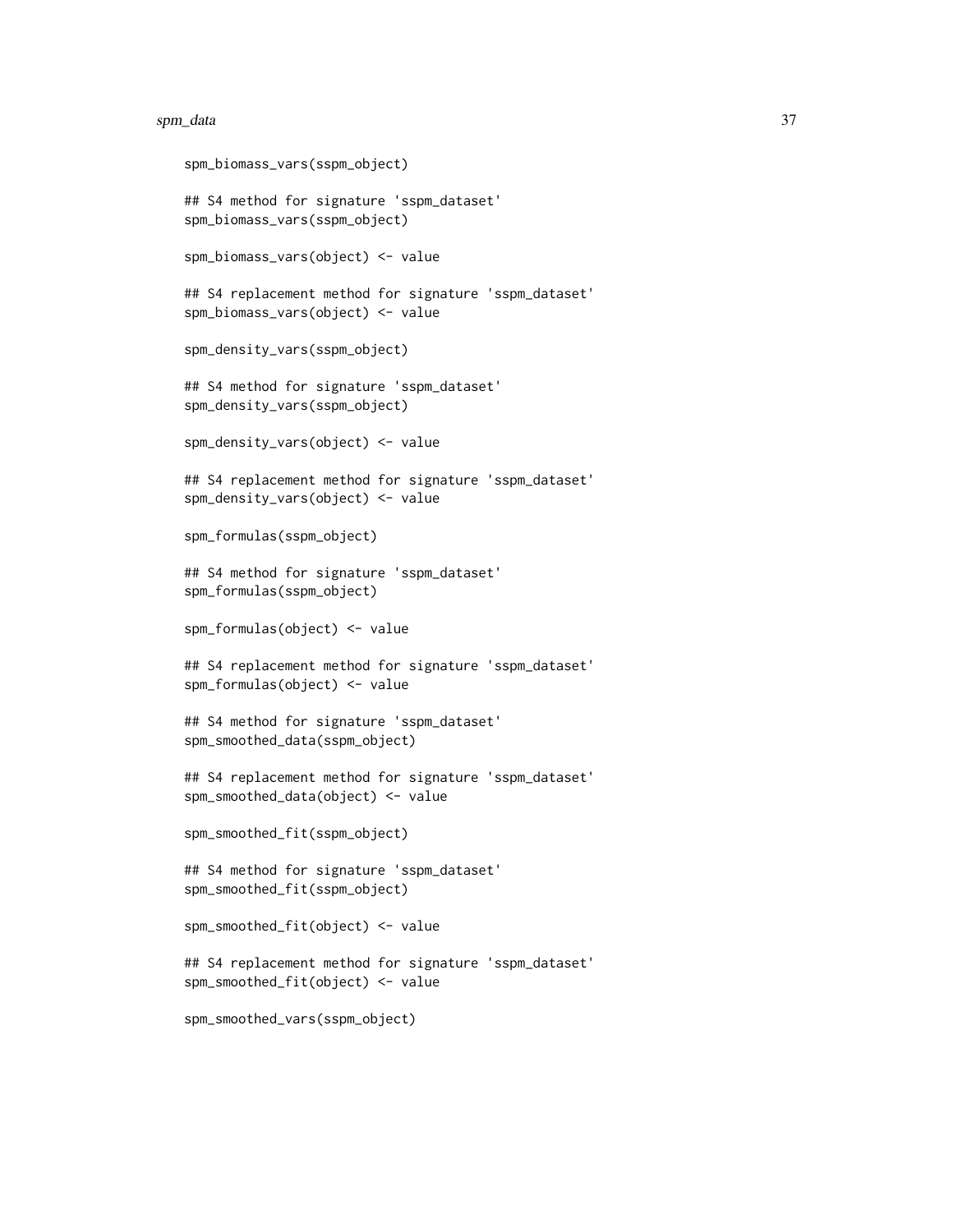```
spm_biomass_vars(sspm_object)

## S4 method for signature 'sspm_dataset'
spm_biomass_vars(sspm_object)

spm_biomass_vars(object) <- value

## S4 replacement method for signature 'sspm_dataset'
spm_biomass_vars(object) <- value

spm_density_vars(sspm_object)

## S4 method for signature 'sspm_dataset'
spm_density_vars(sspm_object)

spm_density_vars(object) <- value

## S4 replacement method for signature 'sspm_dataset'
spm_density_vars(object) <- value

spm_formulas(sspm_object)

## S4 method for signature 'sspm_dataset'
spm_formulas(sspm_object)

spm_formulas(object) <- value

## S4 replacement method for signature 'sspm_dataset'
spm_formulas(object) <- value

## S4 method for signature 'sspm_dataset'
spm_smoothed_data(sspm_object)

## S4 replacement method for signature 'sspm_dataset'
spm_smoothed_data(object) <- value

spm_smoothed_fit(sspm_object)

## S4 method for signature 'sspm_dataset'
spm_smoothed_fit(sspm_object)

spm_smoothed_fit(object) <- value

## S4 replacement method for signature 'sspm_dataset'
spm_smoothed_fit(object) <- value

spm_smoothed_vars(sspm_object)
```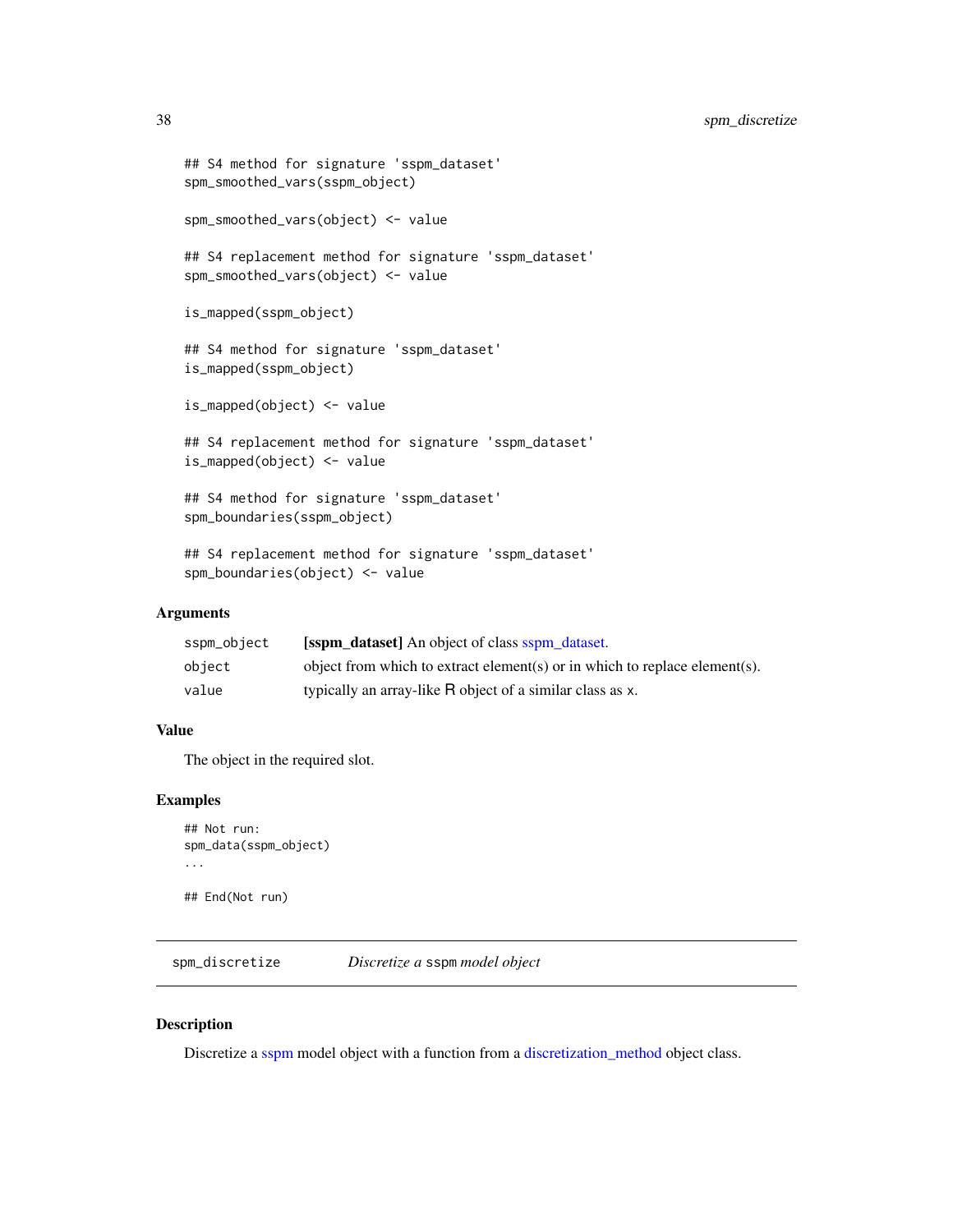```
## S4 method for signature 'sspm_dataset'
spm_smoothed_vars(sspm_object)

spm_smoothed_vars(object) <- value

## S4 replacement method for signature 'sspm_dataset'
spm_smoothed_vars(object) <- value

is_mapped(sspm_object)

## S4 method for signature 'sspm_dataset'
is_mapped(sspm_object)

is_mapped(object) <- value

## S4 replacement method for signature 'sspm_dataset'
is_mapped(object) <- value

## S4 method for signature 'sspm_dataset'
spm_boundaries(sspm_object)

## S4 replacement method for signature 'sspm_dataset'
spm_boundaries(object) <- value
```

### Arguments

| | |
|---|---|
| sspm_object | **[sspm_dataset]** An object of class sspm_dataset. |
| object | object from which to extract element(s) or in which to replace element(s). |
| value | typically an array-like R object of a similar class as x. |

### Value

The object in the required slot.

### Examples

```
## Not run:
spm_data(sspm_object)
...

## End(Not run)
```

---

## spm_discretize — *Discretize a* sspm *model object*

### Description

Discretize a sspm model object with a function from a discretization_method object class.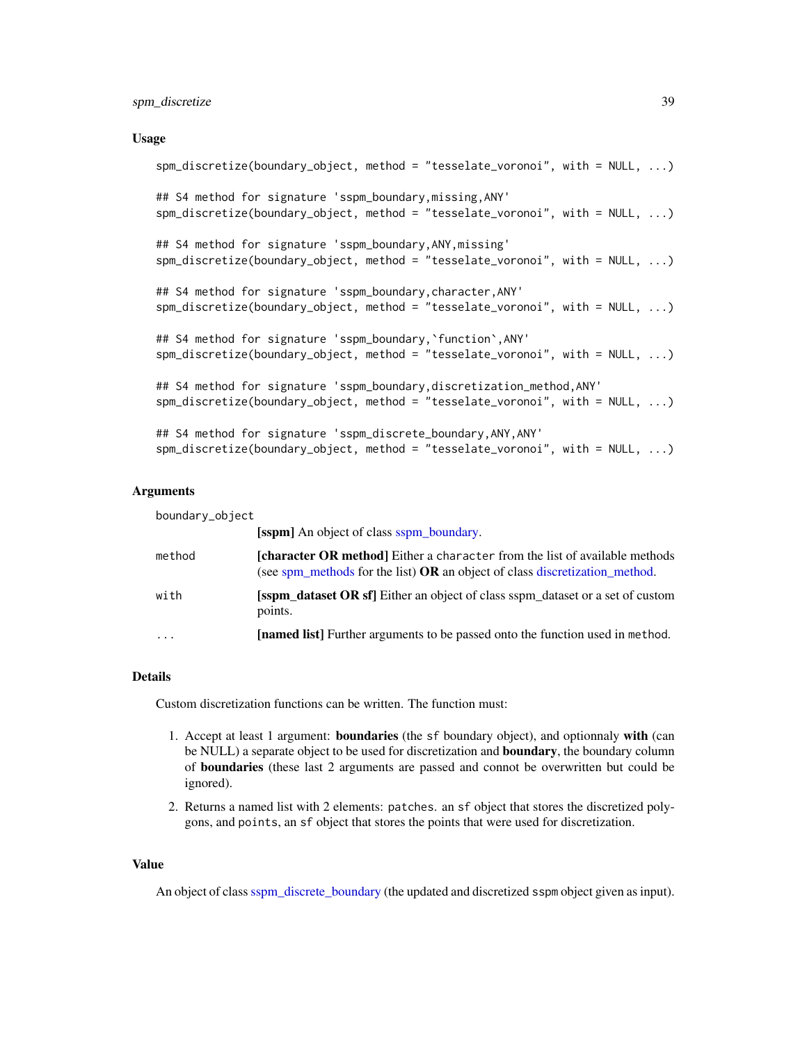### Usage

```
spm_discretize(boundary_object, method = "tesselate_voronoi", with = NULL, ...)

## S4 method for signature 'sspm_boundary,missing,ANY'
spm_discretize(boundary_object, method = "tesselate_voronoi", with = NULL, ...)

## S4 method for signature 'sspm_boundary,ANY,missing'
spm_discretize(boundary_object, method = "tesselate_voronoi", with = NULL, ...)

## S4 method for signature 'sspm_boundary,character,ANY'
spm_discretize(boundary_object, method = "tesselate_voronoi", with = NULL, ...)

## S4 method for signature 'sspm_boundary,`function`,ANY'
spm_discretize(boundary_object, method = "tesselate_voronoi", with = NULL, ...)

## S4 method for signature 'sspm_boundary,discretization_method,ANY'
spm_discretize(boundary_object, method = "tesselate_voronoi", with = NULL, ...)

## S4 method for signature 'sspm_discrete_boundary,ANY,ANY'
spm_discretize(boundary_object, method = "tesselate_voronoi", with = NULL, ...)
```

### Arguments

| | |
|---|---|
| `boundary_object` | **[sspm]** An object of class sspm_boundary. |
| `method` | **[character OR method]** Either a `character` from the list of available methods (see spm_methods for the list) **OR** an object of class discretization_method. |
| `with` | **[sspm_dataset OR sf]** Either an object of class sspm_dataset or a set of custom points. |
| `...` | **[named list]** Further arguments to be passed onto the function used in `method`. |

### Details

Custom discretization functions can be written. The function must:

1. Accept at least 1 argument: **boundaries** (the `sf` boundary object), and optionnaly **with** (can be NULL) a separate object to be used for discretization and **boundary**, the boundary column of **boundaries** (these last 2 arguments are passed and connot be overwritten but could be ignored).
2. Returns a named list with 2 elements: `patches`. an `sf` object that stores the discretized polygons, and `points`, an `sf` object that stores the points that were used for discretization.

### Value

An object of class sspm_discrete_boundary (the updated and discretized `sspm` object given as input).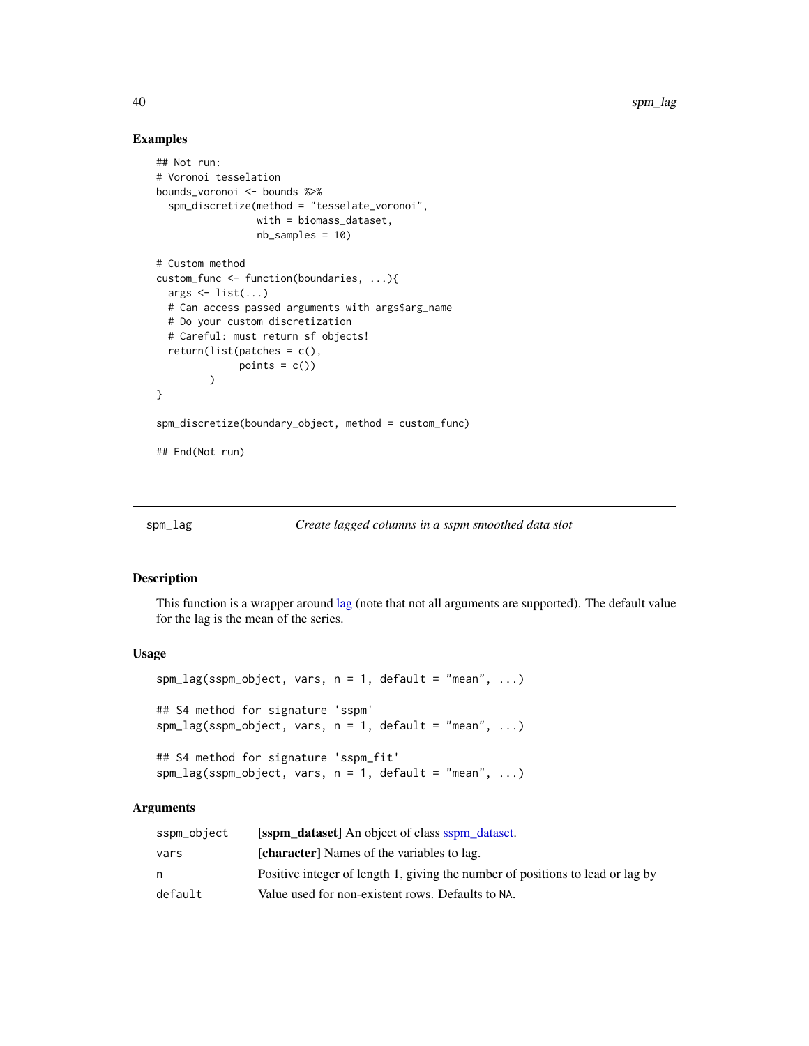## Examples

```
## Not run:
# Voronoi tesselation
bounds_voronoi <- bounds %>%
  spm_discretize(method = "tesselate_voronoi",
                 with = biomass_dataset,
                 nb_samples = 10)

# Custom method
custom_func <- function(boundaries, ...){
  args <- list(...)
  # Can access passed arguments with args$arg_name
  # Do your custom discretization
  # Careful: must return sf objects!
  return(list(patches = c(),
              points = c())
        )
}

spm_discretize(boundary_object, method = custom_func)

## End(Not run)
```

---

spm_lag *Create lagged columns in a sspm smoothed data slot*

---

## Description

This function is a wrapper around lag (note that not all arguments are supported). The default value for the lag is the mean of the series.

## Usage

```
spm_lag(sspm_object, vars, n = 1, default = "mean", ...)

## S4 method for signature 'sspm'
spm_lag(sspm_object, vars, n = 1, default = "mean", ...)

## S4 method for signature 'sspm_fit'
spm_lag(sspm_object, vars, n = 1, default = "mean", ...)
```

## Arguments

| | |
|---|---|
| sspm_object | **[sspm_dataset]** An object of class sspm_dataset. |
| vars | **[character]** Names of the variables to lag. |
| n | Positive integer of length 1, giving the number of positions to lead or lag by |
| default | Value used for non-existent rows. Defaults to NA. |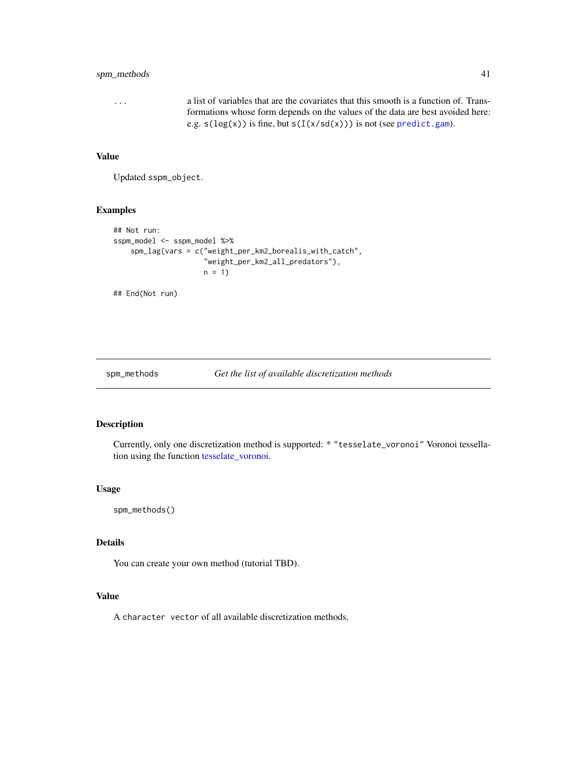| | |
|---|---|
| ... | a list of variables that are the covariates that this smooth is a function of. Transformations whose form depends on the values of the data are best avoided here: e.g. `s(log(x))` is fine, but `s(I(x/sd(x)))` is not (see `predict.gam`). |

### Value

Updated `sspm_object`.

### Examples

```
## Not run:
sspm_model <- sspm_model %>%
    spm_lag(vars = c("weight_per_km2_borealis_with_catch",
                     "weight_per_km2_all_predators"),
                     n = 1)

## End(Not run)
```

---

## spm_methods    *Get the list of available discretization methods*

---

### Description

Currently, only one discretization method is supported: * `"tesselate_voronoi"` Voronoi tessellation using the function tesselate_voronoi.

### Usage

```
spm_methods()
```

### Details

You can create your own method (tutorial TBD).

### Value

A `character vector` of all available discretization methods.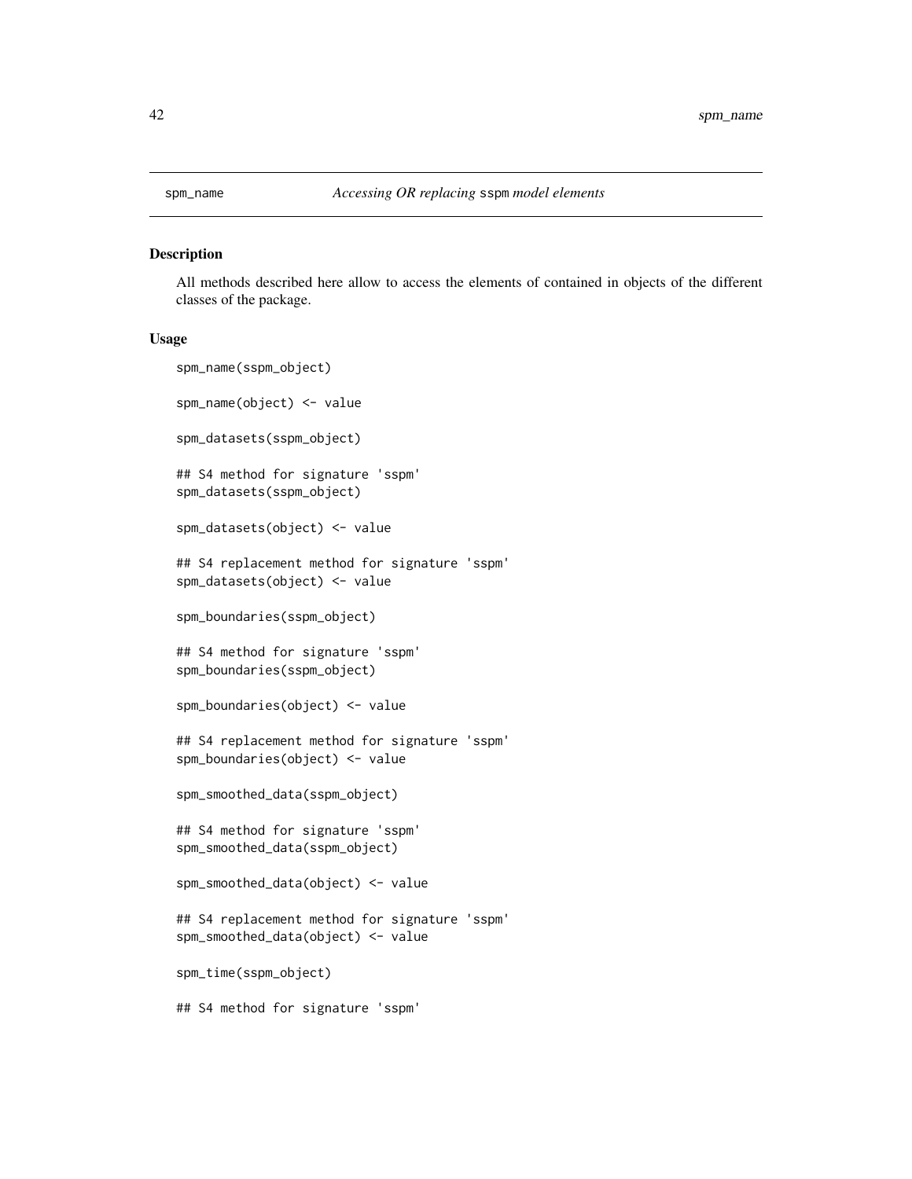| spm_name | *Accessing OR replacing* sspm *model elements* |
| --- | --- |

## Description

All methods described here allow to access the elements of contained in objects of the different classes of the package.

## Usage

```
spm_name(sspm_object)

spm_name(object) <- value

spm_datasets(sspm_object)

## S4 method for signature 'sspm'
spm_datasets(sspm_object)

spm_datasets(object) <- value

## S4 replacement method for signature 'sspm'
spm_datasets(object) <- value

spm_boundaries(sspm_object)

## S4 method for signature 'sspm'
spm_boundaries(sspm_object)

spm_boundaries(object) <- value

## S4 replacement method for signature 'sspm'
spm_boundaries(object) <- value

spm_smoothed_data(sspm_object)

## S4 method for signature 'sspm'
spm_smoothed_data(sspm_object)

spm_smoothed_data(object) <- value

## S4 replacement method for signature 'sspm'
spm_smoothed_data(object) <- value

spm_time(sspm_object)

## S4 method for signature 'sspm'
```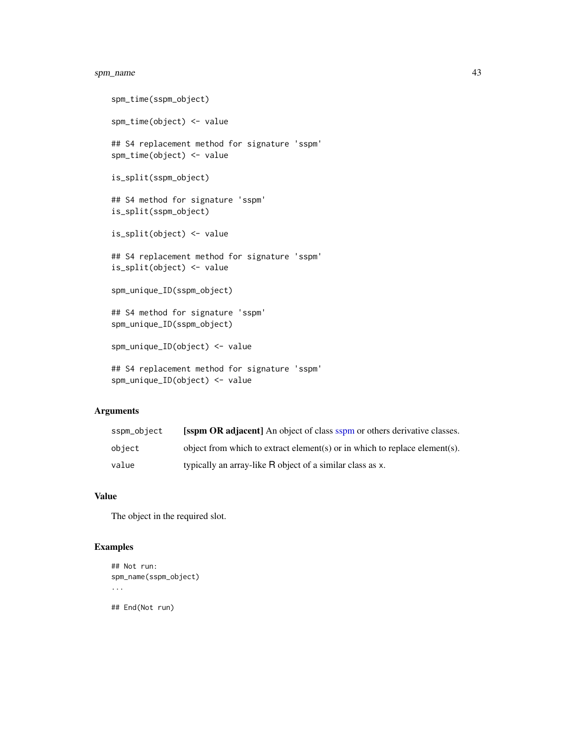```
spm_time(sspm_object)

spm_time(object) <- value

## S4 replacement method for signature 'sspm'
spm_time(object) <- value

is_split(sspm_object)

## S4 method for signature 'sspm'
is_split(sspm_object)

is_split(object) <- value

## S4 replacement method for signature 'sspm'
is_split(object) <- value

spm_unique_ID(sspm_object)

## S4 method for signature 'sspm'
spm_unique_ID(sspm_object)

spm_unique_ID(object) <- value

## S4 replacement method for signature 'sspm'
spm_unique_ID(object) <- value
```

## Arguments

| | |
|---|---|
| `sspm_object` | **[sspm OR adjacent]** An object of class sspm or others derivative classes. |
| `object` | object from which to extract element(s) or in which to replace element(s). |
| `value` | typically an array-like R object of a similar class as x. |

## Value

The object in the required slot.

## Examples

```
## Not run:
spm_name(sspm_object)
...

## End(Not run)
```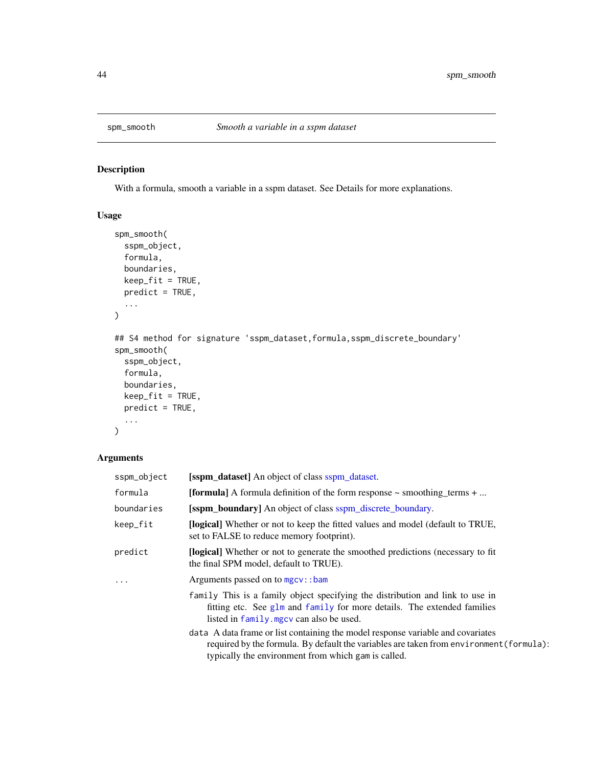spm_smooth    *Smooth a variable in a sspm dataset*

## Description

With a formula, smooth a variable in a sspm dataset. See Details for more explanations.

## Usage

```
spm_smooth(
  sspm_object,
  formula,
  boundaries,
  keep_fit = TRUE,
  predict = TRUE,
  ...
)

## S4 method for signature 'sspm_dataset,formula,sspm_discrete_boundary'
spm_smooth(
  sspm_object,
  formula,
  boundaries,
  keep_fit = TRUE,
  predict = TRUE,
  ...
)
```

## Arguments

| | |
|---|---|
| `sspm_object` | **[sspm_dataset]** An object of class sspm_dataset. |
| `formula` | **[formula]** A formula definition of the form response ~ smoothing_terms + ... |
| `boundaries` | **[sspm_boundary]** An object of class sspm_discrete_boundary. |
| `keep_fit` | **[logical]** Whether or not to keep the fitted values and model (default to TRUE, set to FALSE to reduce memory footprint). |
| `predict` | **[logical]** Whether or not to generate the smoothed predictions (necessary to fit the final SPM model, default to TRUE). |
| `...` | Arguments passed on to `mgcv::bam`<br>`family` This is a family object specifying the distribution and link to use in fitting etc. See `glm` and `family` for more details. The extended families listed in `family.mgcv` can also be used.<br>`data` A data frame or list containing the model response variable and covariates required by the formula. By default the variables are taken from `environment(formula)`: typically the environment from which `gam` is called. |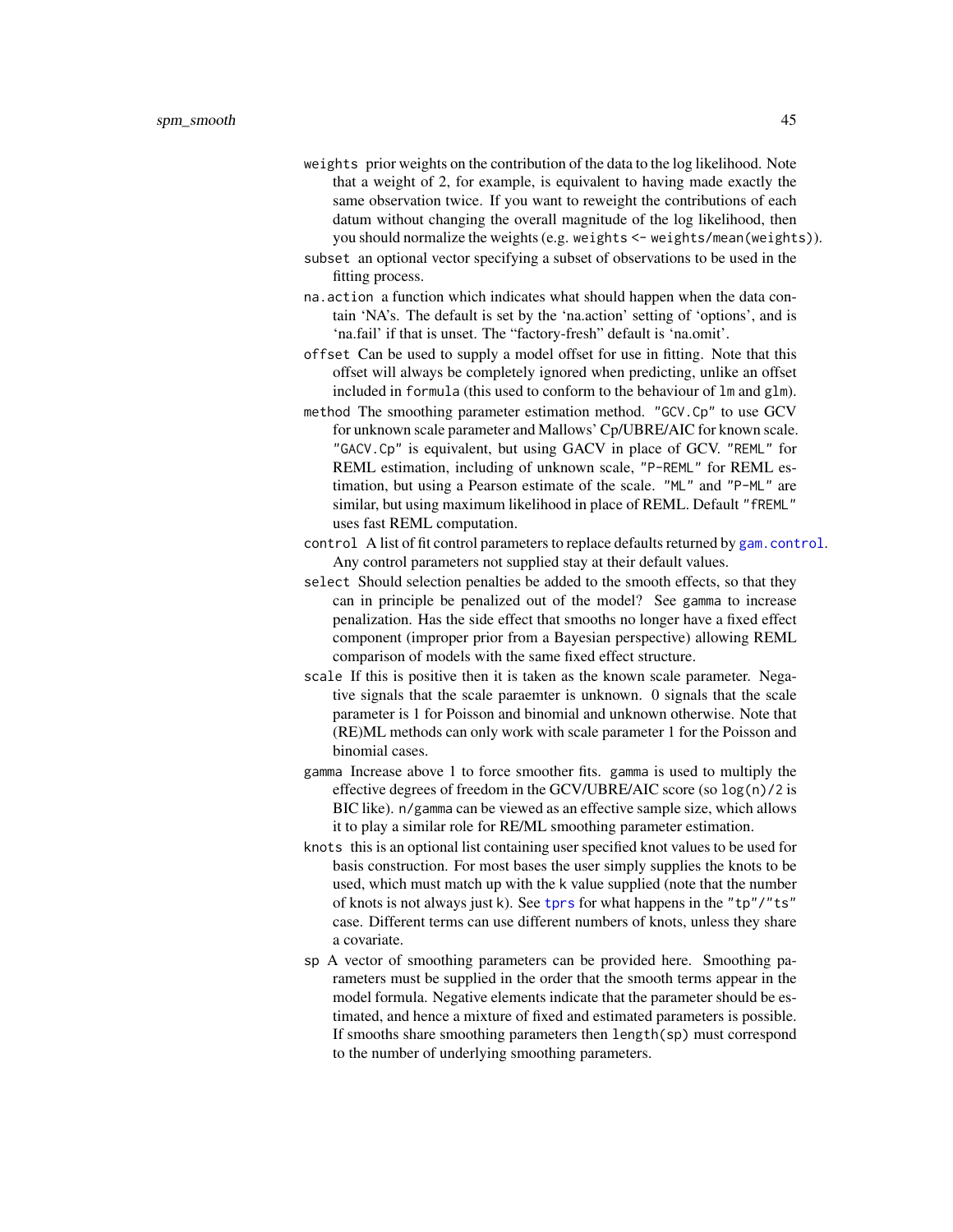`weights` prior weights on the contribution of the data to the log likelihood. Note that a weight of 2, for example, is equivalent to having made exactly the same observation twice. If you want to reweight the contributions of each datum without changing the overall magnitude of the log likelihood, then you should normalize the weights (e.g. `weights <- weights/mean(weights)`).

`subset` an optional vector specifying a subset of observations to be used in the fitting process.

`na.action` a function which indicates what should happen when the data contain 'NA's. The default is set by the 'na.action' setting of 'options', and is 'na.fail' if that is unset. The "factory-fresh" default is 'na.omit'.

`offset` Can be used to supply a model offset for use in fitting. Note that this offset will always be completely ignored when predicting, unlike an offset included in `formula` (this used to conform to the behaviour of `lm` and `glm`).

`method` The smoothing parameter estimation method. `"GCV.Cp"` to use GCV for unknown scale parameter and Mallows' Cp/UBRE/AIC for known scale. `"GACV.Cp"` is equivalent, but using GACV in place of GCV. `"REML"` for REML estimation, including of unknown scale, `"P-REML"` for REML estimation, but using a Pearson estimate of the scale. `"ML"` and `"P-ML"` are similar, but using maximum likelihood in place of REML. Default `"fREML"` uses fast REML computation.

`control` A list of fit control parameters to replace defaults returned by `gam.control`. Any control parameters not supplied stay at their default values.

`select` Should selection penalties be added to the smooth effects, so that they can in principle be penalized out of the model? See `gamma` to increase penalization. Has the side effect that smooths no longer have a fixed effect component (improper prior from a Bayesian perspective) allowing REML comparison of models with the same fixed effect structure.

`scale` If this is positive then it is taken as the known scale parameter. Negative signals that the scale paraemter is unknown. 0 signals that the scale parameter is 1 for Poisson and binomial and unknown otherwise. Note that (RE)ML methods can only work with scale parameter 1 for the Poisson and binomial cases.

`gamma` Increase above 1 to force smoother fits. `gamma` is used to multiply the effective degrees of freedom in the GCV/UBRE/AIC score (so `log(n)/2` is BIC like). `n/gamma` can be viewed as an effective sample size, which allows it to play a similar role for RE/ML smoothing parameter estimation.

`knots` this is an optional list containing user specified knot values to be used for basis construction. For most bases the user simply supplies the knots to be used, which must match up with the `k` value supplied (note that the number of knots is not always just `k`). See `tprs` for what happens in the `"tp"/"ts"` case. Different terms can use different numbers of knots, unless they share a covariate.

`sp` A vector of smoothing parameters can be provided here. Smoothing parameters must be supplied in the order that the smooth terms appear in the model formula. Negative elements indicate that the parameter should be estimated, and hence a mixture of fixed and estimated parameters is possible. If smooths share smoothing parameters then `length(sp)` must correspond to the number of underlying smoothing parameters.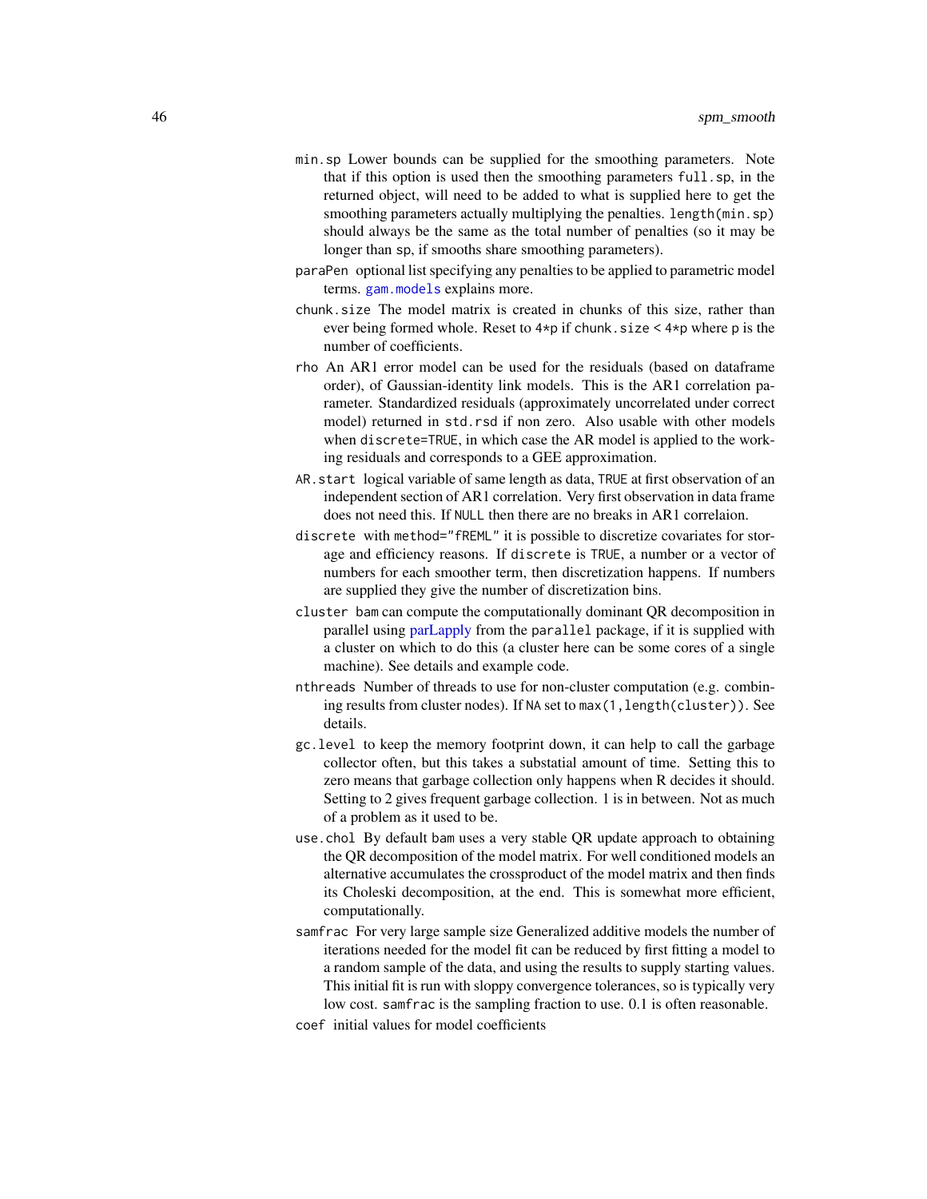`min.sp` Lower bounds can be supplied for the smoothing parameters. Note that if this option is used then the smoothing parameters `full.sp`, in the returned object, will need to be added to what is supplied here to get the smoothing parameters actually multiplying the penalties. `length(min.sp)` should always be the same as the total number of penalties (so it may be longer than `sp`, if smooths share smoothing parameters).

`paraPen` optional list specifying any penalties to be applied to parametric model terms. `gam.models` explains more.

`chunk.size` The model matrix is created in chunks of this size, rather than ever being formed whole. Reset to `4*p` if `chunk.size < 4*p` where `p` is the number of coefficients.

`rho` An AR1 error model can be used for the residuals (based on dataframe order), of Gaussian-identity link models. This is the AR1 correlation parameter. Standardized residuals (approximately uncorrelated under correct model) returned in `std.rsd` if non zero. Also usable with other models when `discrete=TRUE`, in which case the AR model is applied to the working residuals and corresponds to a GEE approximation.

`AR.start` logical variable of same length as data, `TRUE` at first observation of an independent section of AR1 correlation. Very first observation in data frame does not need this. If `NULL` then there are no breaks in AR1 correlaion.

`discrete` with `method="fREML"` it is possible to discretize covariates for storage and efficiency reasons. If `discrete` is `TRUE`, a number or a vector of numbers for each smoother term, then discretization happens. If numbers are supplied they give the number of discretization bins.

`cluster` `bam` can compute the computationally dominant QR decomposition in parallel using parLapply from the `parallel` package, if it is supplied with a cluster on which to do this (a cluster here can be some cores of a single machine). See details and example code.

`nthreads` Number of threads to use for non-cluster computation (e.g. combining results from cluster nodes). If `NA` set to `max(1,length(cluster))`. See details.

`gc.level` to keep the memory footprint down, it can help to call the garbage collector often, but this takes a substatial amount of time. Setting this to zero means that garbage collection only happens when R decides it should. Setting to 2 gives frequent garbage collection. 1 is in between. Not as much of a problem as it used to be.

`use.chol` By default `bam` uses a very stable QR update approach to obtaining the QR decomposition of the model matrix. For well conditioned models an alternative accumulates the crossproduct of the model matrix and then finds its Choleski decomposition, at the end. This is somewhat more efficient, computationally.

`samfrac` For very large sample size Generalized additive models the number of iterations needed for the model fit can be reduced by first fitting a model to a random sample of the data, and using the results to supply starting values. This initial fit is run with sloppy convergence tolerances, so is typically very low cost. `samfrac` is the sampling fraction to use. 0.1 is often reasonable.

`coef` initial values for model coefficients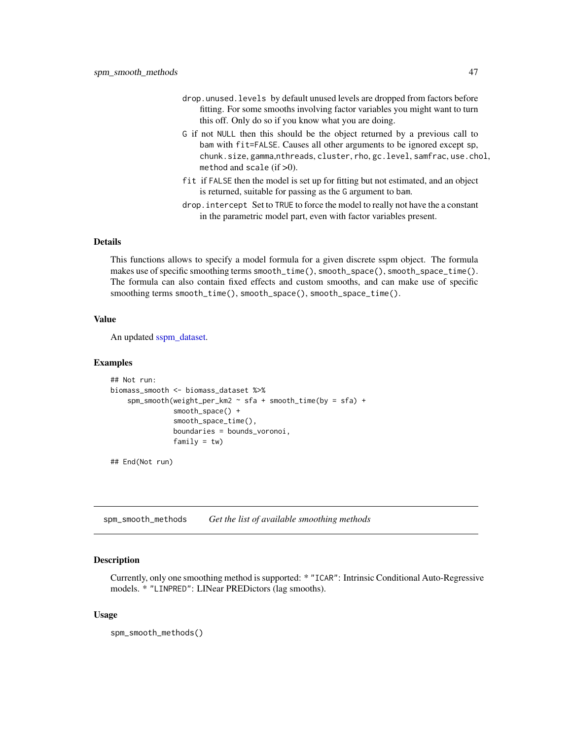drop.unused.levels by default unused levels are dropped from factors before fitting. For some smooths involving factor variables you might want to turn this off. Only do so if you know what you are doing.

G if not NULL then this should be the object returned by a previous call to bam with fit=FALSE. Causes all other arguments to be ignored except sp, chunk.size, gamma,nthreads, cluster, rho, gc.level, samfrac, use.chol, method and scale (if >0).

fit if FALSE then the model is set up for fitting but not estimated, and an object is returned, suitable for passing as the G argument to bam.

drop.intercept Set to TRUE to force the model to really not have the a constant in the parametric model part, even with factor variables present.

## Details

This functions allows to specify a model formula for a given discrete sspm object. The formula makes use of specific smoothing terms smooth_time(), smooth_space(), smooth_space_time(). The formula can also contain fixed effects and custom smooths, and can make use of specific smoothing terms smooth_time(), smooth_space(), smooth_space_time().

## Value

An updated sspm_dataset.

## Examples

```
## Not run:
biomass_smooth <- biomass_dataset %>%
    spm_smooth(weight_per_km2 ~ sfa + smooth_time(by = sfa) +
               smooth_space() +
               smooth_space_time(),
               boundaries = bounds_voronoi,
               family = tw)

## End(Not run)
```

---

# spm_smooth_methods *Get the list of available smoothing methods*

## Description

Currently, only one smoothing method is supported: * "ICAR": Intrinsic Conditional Auto-Regressive models. * "LINPRED": LINear PREDictors (lag smooths).

## Usage

```
spm_smooth_methods()
```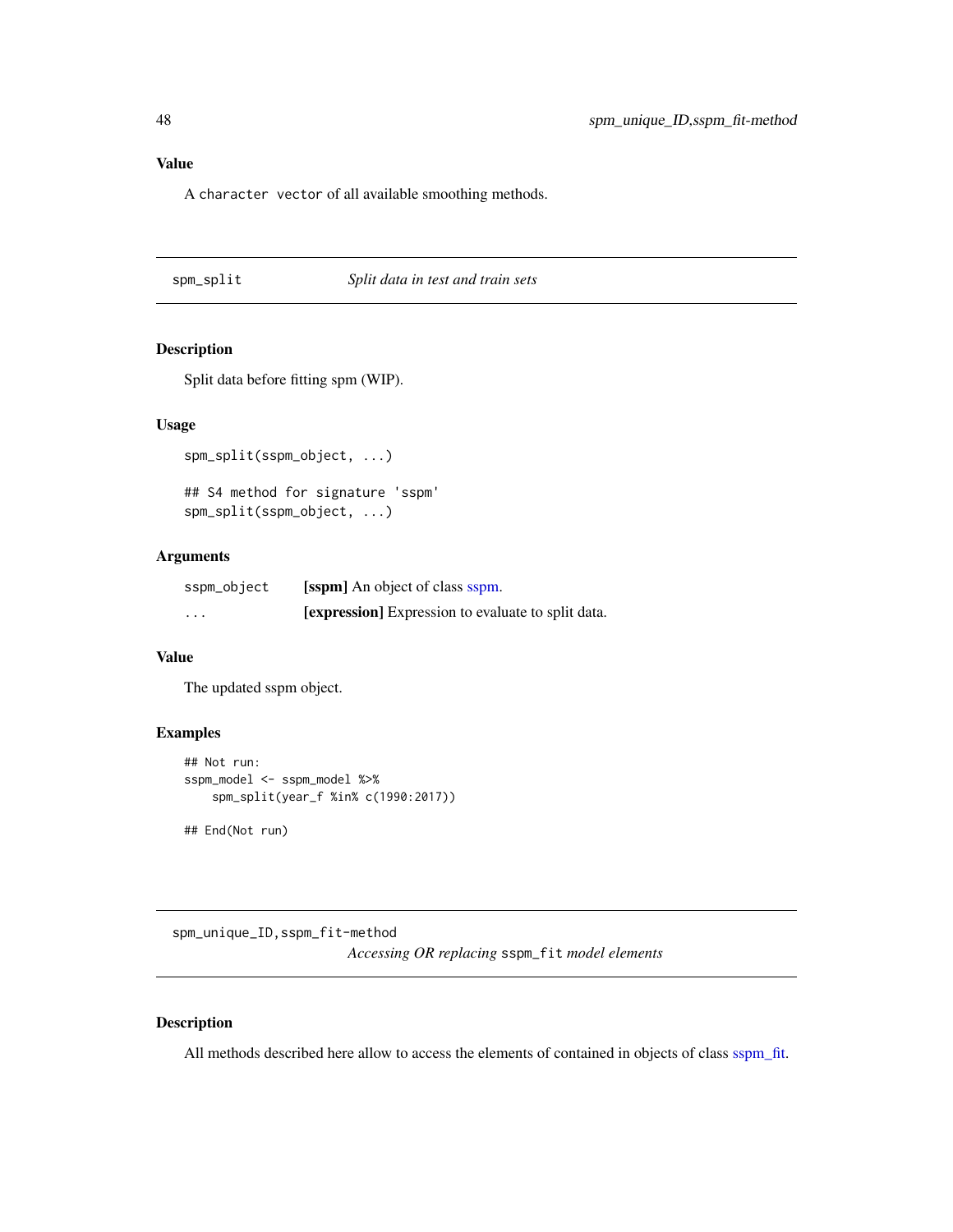### Value

A `character vector` of all available smoothing methods.

## spm_split — *Split data in test and train sets*

### Description

Split data before fitting spm (WIP).

### Usage

```
spm_split(sspm_object, ...)

## S4 method for signature 'sspm'
spm_split(sspm_object, ...)
```

### Arguments

| | |
|---|---|
| sspm_object | **[sspm]** An object of class sspm. |
| ... | **[expression]** Expression to evaluate to split data. |

### Value

The updated sspm object.

### Examples

```
## Not run:
sspm_model <- sspm_model %>%
    spm_split(year_f %in% c(1990:2017))

## End(Not run)
```

## spm_unique_ID,sspm_fit-method — *Accessing OR replacing* `sspm_fit` *model elements*

### Description

All methods described here allow to access the elements of contained in objects of class sspm_fit.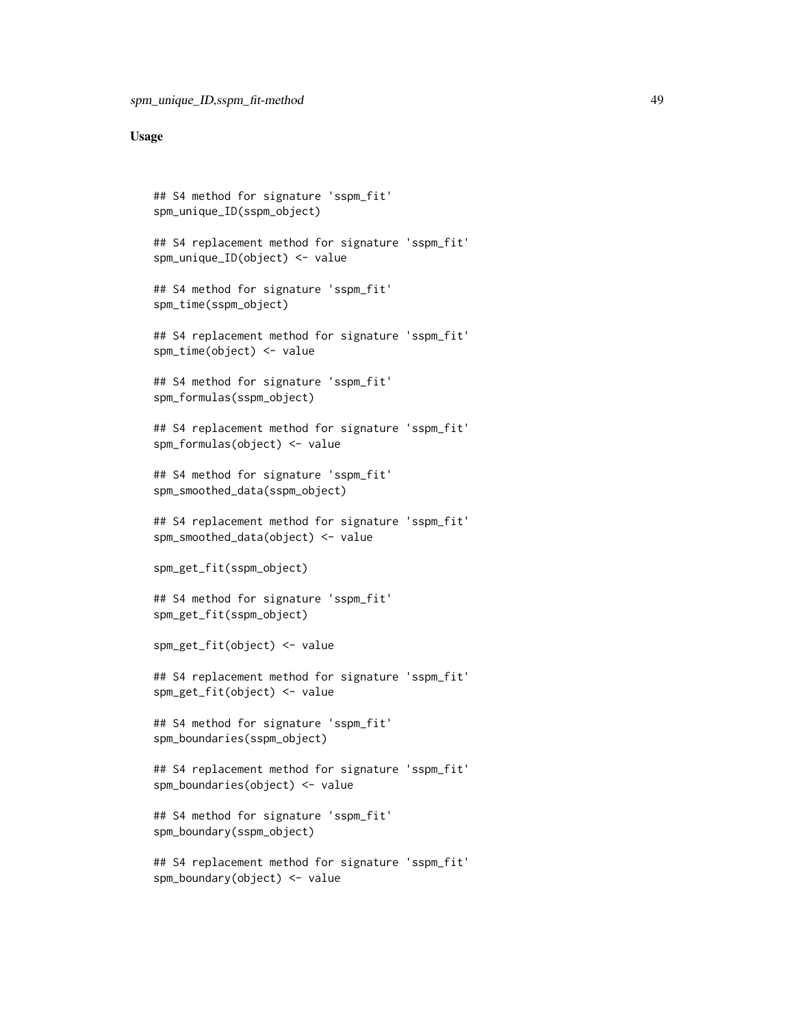## Usage

```
## S4 method for signature 'sspm_fit'
spm_unique_ID(sspm_object)

## S4 replacement method for signature 'sspm_fit'
spm_unique_ID(object) <- value

## S4 method for signature 'sspm_fit'
spm_time(sspm_object)

## S4 replacement method for signature 'sspm_fit'
spm_time(object) <- value

## S4 method for signature 'sspm_fit'
spm_formulas(sspm_object)

## S4 replacement method for signature 'sspm_fit'
spm_formulas(object) <- value

## S4 method for signature 'sspm_fit'
spm_smoothed_data(sspm_object)

## S4 replacement method for signature 'sspm_fit'
spm_smoothed_data(object) <- value

spm_get_fit(sspm_object)

## S4 method for signature 'sspm_fit'
spm_get_fit(sspm_object)

spm_get_fit(object) <- value

## S4 replacement method for signature 'sspm_fit'
spm_get_fit(object) <- value

## S4 method for signature 'sspm_fit'
spm_boundaries(sspm_object)

## S4 replacement method for signature 'sspm_fit'
spm_boundaries(object) <- value

## S4 method for signature 'sspm_fit'
spm_boundary(sspm_object)

## S4 replacement method for signature 'sspm_fit'
spm_boundary(object) <- value
```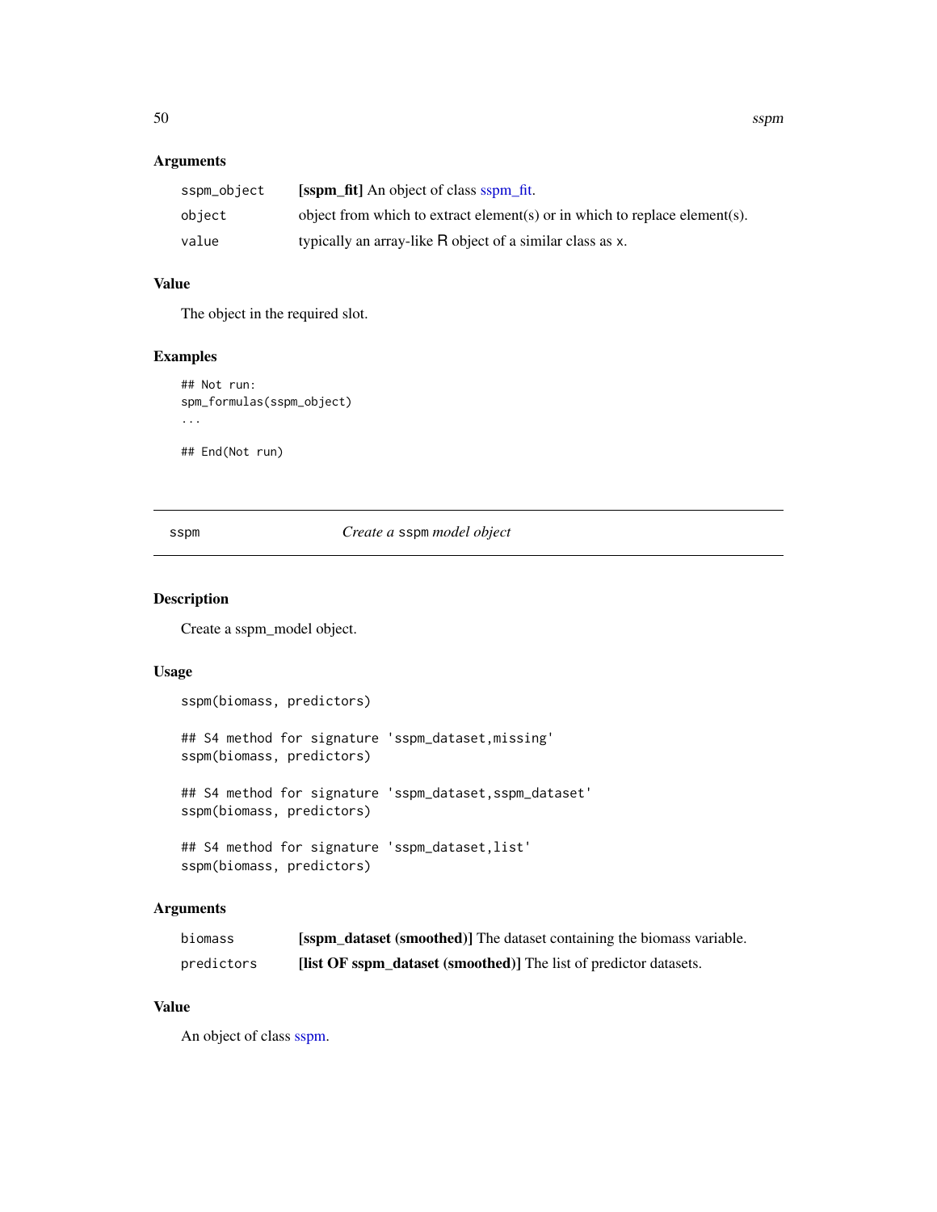### Arguments

| | |
|---|---|
| `sspm_object` | **[sspm_fit]** An object of class sspm_fit. |
| `object` | object from which to extract element(s) or in which to replace element(s). |
| `value` | typically an array-like R object of a similar class as `x`. |

### Value

The object in the required slot.

### Examples

```
## Not run:
spm_formulas(sspm_object)
...

## End(Not run)
```

---

## sspm — *Create a* `sspm` *model object*

---

### Description

Create a sspm_model object.

### Usage

```
sspm(biomass, predictors)

## S4 method for signature 'sspm_dataset,missing'
sspm(biomass, predictors)

## S4 method for signature 'sspm_dataset,sspm_dataset'
sspm(biomass, predictors)

## S4 method for signature 'sspm_dataset,list'
sspm(biomass, predictors)
```

### Arguments

| | |
|---|---|
| `biomass` | **[sspm_dataset (smoothed)]** The dataset containing the biomass variable. |
| `predictors` | **[list OF sspm_dataset (smoothed)]** The list of predictor datasets. |

### Value

An object of class sspm.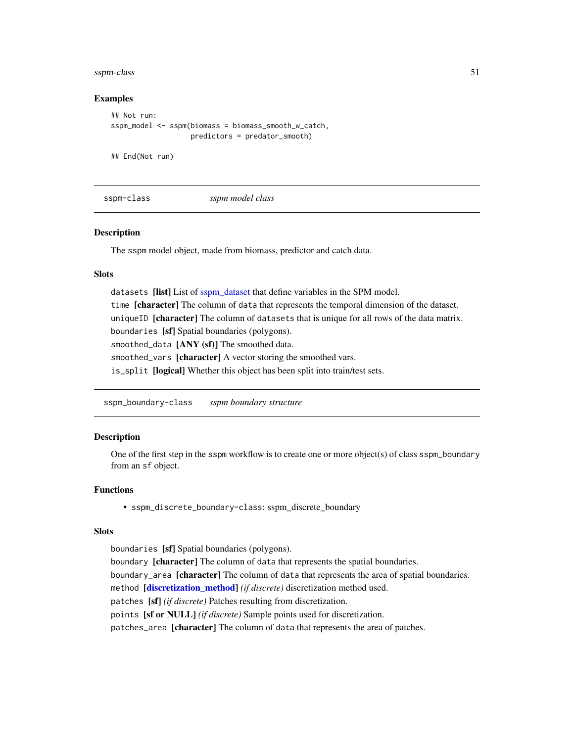### Examples

```
## Not run:
sspm_model <- sspm(biomass = biomass_smooth_w_catch,
                   predictors = predator_smooth)

## End(Not run)
```

---

## sspm-class *sspm model class*

### Description

The sspm model object, made from biomass, predictor and catch data.

### Slots

`datasets` **[list]** List of sspm_dataset that define variables in the SPM model.

`time` **[character]** The column of `data` that represents the temporal dimension of the dataset.

`uniqueID` **[character]** The column of `datasets` that is unique for all rows of the data matrix.

`boundaries` **[sf]** Spatial boundaries (polygons).

`smoothed_data` **[ANY (sf)]** The smoothed data.

`smoothed_vars` **[character]** A vector storing the smoothed vars.

`is_split` **[logical]** Whether this object has been split into train/test sets.

---

## sspm_boundary-class *sspm boundary structure*

### Description

One of the first step in the `sspm` workflow is to create one or more object(s) of class `sspm_boundary` from an `sf` object.

### Functions

- `sspm_discrete_boundary-class`: sspm_discrete_boundary

### Slots

`boundaries` **[sf]** Spatial boundaries (polygons).

`boundary` **[character]** The column of `data` that represents the spatial boundaries.

`boundary_area` **[character]** The column of `data` that represents the area of spatial boundaries.

`method` **[discretization_method]** *(if discrete)* discretization method used.

`patches` **[sf]** *(if discrete)* Patches resulting from discretization.

`points` **[sf or NULL]** *(if discrete)* Sample points used for discretization.

`patches_area` **[character]** The column of `data` that represents the area of patches.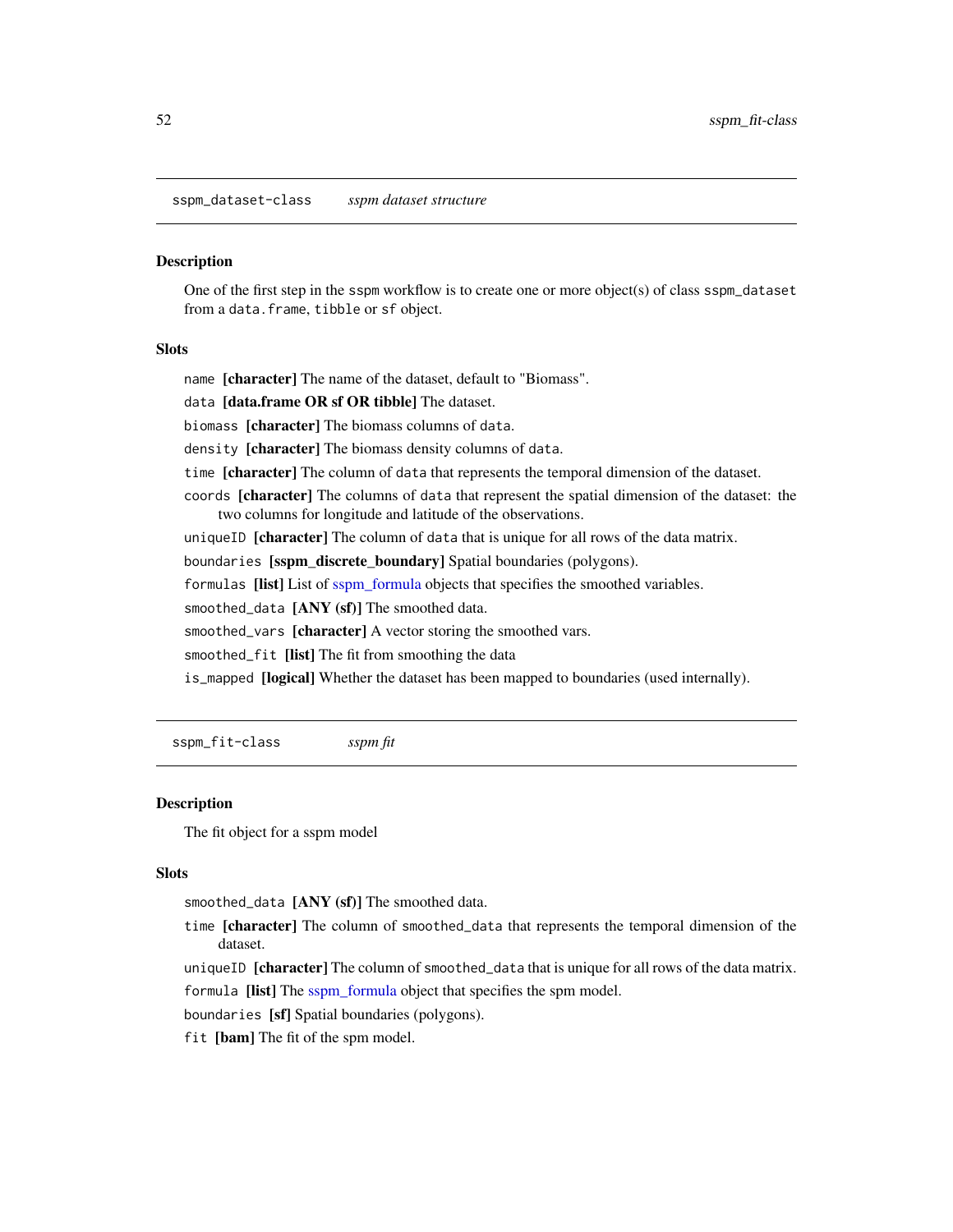## sspm_dataset-class *sspm dataset structure*

### Description

One of the first step in the `sspm` workflow is to create one or more object(s) of class `sspm_dataset` from a `data.frame`, `tibble` or `sf` object.

### Slots

`name` **[character]** The name of the dataset, default to "Biomass".

`data` **[data.frame OR sf OR tibble]** The dataset.

`biomass` **[character]** The biomass columns of `data`.

`density` **[character]** The biomass density columns of `data`.

`time` **[character]** The column of `data` that represents the temporal dimension of the dataset.

`coords` **[character]** The columns of `data` that represent the spatial dimension of the dataset: the two columns for longitude and latitude of the observations.

`uniqueID` **[character]** The column of `data` that is unique for all rows of the data matrix.

`boundaries` **[sspm_discrete_boundary]** Spatial boundaries (polygons).

`formulas` **[list]** List of sspm_formula objects that specifies the smoothed variables.

`smoothed_data` **[ANY (sf)]** The smoothed data.

`smoothed_vars` **[character]** A vector storing the smoothed vars.

`smoothed_fit` **[list]** The fit from smoothing the data

`is_mapped` **[logical]** Whether the dataset has been mapped to boundaries (used internally).

## sspm_fit-class *sspm fit*

### Description

The fit object for a sspm model

### Slots

`smoothed_data` **[ANY (sf)]** The smoothed data.

`time` **[character]** The column of `smoothed_data` that represents the temporal dimension of the dataset.

`uniqueID` **[character]** The column of `smoothed_data` that is unique for all rows of the data matrix.

`formula` **[list]** The sspm_formula object that specifies the spm model.

`boundaries` **[sf]** Spatial boundaries (polygons).

`fit` **[bam]** The fit of the spm model.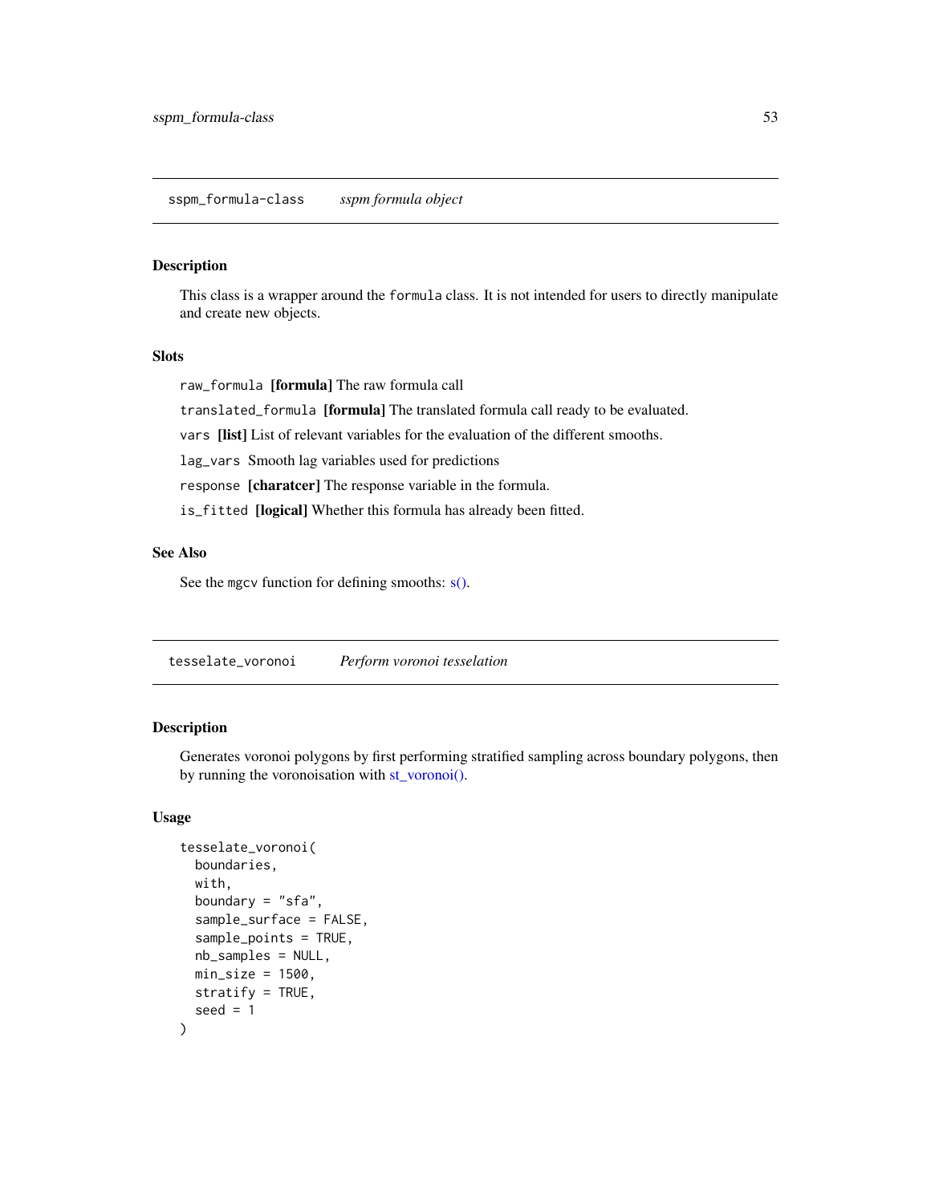## sspm_formula-class *sspm formula object*

### Description

This class is a wrapper around the `formula` class. It is not intended for users to directly manipulate and create new objects.

### Slots

`raw_formula` **[formula]** The raw formula call

`translated_formula` **[formula]** The translated formula call ready to be evaluated.

`vars` **[list]** List of relevant variables for the evaluation of the different smooths.

`lag_vars` Smooth lag variables used for predictions

`response` **[charatcer]** The response variable in the formula.

`is_fitted` **[logical]** Whether this formula has already been fitted.

### See Also

See the `mgcv` function for defining smooths: s().

## tesselate_voronoi *Perform voronoi tesselation*

### Description

Generates voronoi polygons by first performing stratified sampling across boundary polygons, then by running the voronoisation with st_voronoi().

### Usage

```
tesselate_voronoi(
  boundaries,
  with,
  boundary = "sfa",
  sample_surface = FALSE,
  sample_points = TRUE,
  nb_samples = NULL,
  min_size = 1500,
  stratify = TRUE,
  seed = 1
)
```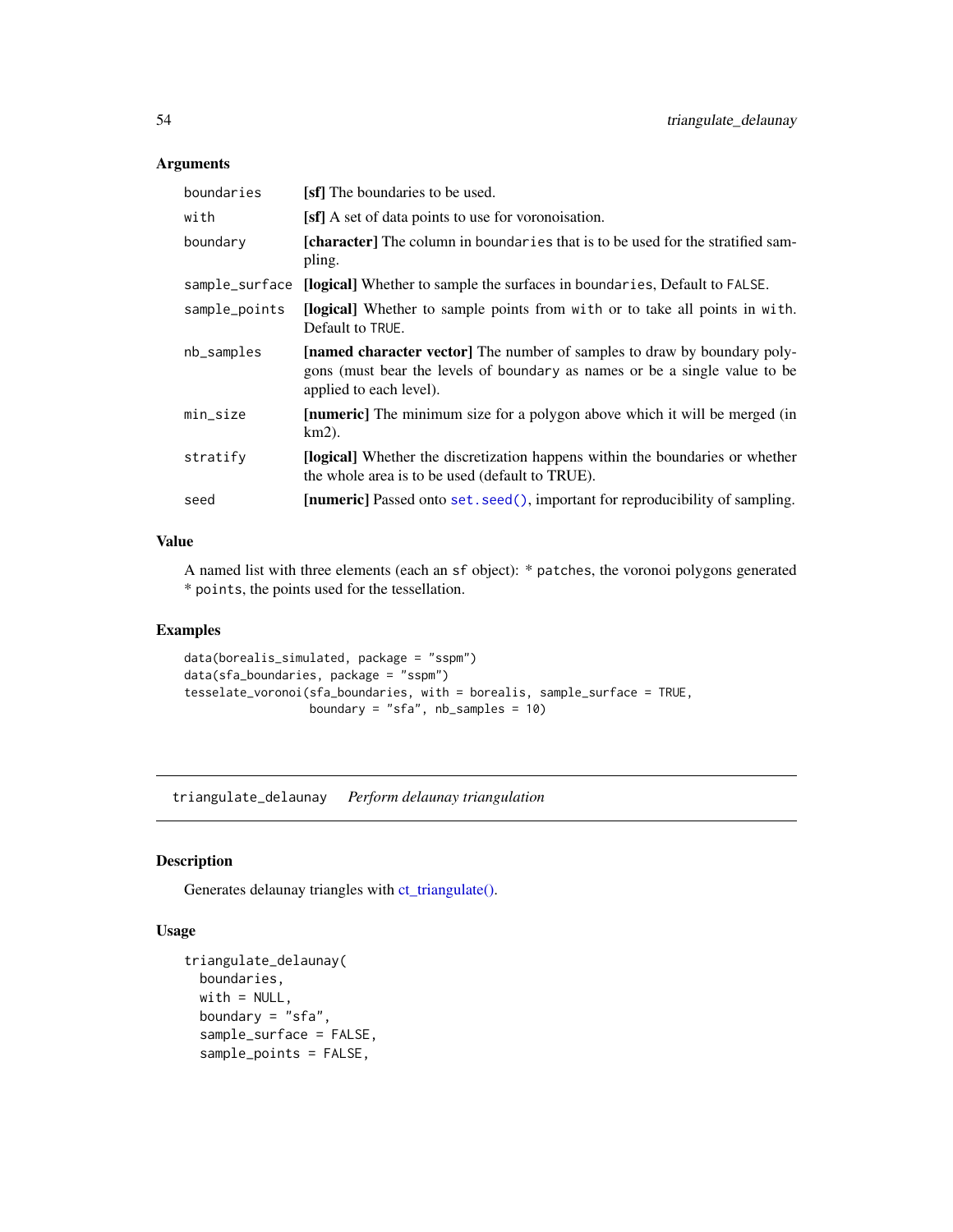### Arguments

| | |
|---|---|
| `boundaries` | **[sf]** The boundaries to be used. |
| `with` | **[sf]** A set of data points to use for voronoisation. |
| `boundary` | **[character]** The column in `boundaries` that is to be used for the stratified sampling. |
| `sample_surface` | **[logical]** Whether to sample the surfaces in `boundaries`, Default to `FALSE`. |
| `sample_points` | **[logical]** Whether to sample points from `with` or to take all points in `with`. Default to `TRUE`. |
| `nb_samples` | **[named character vector]** The number of samples to draw by boundary polygons (must bear the levels of `boundary` as names or be a single value to be applied to each level). |
| `min_size` | **[numeric]** The minimum size for a polygon above which it will be merged (in km2). |
| `stratify` | **[logical]** Whether the discretization happens within the boundaries or whether the whole area is to be used (default to TRUE). |
| `seed` | **[numeric]** Passed onto `set.seed()`, important for reproducibility of sampling. |

### Value

A named list with three elements (each an `sf` object): * `patches`, the voronoi polygons generated * `points`, the points used for the tessellation.

### Examples

```
data(borealis_simulated, package = "sspm")
data(sfa_boundaries, package = "sspm")
tesselate_voronoi(sfa_boundaries, with = borealis, sample_surface = TRUE,
                  boundary = "sfa", nb_samples = 10)
```

---

## `triangulate_delaunay` *Perform delaunay triangulation*

### Description

Generates delaunay triangles with ct_triangulate().

### Usage

```
triangulate_delaunay(
  boundaries,
  with = NULL,
  boundary = "sfa",
  sample_surface = FALSE,
  sample_points = FALSE,
```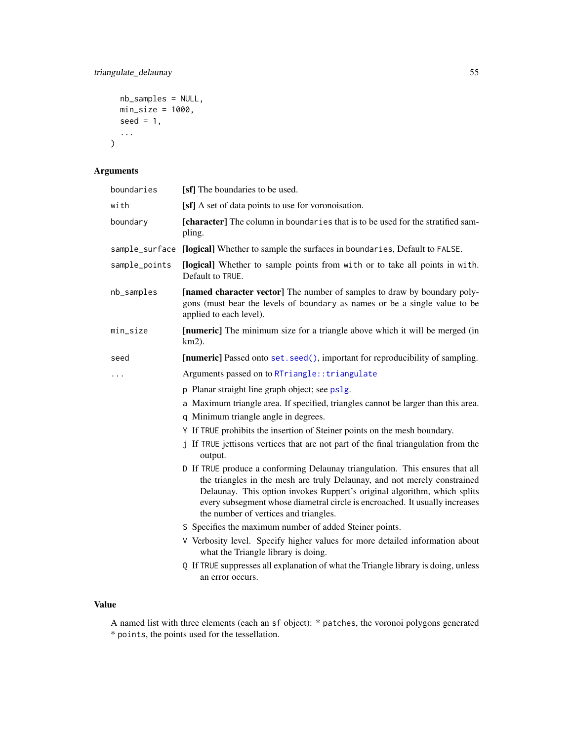```
  nb_samples = NULL,
  min_size = 1000,
  seed = 1,
  ...
)
```

## Arguments

| | |
|---|---|
| boundaries | **[sf]** The boundaries to be used. |
| with | **[sf]** A set of data points to use for voronoisation. |
| boundary | **[character]** The column in boundaries that is to be used for the stratified sampling. |
| sample_surface | **[logical]** Whether to sample the surfaces in boundaries, Default to FALSE. |
| sample_points | **[logical]** Whether to sample points from with or to take all points in with. Default to TRUE. |
| nb_samples | **[named character vector]** The number of samples to draw by boundary polygons (must bear the levels of boundary as names or be a single value to be applied to each level). |
| min_size | **[numeric]** The minimum size for a triangle above which it will be merged (in km2). |
| seed | **[numeric]** Passed onto set.seed(), important for reproducibility of sampling. |
| ... | Arguments passed on to RTriangle::triangulate |

- p Planar straight line graph object; see pslg.
- a Maximum triangle area. If specified, triangles cannot be larger than this area.
- q Minimum triangle angle in degrees.
- Y If TRUE prohibits the insertion of Steiner points on the mesh boundary.
- j If TRUE jettisons vertices that are not part of the final triangulation from the output.
- D If TRUE produce a conforming Delaunay triangulation. This ensures that all the triangles in the mesh are truly Delaunay, and not merely constrained Delaunay. This option invokes Ruppert's original algorithm, which splits every subsegment whose diametral circle is encroached. It usually increases the number of vertices and triangles.
- S Specifies the maximum number of added Steiner points.
- V Verbosity level. Specify higher values for more detailed information about what the Triangle library is doing.
- Q If TRUE suppresses all explanation of what the Triangle library is doing, unless an error occurs.

## Value

A named list with three elements (each an sf object): * patches, the voronoi polygons generated * points, the points used for the tessellation.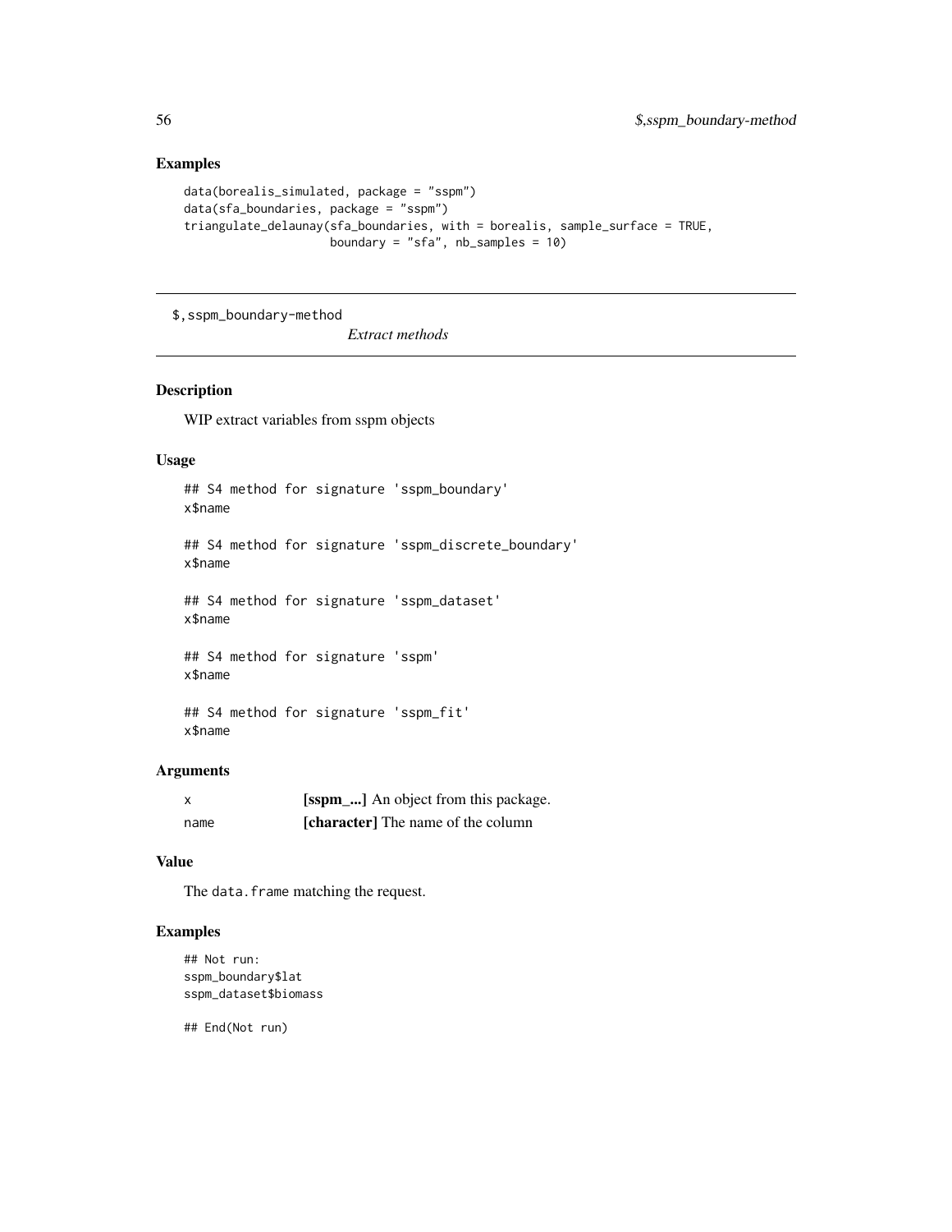## Examples

```
data(borealis_simulated, package = "sspm")
data(sfa_boundaries, package = "sspm")
triangulate_delaunay(sfa_boundaries, with = borealis, sample_surface = TRUE,
                     boundary = "sfa", nb_samples = 10)
```

---

# $,sspm_boundary-method

*Extract methods*

## Description

WIP extract variables from sspm objects

## Usage

```
## S4 method for signature 'sspm_boundary'
x$name

## S4 method for signature 'sspm_discrete_boundary'
x$name

## S4 method for signature 'sspm_dataset'
x$name

## S4 method for signature 'sspm'
x$name

## S4 method for signature 'sspm_fit'
x$name
```

## Arguments

| | |
|---|---|
| x | **[sspm_...]** An object from this package. |
| name | **[character]** The name of the column |

## Value

The data.frame matching the request.

## Examples

```
## Not run:
sspm_boundary$lat
sspm_dataset$biomass

## End(Not run)
```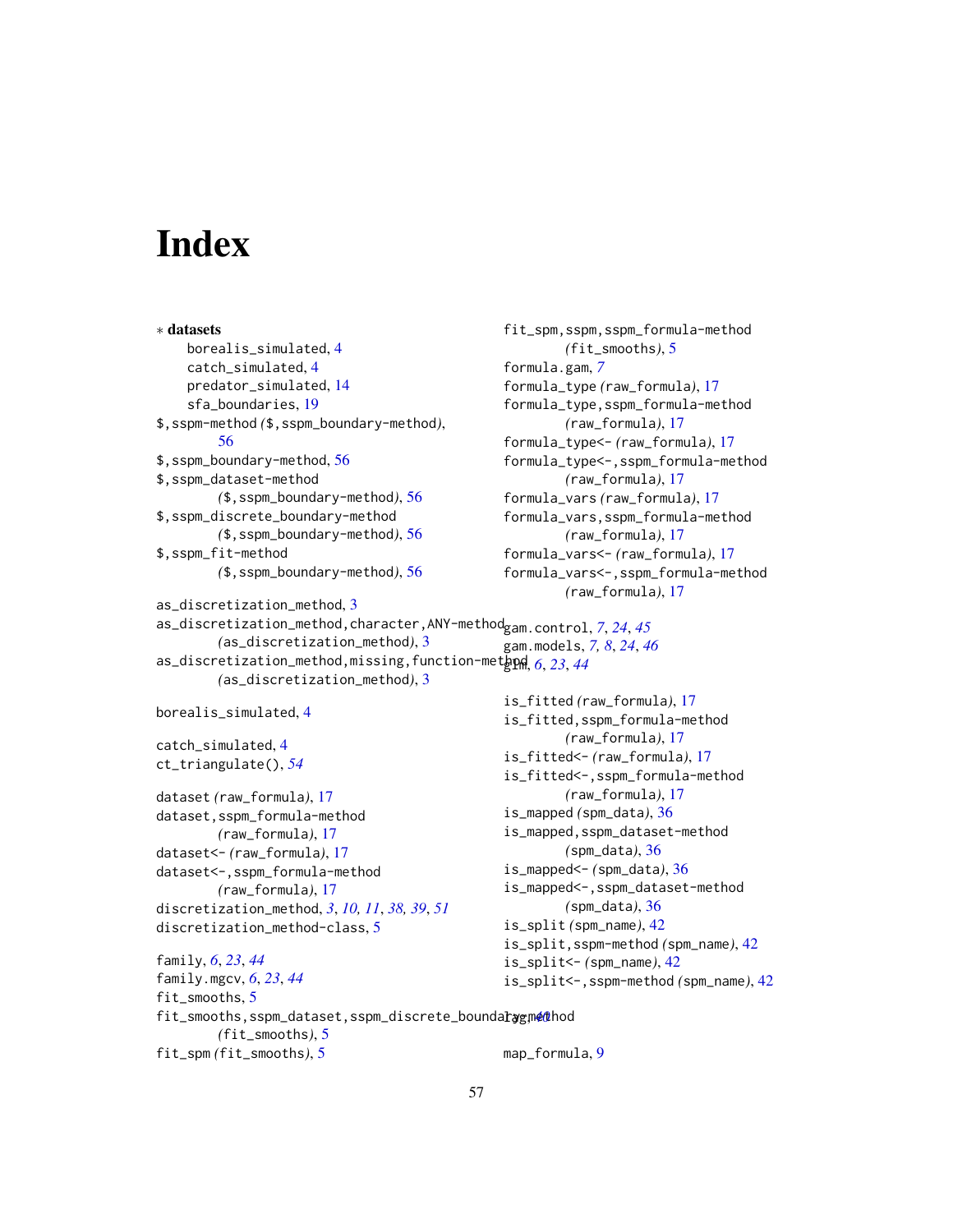# Index

∗ **datasets**

borealis_simulated, 4
catch_simulated, 4
predator_simulated, 14
sfa_boundaries, 19

$,sspm-method ($,sspm_boundary-method), 56
$,sspm_boundary-method, 56
$,sspm_dataset-method ($,sspm_boundary-method), 56
$,sspm_discrete_boundary-method ($,sspm_boundary-method), 56
$,sspm_fit-method ($,sspm_boundary-method), 56

as_discretization_method, 3
as_discretization_method,character,ANY-method (as_discretization_method), 3
as_discretization_method,missing,function-method (as_discretization_method), 3

borealis_simulated, 4

catch_simulated, 4
ct_triangulate(), *54*

dataset (raw_formula), 17
dataset,sspm_formula-method (raw_formula), 17
dataset<- (raw_formula), 17
dataset<-,sspm_formula-method (raw_formula), 17
discretization_method, *3*, *10, 11*, *38, 39*, *51*
discretization_method-class, 5

family, *6*, *23*, *44*
family.mgcv, *6*, *23*, *44*
fit_smooths, 5
fit_smooths,sspm_dataset,sspm_discrete_boundary-method (fit_smooths), 5
fit_spm (fit_smooths), 5
fit_spm,sspm,sspm_formula-method (fit_smooths), 5
formula.gam, *7*
formula_type (raw_formula), 17
formula_type,sspm_formula-method (raw_formula), 17
formula_type<- (raw_formula), 17
formula_type<-,sspm_formula-method (raw_formula), 17
formula_vars (raw_formula), 17
formula_vars,sspm_formula-method (raw_formula), 17
formula_vars<- (raw_formula), 17
formula_vars<-,sspm_formula-method (raw_formula), 17

gam.control, *7*, *24*, *45*
gam.models, *7, 8*, *24*, *46*
glm, *6*, *23*, *44*

is_fitted (raw_formula), 17
is_fitted,sspm_formula-method (raw_formula), 17
is_fitted<- (raw_formula), 17
is_fitted<-,sspm_formula-method (raw_formula), 17
is_mapped (spm_data), 36
is_mapped,sspm_dataset-method (spm_data), 36
is_mapped<- (spm_data), 36
is_mapped<-,sspm_dataset-method (spm_data), 36
is_split (spm_name), 42
is_split,sspm-method (spm_name), 42
is_split<- (spm_name), 42
is_split<-,sspm-method (spm_name), 42

lag, *40*

map_formula, 9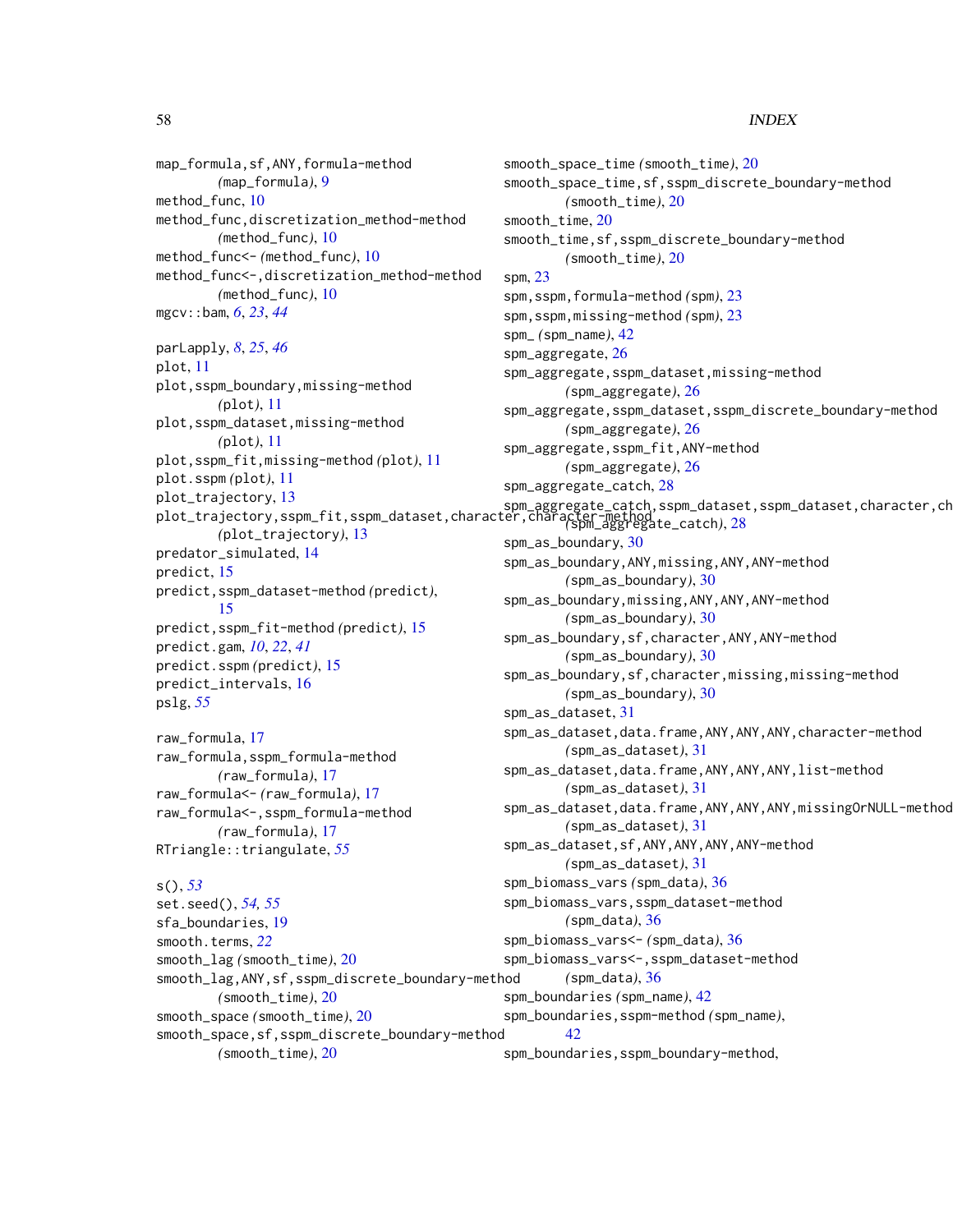map_formula,sf,ANY,formula-method
    (map_formula), 9
method_func, 10
method_func,discretization_method-method
    (method_func), 10
method_func<- (method_func), 10
method_func<-,discretization_method-method
    (method_func), 10
mgcv::bam, *6*, *23*, *44*

parLapply, *8*, *25*, *46*
plot, 11
plot,sspm_boundary,missing-method
    (plot), 11
plot,sspm_dataset,missing-method
    (plot), 11
plot,sspm_fit,missing-method (plot), 11
plot.sspm (plot), 11
plot_trajectory, 13
plot_trajectory,sspm_fit,sspm_dataset,character,character-method
    (plot_trajectory), 13
predator_simulated, 14
predict, 15
predict,sspm_dataset-method (predict),
    15
predict,sspm_fit-method (predict), 15
predict.gam, *10*, *22*, *41*
predict.sspm (predict), 15
predict_intervals, 16
pslg, *55*

raw_formula, 17
raw_formula,sspm_formula-method
    (raw_formula), 17
raw_formula<- (raw_formula), 17
raw_formula<-,sspm_formula-method
    (raw_formula), 17
RTriangle::triangulate, *55*

s(), *53*
set.seed(), *54*, *55*
sfa_boundaries, 19
smooth.terms, *22*
smooth_lag (smooth_time), 20
smooth_lag,ANY,sf,sspm_discrete_boundary-method
    (smooth_time), 20
smooth_space (smooth_time), 20
smooth_space,sf,sspm_discrete_boundary-method
    (smooth_time), 20
smooth_space_time (smooth_time), 20
smooth_space_time,sf,sspm_discrete_boundary-method
    (smooth_time), 20
smooth_time, 20
smooth_time,sf,sspm_discrete_boundary-method
    (smooth_time), 20
spm, 23
spm,sspm,formula-method (spm), 23
spm,sspm,missing-method (spm), 23
spm_ (spm_name), 42
spm_aggregate, 26
spm_aggregate,sspm_dataset,missing-method
    (spm_aggregate), 26
spm_aggregate,sspm_dataset,sspm_discrete_boundary-method
    (spm_aggregate), 26
spm_aggregate,sspm_fit,ANY-method
    (spm_aggregate), 26
spm_aggregate_catch, 28
spm_aggregate_catch,sspm_dataset,sspm_dataset,character,ch
    (spm_aggregate_catch), 28
spm_as_boundary, 30
spm_as_boundary,ANY,missing,ANY,ANY-method
    (spm_as_boundary), 30
spm_as_boundary,missing,ANY,ANY,ANY-method
    (spm_as_boundary), 30
spm_as_boundary,sf,character,ANY,ANY-method
    (spm_as_boundary), 30
spm_as_boundary,sf,character,missing,missing-method
    (spm_as_boundary), 30
spm_as_dataset, 31
spm_as_dataset,data.frame,ANY,ANY,ANY,character-method
    (spm_as_dataset), 31
spm_as_dataset,data.frame,ANY,ANY,ANY,list-method
    (spm_as_dataset), 31
spm_as_dataset,data.frame,ANY,ANY,ANY,missingOrNULL-method
    (spm_as_dataset), 31
spm_as_dataset,sf,ANY,ANY,ANY,ANY-method
    (spm_as_dataset), 31
spm_biomass_vars (spm_data), 36
spm_biomass_vars,sspm_dataset-method
    (spm_data), 36
spm_biomass_vars<- (spm_data), 36
spm_biomass_vars<-,sspm_dataset-method
    (spm_data), 36
spm_boundaries (spm_name), 42
spm_boundaries,sspm-method (spm_name),
    42
spm_boundaries,sspm_boundary-method,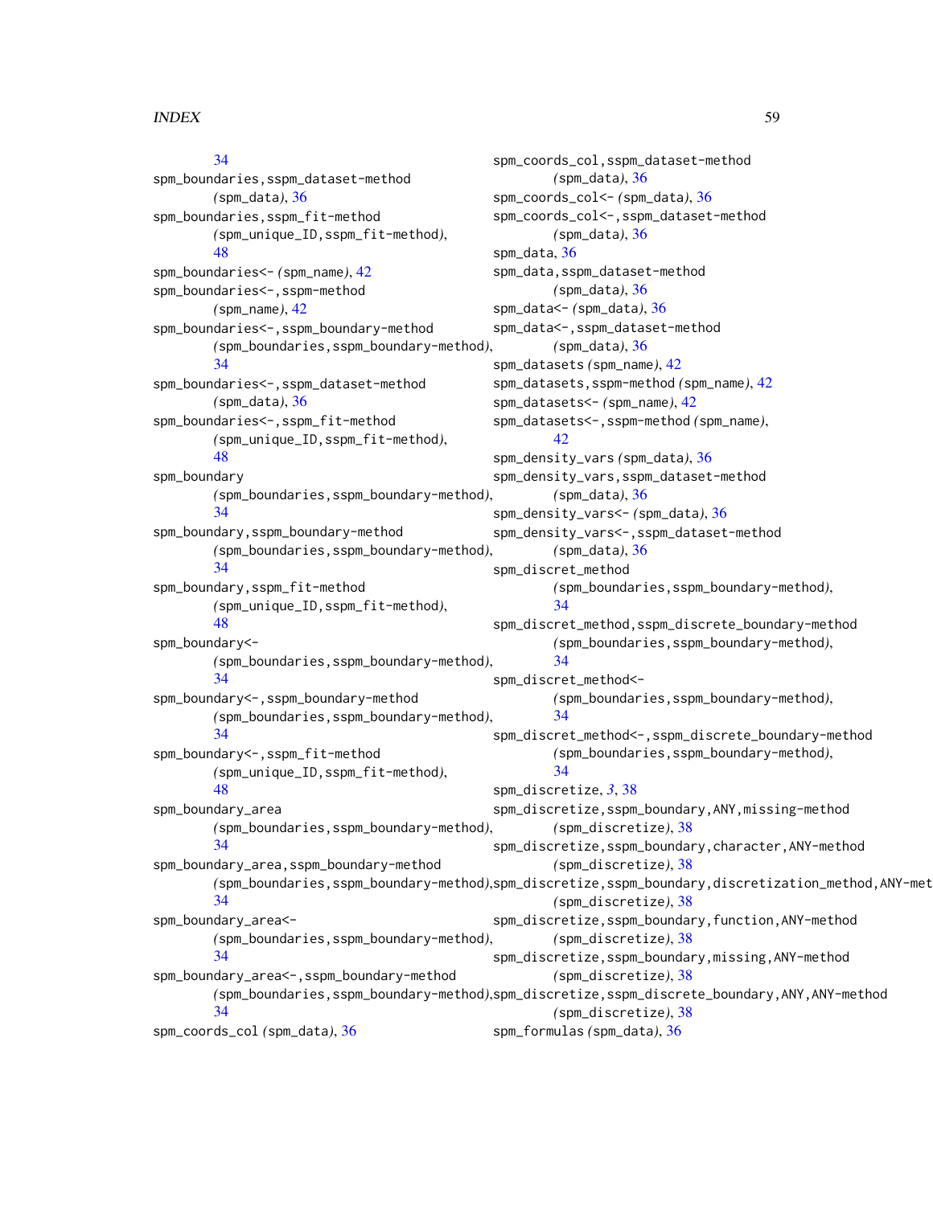34
spm_boundaries,sspm_dataset-method (spm_data), 36
spm_boundaries,sspm_fit-method (spm_unique_ID,sspm_fit-method), 48
spm_boundaries<- (spm_name), 42
spm_boundaries<-,sspm-method (spm_name), 42
spm_boundaries<-,sspm_boundary-method (spm_boundaries,sspm_boundary-method), 34
spm_boundaries<-,sspm_dataset-method (spm_data), 36
spm_boundaries<-,sspm_fit-method (spm_unique_ID,sspm_fit-method), 48
spm_boundary (spm_boundaries,sspm_boundary-method), 34
spm_boundary,sspm_boundary-method (spm_boundaries,sspm_boundary-method), 34
spm_boundary,sspm_fit-method (spm_unique_ID,sspm_fit-method), 48
spm_boundary<- (spm_boundaries,sspm_boundary-method), 34
spm_boundary<-,sspm_boundary-method (spm_boundaries,sspm_boundary-method), 34
spm_boundary<-,sspm_fit-method (spm_unique_ID,sspm_fit-method), 48
spm_boundary_area (spm_boundaries,sspm_boundary-method), 34
spm_boundary_area,sspm_boundary-method (spm_boundaries,sspm_boundary-method), 34
spm_boundary_area<- (spm_boundaries,sspm_boundary-method), 34
spm_boundary_area<-,sspm_boundary-method (spm_boundaries,sspm_boundary-method), 34
spm_coords_col (spm_data), 36
spm_coords_col,sspm_dataset-method (spm_data), 36
spm_coords_col<- (spm_data), 36
spm_coords_col<-,sspm_dataset-method (spm_data), 36
spm_data, 36
spm_data,sspm_dataset-method (spm_data), 36
spm_data<- (spm_data), 36
spm_data<-,sspm_dataset-method (spm_data), 36
spm_datasets (spm_name), 42
spm_datasets,sspm-method (spm_name), 42
spm_datasets<- (spm_name), 42
spm_datasets<-,sspm-method (spm_name), 42
spm_density_vars (spm_data), 36
spm_density_vars,sspm_dataset-method (spm_data), 36
spm_density_vars<- (spm_data), 36
spm_density_vars<-,sspm_dataset-method (spm_data), 36
spm_discret_method (spm_boundaries,sspm_boundary-method), 34
spm_discret_method,sspm_discrete_boundary-method (spm_boundaries,sspm_boundary-method), 34
spm_discret_method<- (spm_boundaries,sspm_boundary-method), 34
spm_discret_method<-,sspm_discrete_boundary-method (spm_boundaries,sspm_boundary-method), 34
spm_discretize, *3*, 38
spm_discretize,sspm_boundary,ANY,missing-method (spm_discretize), 38
spm_discretize,sspm_boundary,character,ANY-method (spm_discretize), 38
spm_discretize,sspm_boundary,discretization_method,ANY-met (spm_discretize), 38
spm_discretize,sspm_boundary,function,ANY-method (spm_discretize), 38
spm_discretize,sspm_boundary,missing,ANY-method (spm_discretize), 38
spm_discretize,sspm_discrete_boundary,ANY,ANY-method (spm_discretize), 38
spm_formulas (spm_data), 36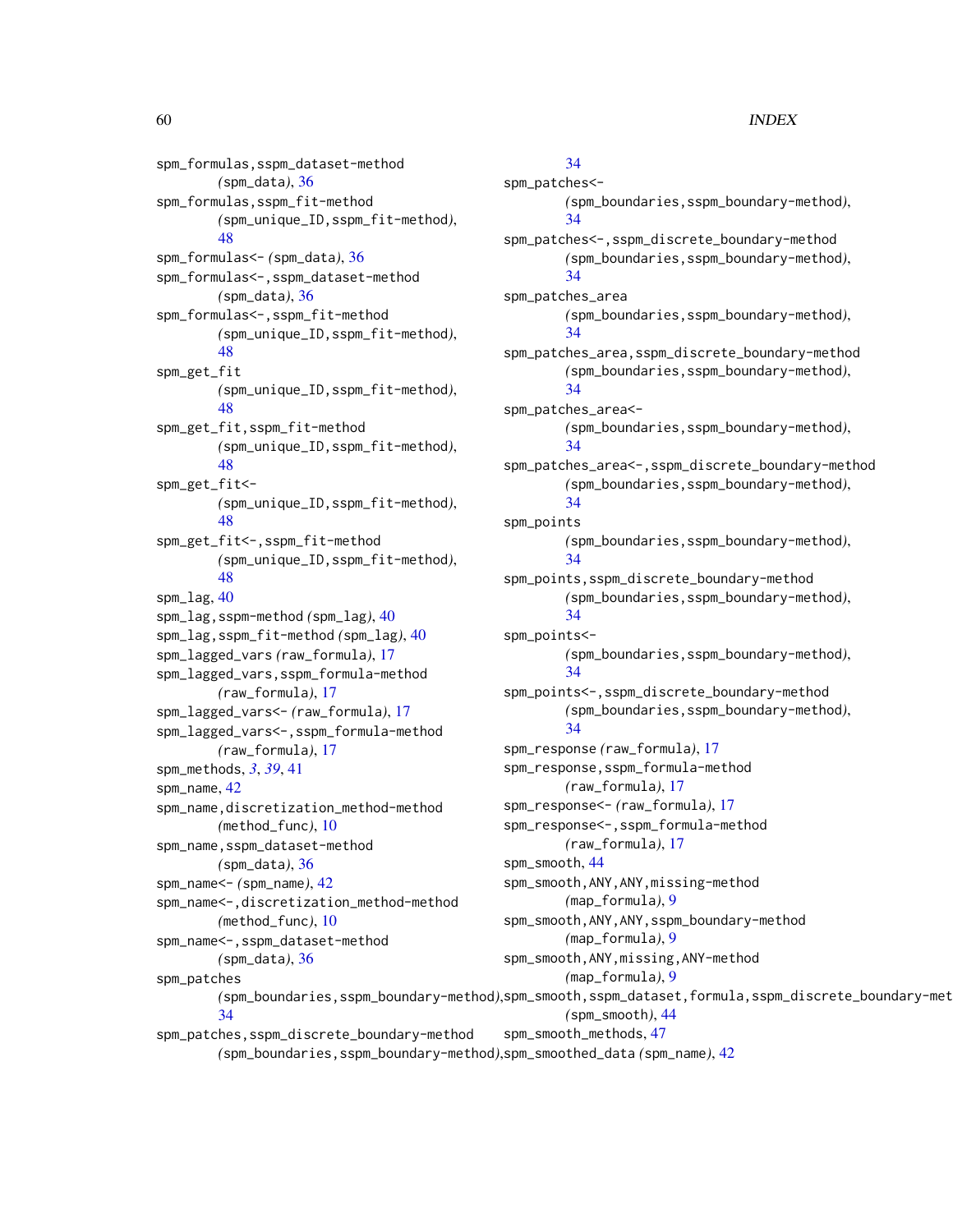spm_formulas,sspm_dataset-method *(spm_data)*, 36
spm_formulas,sspm_fit-method *(spm_unique_ID,sspm_fit-method)*, 48
spm_formulas<- *(spm_data)*, 36
spm_formulas<-,sspm_dataset-method *(spm_data)*, 36
spm_formulas<-,sspm_fit-method *(spm_unique_ID,sspm_fit-method)*, 48
spm_get_fit *(spm_unique_ID,sspm_fit-method)*, 48
spm_get_fit,sspm_fit-method *(spm_unique_ID,sspm_fit-method)*, 48
spm_get_fit<- *(spm_unique_ID,sspm_fit-method)*, 48
spm_get_fit<-,sspm_fit-method *(spm_unique_ID,sspm_fit-method)*, 48
spm_lag, 40
spm_lag,sspm-method *(spm_lag)*, 40
spm_lag,sspm_fit-method *(spm_lag)*, 40
spm_lagged_vars *(raw_formula)*, 17
spm_lagged_vars,sspm_formula-method *(raw_formula)*, 17
spm_lagged_vars<- *(raw_formula)*, 17
spm_lagged_vars<-,sspm_formula-method *(raw_formula)*, 17
spm_methods, *3*, *39*, 41
spm_name, 42
spm_name,discretization_method-method *(method_func)*, 10
spm_name,sspm_dataset-method *(spm_data)*, 36
spm_name<- *(spm_name)*, 42
spm_name<-,discretization_method-method *(method_func)*, 10
spm_name<-,sspm_dataset-method *(spm_data)*, 36
spm_patches *(spm_boundaries,sspm_boundary-method)*, 34
spm_patches,sspm_discrete_boundary-method *(spm_boundaries,sspm_boundary-method)*, 34
spm_patches<- *(spm_boundaries,sspm_boundary-method)*, 34
spm_patches<-,sspm_discrete_boundary-method *(spm_boundaries,sspm_boundary-method)*, 34
spm_patches_area *(spm_boundaries,sspm_boundary-method)*, 34
spm_patches_area,sspm_discrete_boundary-method *(spm_boundaries,sspm_boundary-method)*, 34
spm_patches_area<- *(spm_boundaries,sspm_boundary-method)*, 34
spm_patches_area<-,sspm_discrete_boundary-method *(spm_boundaries,sspm_boundary-method)*, 34
spm_points *(spm_boundaries,sspm_boundary-method)*, 34
spm_points,sspm_discrete_boundary-method *(spm_boundaries,sspm_boundary-method)*, 34
spm_points<- *(spm_boundaries,sspm_boundary-method)*, 34
spm_points<-,sspm_discrete_boundary-method *(spm_boundaries,sspm_boundary-method)*, 34
spm_response *(raw_formula)*, 17
spm_response,sspm_formula-method *(raw_formula)*, 17
spm_response<- *(raw_formula)*, 17
spm_response<-,sspm_formula-method *(raw_formula)*, 17
spm_smooth, 44
spm_smooth,ANY,ANY,missing-method *(map_formula)*, 9
spm_smooth,ANY,ANY,sspm_boundary-method *(map_formula)*, 9
spm_smooth,ANY,missing,ANY-method *(map_formula)*, 9
spm_smooth,sspm_dataset,formula,sspm_discrete_boundary-met *(spm_smooth)*, 44
spm_smooth_methods, 47
spm_smoothed_data *(spm_name)*, 42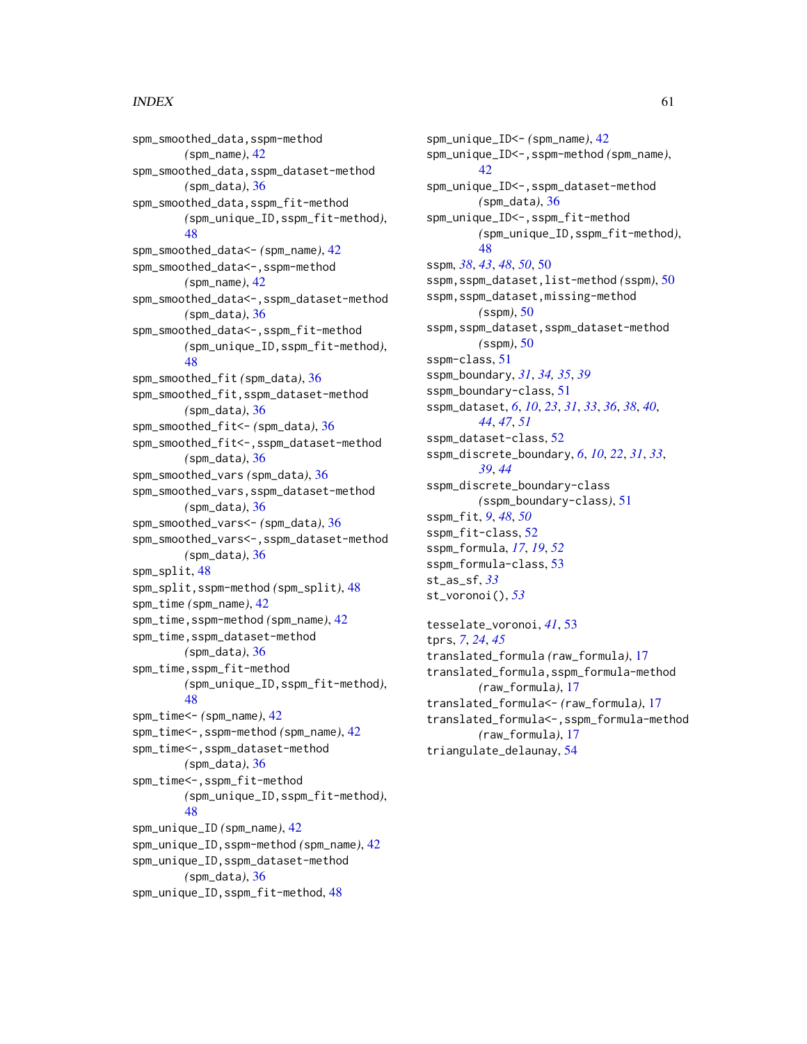spm_smoothed_data,sspm-method (spm_name), 42
spm_smoothed_data,sspm_dataset-method (spm_data), 36
spm_smoothed_data,sspm_fit-method (spm_unique_ID,sspm_fit-method), 48
spm_smoothed_data<- (spm_name), 42
spm_smoothed_data<-,sspm-method (spm_name), 42
spm_smoothed_data<-,sspm_dataset-method (spm_data), 36
spm_smoothed_data<-,sspm_fit-method (spm_unique_ID,sspm_fit-method), 48
spm_smoothed_fit (spm_data), 36
spm_smoothed_fit,sspm_dataset-method (spm_data), 36
spm_smoothed_fit<- (spm_data), 36
spm_smoothed_fit<-,sspm_dataset-method (spm_data), 36
spm_smoothed_vars (spm_data), 36
spm_smoothed_vars,sspm_dataset-method (spm_data), 36
spm_smoothed_vars<- (spm_data), 36
spm_smoothed_vars<-,sspm_dataset-method (spm_data), 36
spm_split, 48
spm_split,sspm-method (spm_split), 48
spm_time (spm_name), 42
spm_time,sspm-method (spm_name), 42
spm_time,sspm_dataset-method (spm_data), 36
spm_time,sspm_fit-method (spm_unique_ID,sspm_fit-method), 48
spm_time<- (spm_name), 42
spm_time<-,sspm-method (spm_name), 42
spm_time<-,sspm_dataset-method (spm_data), 36
spm_time<-,sspm_fit-method (spm_unique_ID,sspm_fit-method), 48
spm_unique_ID (spm_name), 42
spm_unique_ID,sspm-method (spm_name), 42
spm_unique_ID,sspm_dataset-method (spm_data), 36
spm_unique_ID,sspm_fit-method, 48
spm_unique_ID<- (spm_name), 42
spm_unique_ID<-,sspm-method (spm_name), 42
spm_unique_ID<-,sspm_dataset-method (spm_data), 36
spm_unique_ID<-,sspm_fit-method (spm_unique_ID,sspm_fit-method), 48
sspm, *38*, *43*, *48*, *50*, 50
sspm,sspm_dataset,list-method (sspm), 50
sspm,sspm_dataset,missing-method (sspm), 50
sspm,sspm_dataset,sspm_dataset-method (sspm), 50
sspm-class, 51
sspm_boundary, *31*, *34*, *35*, *39*
sspm_boundary-class, 51
sspm_dataset, *6*, *10*, *23*, *31*, *33*, *36*, *38*, *40*, *44*, *47*, *51*
sspm_dataset-class, 52
sspm_discrete_boundary, *6*, *10*, *22*, *31*, *33*, *39*, *44*
sspm_discrete_boundary-class (sspm_boundary-class), 51
sspm_fit, *9*, *48*, *50*
sspm_fit-class, 52
sspm_formula, *17*, *19*, *52*
sspm_formula-class, 53
st_as_sf, *33*
st_voronoi(), *53*

tesselate_voronoi, *41*, 53
tprs, *7*, *24*, *45*
translated_formula (raw_formula), 17
translated_formula,sspm_formula-method (raw_formula), 17
translated_formula<- (raw_formula), 17
translated_formula<-,sspm_formula-method (raw_formula), 17
triangulate_delaunay, 54